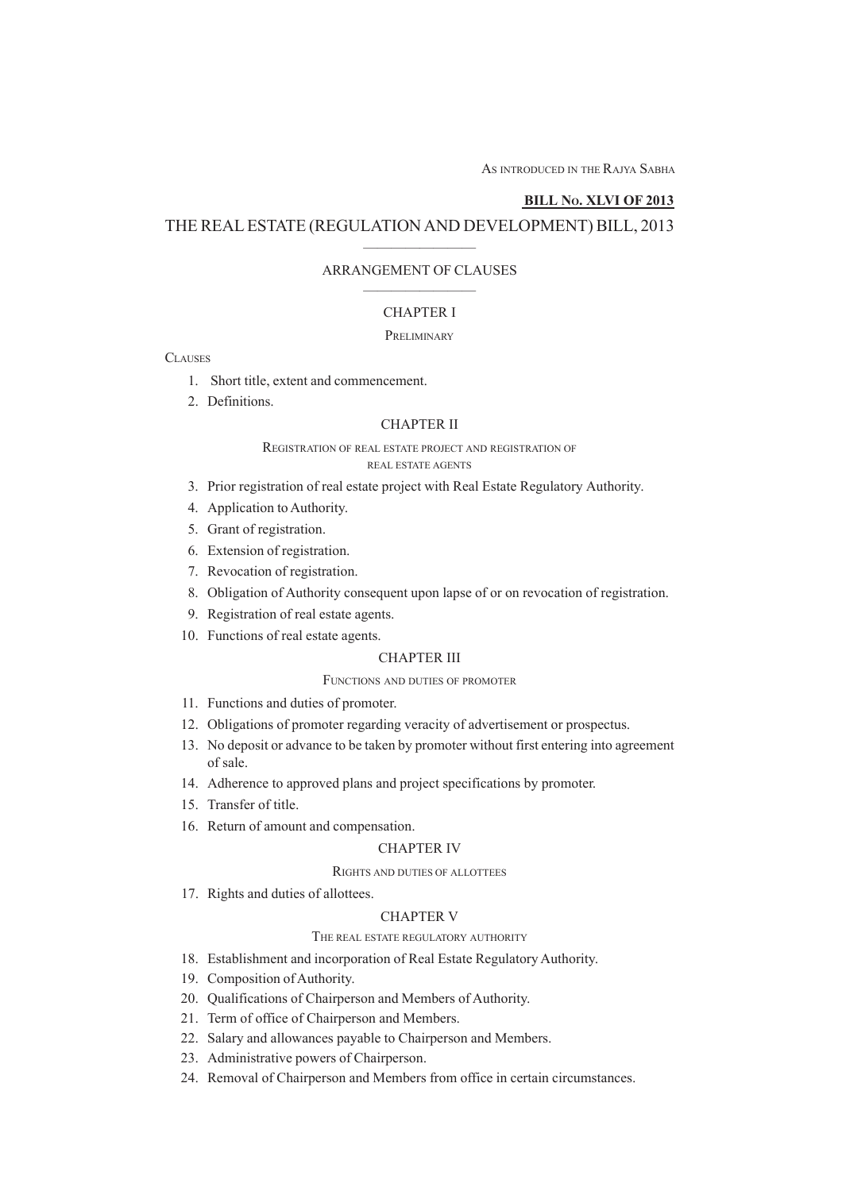AS INTRODUCED IN THE RAJYA SABHA

**BILL No. XLVI OF 2013**

# THE REAL ESTATE (REGULATION AND DEVELOPMENT) BILL, 2013

## ARRANGEMENT OF CLAUSES

### CHAPTER I

PRELIMINARY

CLAUSES

1. Short title, extent and commencement.
2. Definitions.

### CHAPTER II

REGISTRATION OF REAL ESTATE PROJECT AND REGISTRATION OF REAL ESTATE AGENTS

3. Prior registration of real estate project with Real Estate Regulatory Authority.
4. Application to Authority.
5. Grant of registration.
6. Extension of registration.
7. Revocation of registration.
8. Obligation of Authority consequent upon lapse of or on revocation of registration.
9. Registration of real estate agents.
10. Functions of real estate agents.

### CHAPTER III

FUNCTIONS AND DUTIES OF PROMOTER

11. Functions and duties of promoter.
12. Obligations of promoter regarding veracity of advertisement or prospectus.
13. No deposit or advance to be taken by promoter without first entering into agreement of sale.
14. Adherence to approved plans and project specifications by promoter.
15. Transfer of title.
16. Return of amount and compensation.

### CHAPTER IV

RIGHTS AND DUTIES OF ALLOTTEES

17. Rights and duties of allottees.

### CHAPTER V

THE REAL ESTATE REGULATORY AUTHORITY

18. Establishment and incorporation of Real Estate Regulatory Authority.
19. Composition of Authority.
20. Qualifications of Chairperson and Members of Authority.
21. Term of office of Chairperson and Members.
22. Salary and allowances payable to Chairperson and Members.
23. Administrative powers of Chairperson.
24. Removal of Chairperson and Members from office in certain circumstances.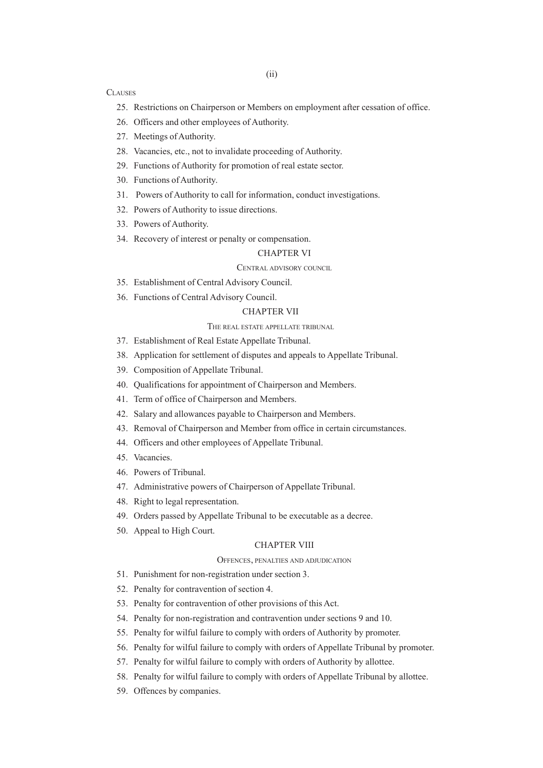CLAUSES

25. Restrictions on Chairperson or Members on employment after cessation of office.
26. Officers and other employees of Authority.
27. Meetings of Authority.
28. Vacancies, etc., not to invalidate proceeding of Authority.
29. Functions of Authority for promotion of real estate sector.
30. Functions of Authority.
31. Powers of Authority to call for information, conduct investigations.
32. Powers of Authority to issue directions.
33. Powers of Authority.
34. Recovery of interest or penalty or compensation.

## CHAPTER VI

### CENTRAL ADVISORY COUNCIL

35. Establishment of Central Advisory Council.
36. Functions of Central Advisory Council.

## CHAPTER VII

### THE REAL ESTATE APPELLATE TRIBUNAL

37. Establishment of Real Estate Appellate Tribunal.
38. Application for settlement of disputes and appeals to Appellate Tribunal.
39. Composition of Appellate Tribunal.
40. Qualifications for appointment of Chairperson and Members.
41. Term of office of Chairperson and Members.
42. Salary and allowances payable to Chairperson and Members.
43. Removal of Chairperson and Member from office in certain circumstances.
44. Officers and other employees of Appellate Tribunal.
45. Vacancies.
46. Powers of Tribunal.
47. Administrative powers of Chairperson of Appellate Tribunal.
48. Right to legal representation.
49. Orders passed by Appellate Tribunal to be executable as a decree.
50. Appeal to High Court.

## CHAPTER VIII

### OFFENCES, PENALTIES AND ADJUDICATION

51. Punishment for non-registration under section 3.
52. Penalty for contravention of section 4.
53. Penalty for contravention of other provisions of this Act.
54. Penalty for non-registration and contravention under sections 9 and 10.
55. Penalty for wilful failure to comply with orders of Authority by promoter.
56. Penalty for wilful failure to comply with orders of Appellate Tribunal by promoter.
57. Penalty for wilful failure to comply with orders of Authority by allottee.
58. Penalty for wilful failure to comply with orders of Appellate Tribunal by allottee.
59. Offences by companies.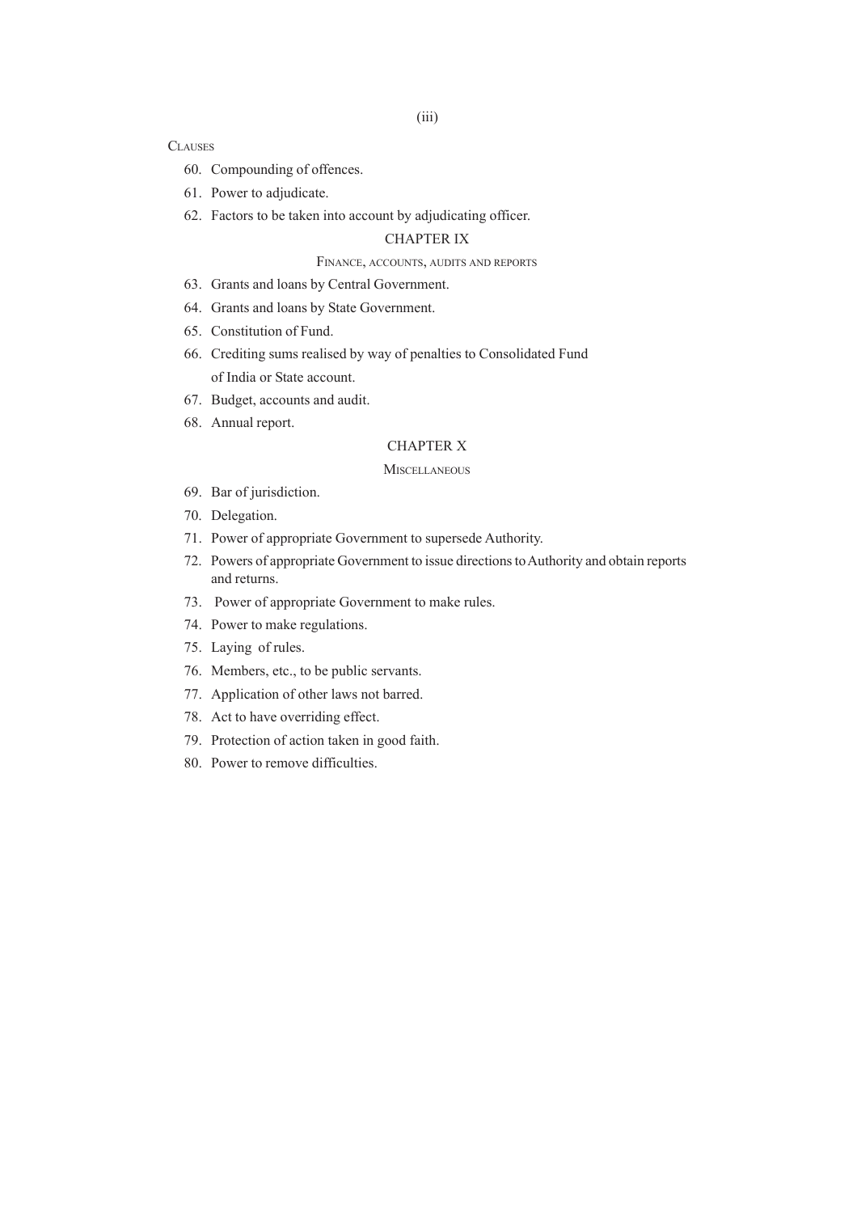CLAUSES

60. Compounding of offences.
61. Power to adjudicate.
62. Factors to be taken into account by adjudicating officer.

## CHAPTER IX

### FINANCE, ACCOUNTS, AUDITS AND REPORTS

63. Grants and loans by Central Government.
64. Grants and loans by State Government.
65. Constitution of Fund.
66. Crediting sums realised by way of penalties to Consolidated Fund of India or State account.
67. Budget, accounts and audit.
68. Annual report.

## CHAPTER X

### MISCELLANEOUS

69. Bar of jurisdiction.
70. Delegation.
71. Power of appropriate Government to supersede Authority.
72. Powers of appropriate Government to issue directions to Authority and obtain reports and returns.
73. Power of appropriate Government to make rules.
74. Power to make regulations.
75. Laying of rules.
76. Members, etc., to be public servants.
77. Application of other laws not barred.
78. Act to have overriding effect.
79. Protection of action taken in good faith.
80. Power to remove difficulties.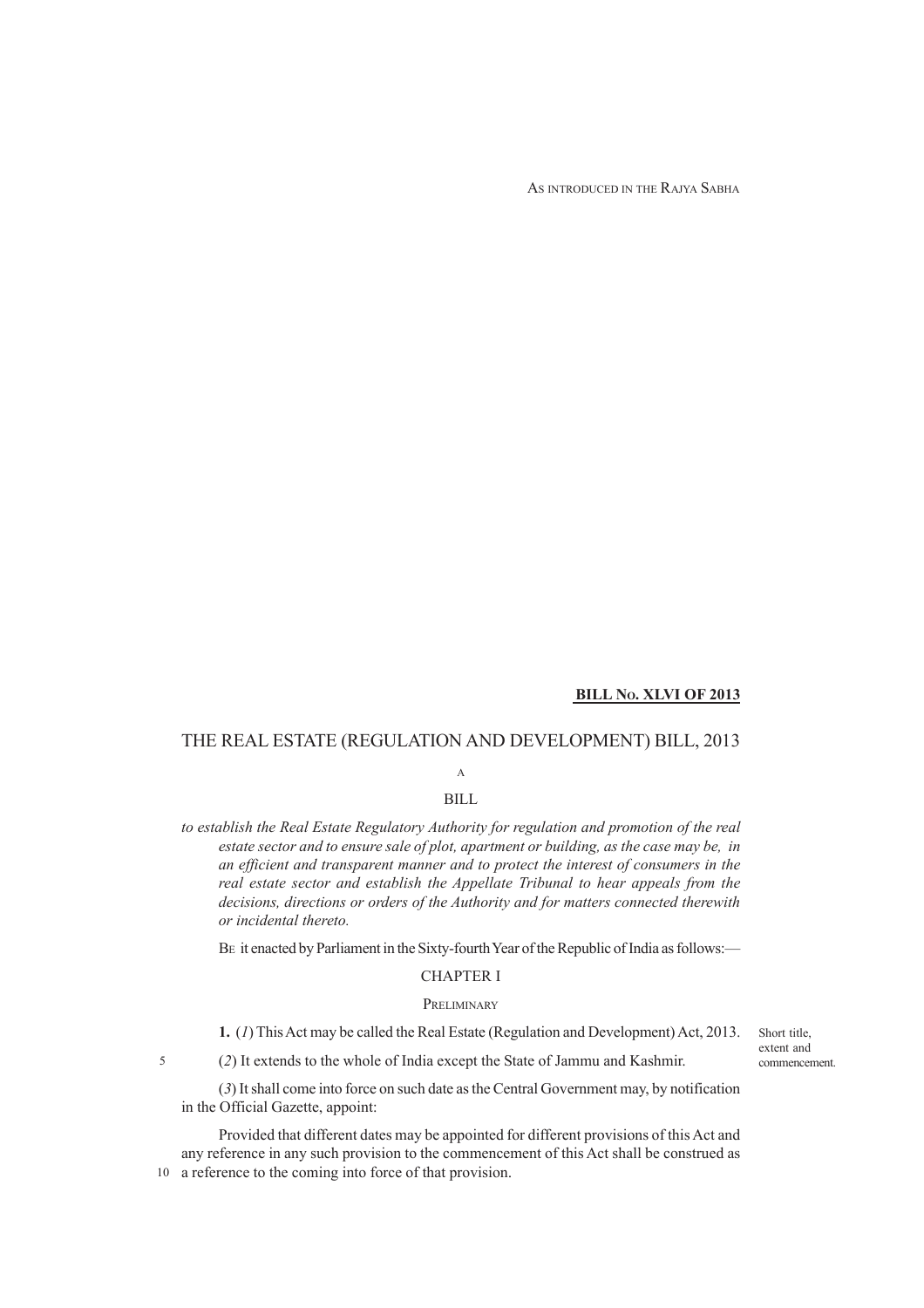AS INTRODUCED IN THE RAJYA SABHA

**BILL NO. XLVI OF 2013**

# THE REAL ESTATE (REGULATION AND DEVELOPMENT) BILL, 2013

A

BILL

*to establish the Real Estate Regulatory Authority for regulation and promotion of the real estate sector and to ensure sale of plot, apartment or building, as the case may be, in an efficient and transparent manner and to protect the interest of consumers in the real estate sector and establish the Appellate Tribunal to hear appeals from the decisions, directions or orders of the Authority and for matters connected therewith or incidental thereto.*

BE it enacted by Parliament in the Sixty-fourth Year of the Republic of India as follows:—

## CHAPTER I

### PRELIMINARY

Short title, extent and commencement.

**1.** (*1*) This Act may be called the Real Estate (Regulation and Development) Act, 2013.

(*2*) It extends to the whole of India except the State of Jammu and Kashmir.

(*3*) It shall come into force on such date as the Central Government may, by notification in the Official Gazette, appoint:

Provided that different dates may be appointed for different provisions of this Act and any reference in any such provision to the commencement of this Act shall be construed as a reference to the coming into force of that provision.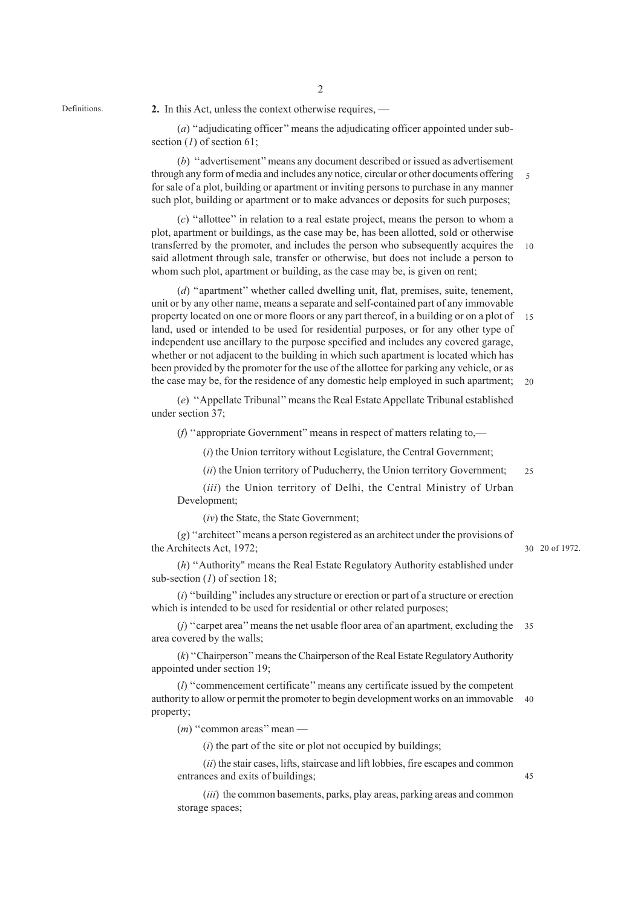Definitions.

**2.** In this Act, unless the context otherwise requires, —

(*a*) ''adjudicating officer'' means the adjudicating officer appointed under sub-section (*1*) of section 61;

(*b*) ''advertisement'' means any document described or issued as advertisement through any form of media and includes any notice, circular or other documents offering for sale of a plot, building or apartment or inviting persons to purchase in any manner such plot, building or apartment or to make advances or deposits for such purposes;

(*c*) ''allottee'' in relation to a real estate project, means the person to whom a plot, apartment or buildings, as the case may be, has been allotted, sold or otherwise transferred by the promoter, and includes the person who subsequently acquires the said allotment through sale, transfer or otherwise, but does not include a person to whom such plot, apartment or building, as the case may be, is given on rent;

(*d*) ''apartment'' whether called dwelling unit, flat, premises, suite, tenement, unit or by any other name, means a separate and self-contained part of any immovable property located on one or more floors or any part thereof, in a building or on a plot of land, used or intended to be used for residential purposes, or for any other type of independent use ancillary to the purpose specified and includes any covered garage, whether or not adjacent to the building in which such apartment is located which has been provided by the promoter for the use of the allottee for parking any vehicle, or as the case may be, for the residence of any domestic help employed in such apartment;

(*e*) ''Appellate Tribunal'' means the Real Estate Appellate Tribunal established under section 37;

(*f*) ''appropriate Government'' means in respect of matters relating to,—

(*i*) the Union territory without Legislature, the Central Government;

(*ii*) the Union territory of Puducherry, the Union territory Government;

(*iii*) the Union territory of Delhi, the Central Ministry of Urban Development;

(*iv*) the State, the State Government;

(*g*) ''architect'' means a person registered as an architect under the provisions of the Architects Act, 1972; 20 of 1972.

(*h*) ''Authority" means the Real Estate Regulatory Authority established under sub-section (*1*) of section 18;

(*i*) ''building'' includes any structure or erection or part of a structure or erection which is intended to be used for residential or other related purposes;

(*j*) ''carpet area'' means the net usable floor area of an apartment, excluding the area covered by the walls;

(*k*) ''Chairperson'' means the Chairperson of the Real Estate Regulatory Authority appointed under section 19;

(*l*) ''commencement certificate'' means any certificate issued by the competent authority to allow or permit the promoter to begin development works on an immovable property;

(*m*) ''common areas'' mean —

(*i*) the part of the site or plot not occupied by buildings;

(*ii*) the stair cases, lifts, staircase and lift lobbies, fire escapes and common entrances and exits of buildings;

(*iii*) the common basements, parks, play areas, parking areas and common storage spaces;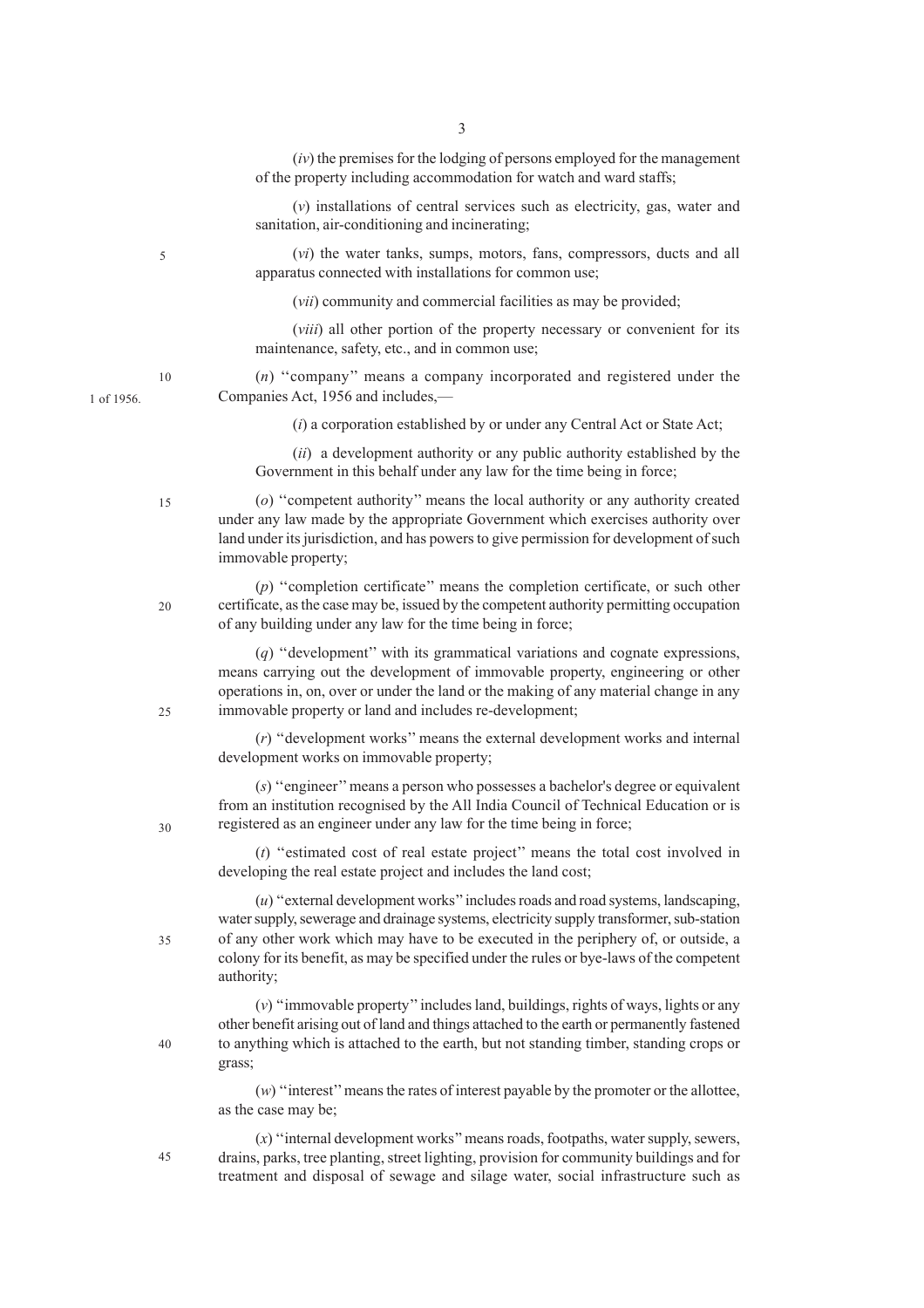(*iv*) the premises for the lodging of persons employed for the management of the property including accommodation for watch and ward staffs;

(*v*) installations of central services such as electricity, gas, water and sanitation, air-conditioning and incinerating;

(*vi*) the water tanks, sumps, motors, fans, compressors, ducts and all apparatus connected with installations for common use;

(*vii*) community and commercial facilities as may be provided;

(*viii*) all other portion of the property necessary or convenient for its maintenance, safety, etc., and in common use;

(*n*) ''company'' means a company incorporated and registered under the Companies Act, 1956 and includes,— 1 of 1956.

(*i*) a corporation established by or under any Central Act or State Act;

(*ii*) a development authority or any public authority established by the Government in this behalf under any law for the time being in force;

(*o*) ''competent authority'' means the local authority or any authority created under any law made by the appropriate Government which exercises authority over land under its jurisdiction, and has powers to give permission for development of such immovable property;

(*p*) ''completion certificate'' means the completion certificate, or such other certificate, as the case may be, issued by the competent authority permitting occupation of any building under any law for the time being in force;

(*q*) ''development'' with its grammatical variations and cognate expressions, means carrying out the development of immovable property, engineering or other operations in, on, over or under the land or the making of any material change in any immovable property or land and includes re-development;

(*r*) ''development works'' means the external development works and internal development works on immovable property;

(*s*) ''engineer'' means a person who possesses a bachelor's degree or equivalent from an institution recognised by the All India Council of Technical Education or is registered as an engineer under any law for the time being in force;

(*t*) ''estimated cost of real estate project'' means the total cost involved in developing the real estate project and includes the land cost;

(*u*) ''external development works'' includes roads and road systems, landscaping, water supply, sewerage and drainage systems, electricity supply transformer, sub-station of any other work which may have to be executed in the periphery of, or outside, a colony for its benefit, as may be specified under the rules or bye-laws of the competent authority;

(*v*) ''immovable property'' includes land, buildings, rights of ways, lights or any other benefit arising out of land and things attached to the earth or permanently fastened to anything which is attached to the earth, but not standing timber, standing crops or grass;

(*w*) ''interest'' means the rates of interest payable by the promoter or the allottee, as the case may be;

(*x*) ''internal development works'' means roads, footpaths, water supply, sewers, drains, parks, tree planting, street lighting, provision for community buildings and for treatment and disposal of sewage and silage water, social infrastructure such as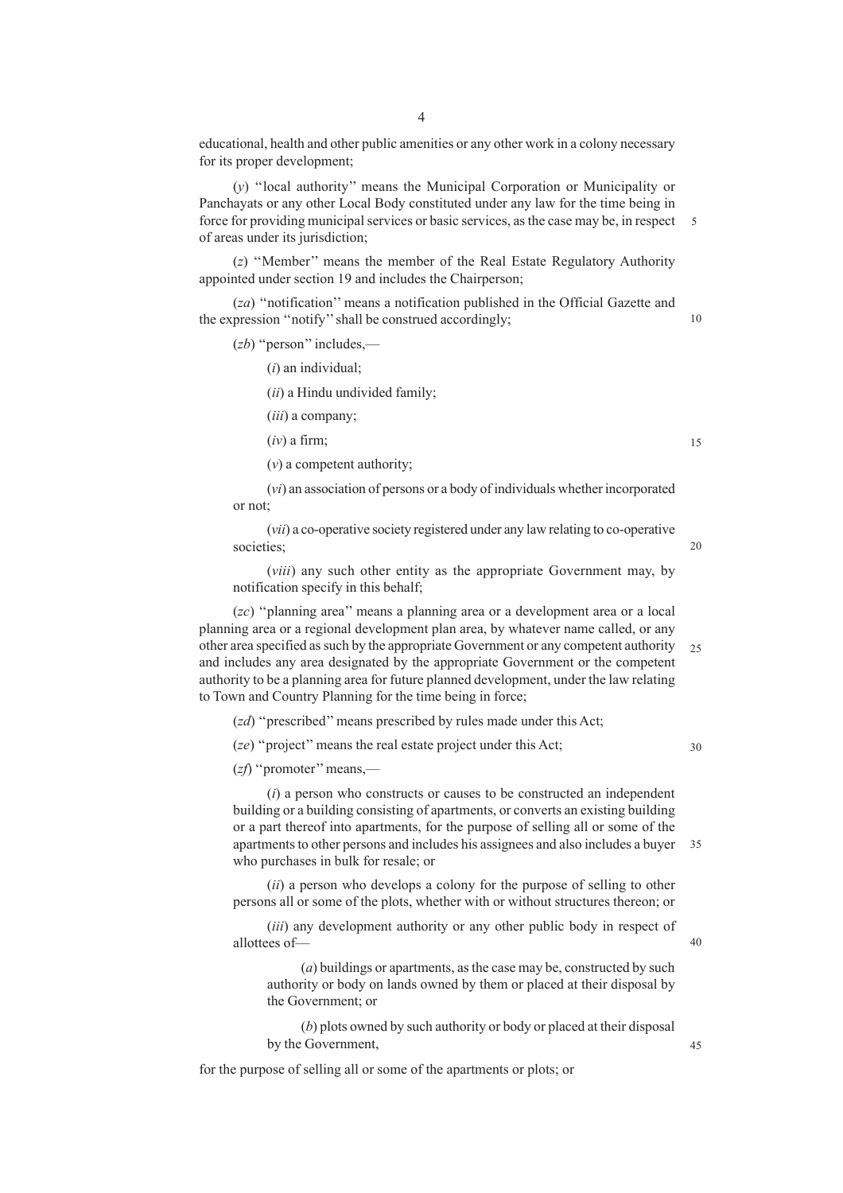educational, health and other public amenities or any other work in a colony necessary for its proper development;

(*y*) "local authority" means the Municipal Corporation or Municipality or Panchayats or any other Local Body constituted under any law for the time being in force for providing municipal services or basic services, as the case may be, in respect of areas under its jurisdiction;

(*z*) "Member" means the member of the Real Estate Regulatory Authority appointed under section 19 and includes the Chairperson;

(*za*) "notification" means a notification published in the Official Gazette and the expression "notify" shall be construed accordingly;

(*zb*) "person" includes,—

(*i*) an individual;

(*ii*) a Hindu undivided family;

(*iii*) a company;

(*iv*) a firm;

(*v*) a competent authority;

(*vi*) an association of persons or a body of individuals whether incorporated or not;

(*vii*) a co-operative society registered under any law relating to co-operative societies;

(*viii*) any such other entity as the appropriate Government may, by notification specify in this behalf;

(*zc*) "planning area" means a planning area or a development area or a local planning area or a regional development plan area, by whatever name called, or any other area specified as such by the appropriate Government or any competent authority and includes any area designated by the appropriate Government or the competent authority to be a planning area for future planned development, under the law relating to Town and Country Planning for the time being in force;

(*zd*) "prescribed" means prescribed by rules made under this Act;

(*ze*) "project" means the real estate project under this Act;

(*zf*) "promoter" means,—

(*i*) a person who constructs or causes to be constructed an independent building or a building consisting of apartments, or converts an existing building or a part thereof into apartments, for the purpose of selling all or some of the apartments to other persons and includes his assignees and also includes a buyer who purchases in bulk for resale; or

(*ii*) a person who develops a colony for the purpose of selling to other persons all or some of the plots, whether with or without structures thereon; or

(*iii*) any development authority or any other public body in respect of allottees of—

(*a*) buildings or apartments, as the case may be, constructed by such authority or body on lands owned by them or placed at their disposal by the Government; or

(*b*) plots owned by such authority or body or placed at their disposal by the Government,

for the purpose of selling all or some of the apartments or plots; or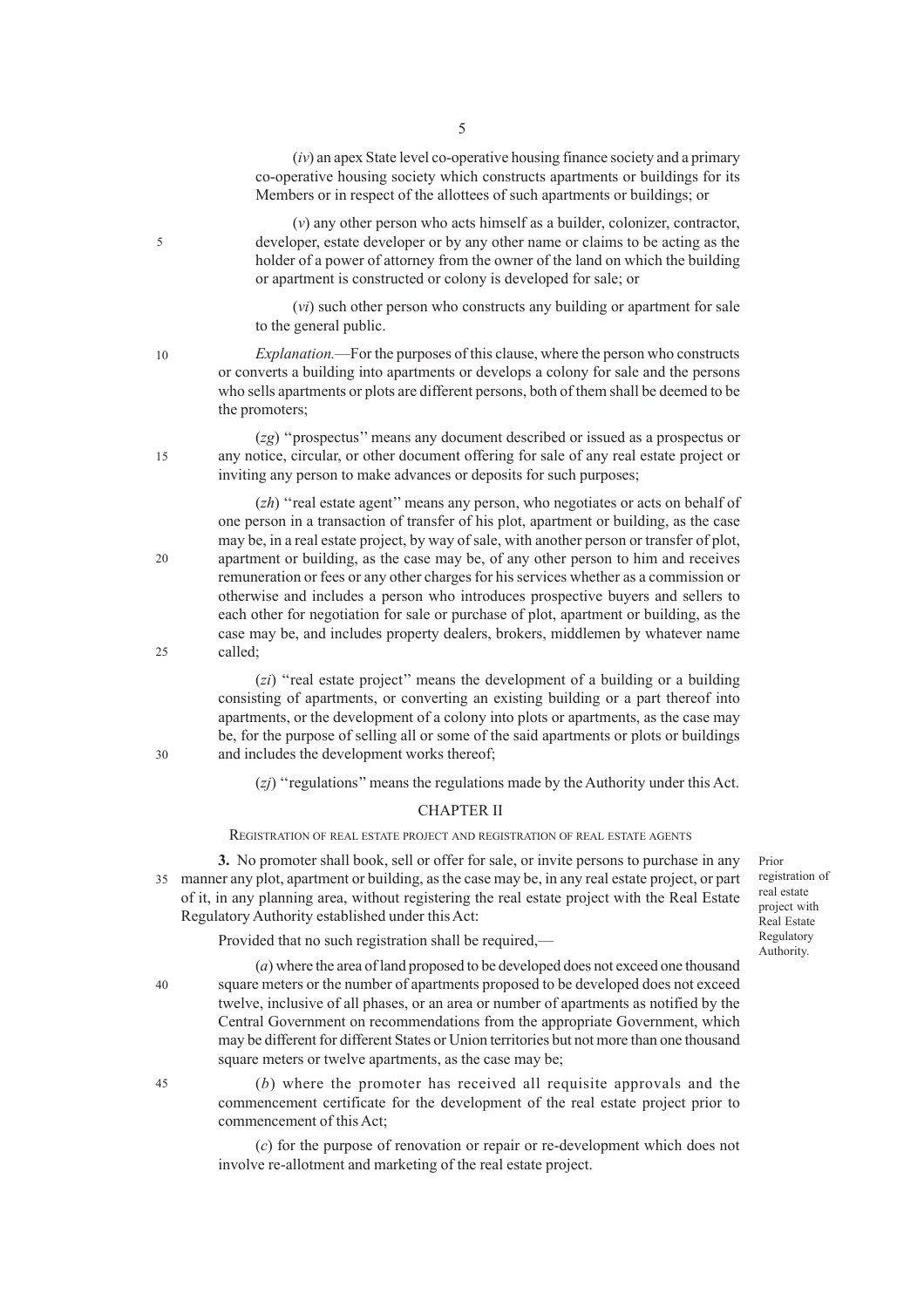(*iv*) an apex State level co-operative housing finance society and a primary co-operative housing society which constructs apartments or buildings for its Members or in respect of the allottees of such apartments or buildings; or

(*v*) any other person who acts himself as a builder, colonizer, contractor, developer, estate developer or by any other name or claims to be acting as the holder of a power of attorney from the owner of the land on which the building or apartment is constructed or colony is developed for sale; or

(*vi*) such other person who constructs any building or apartment for sale to the general public.

*Explanation.*—For the purposes of this clause, where the person who constructs or converts a building into apartments or develops a colony for sale and the persons who sells apartments or plots are different persons, both of them shall be deemed to be the promoters;

(*zg*) ''prospectus'' means any document described or issued as a prospectus or any notice, circular, or other document offering for sale of any real estate project or inviting any person to make advances or deposits for such purposes;

(*zh*) ''real estate agent'' means any person, who negotiates or acts on behalf of one person in a transaction of transfer of his plot, apartment or building, as the case may be, in a real estate project, by way of sale, with another person or transfer of plot, apartment or building, as the case may be, of any other person to him and receives remuneration or fees or any other charges for his services whether as a commission or otherwise and includes a person who introduces prospective buyers and sellers to each other for negotiation for sale or purchase of plot, apartment or building, as the case may be, and includes property dealers, brokers, middlemen by whatever name called;

(*zi*) ''real estate project'' means the development of a building or a building consisting of apartments, or converting an existing building or a part thereof into apartments, or the development of a colony into plots or apartments, as the case may be, for the purpose of selling all or some of the said apartments or plots or buildings and includes the development works thereof;

(*zj*) ''regulations'' means the regulations made by the Authority under this Act.

## CHAPTER II

### REGISTRATION OF REAL ESTATE PROJECT AND REGISTRATION OF REAL ESTATE AGENTS

*Prior registration of real estate project with Real Estate Regulatory Authority.*

**3.** No promoter shall book, sell or offer for sale, or invite persons to purchase in any manner any plot, apartment or building, as the case may be, in any real estate project, or part of it, in any planning area, without registering the real estate project with the Real Estate Regulatory Authority established under this Act:

Provided that no such registration shall be required,—

(*a*) where the area of land proposed to be developed does not exceed one thousand square meters or the number of apartments proposed to be developed does not exceed twelve, inclusive of all phases, or an area or number of apartments as notified by the Central Government on recommendations from the appropriate Government, which may be different for different States or Union territories but not more than one thousand square meters or twelve apartments, as the case may be;

(*b*) where the promoter has received all requisite approvals and the commencement certificate for the development of the real estate project prior to commencement of this Act;

(*c*) for the purpose of renovation or repair or re-development which does not involve re-allotment and marketing of the real estate project.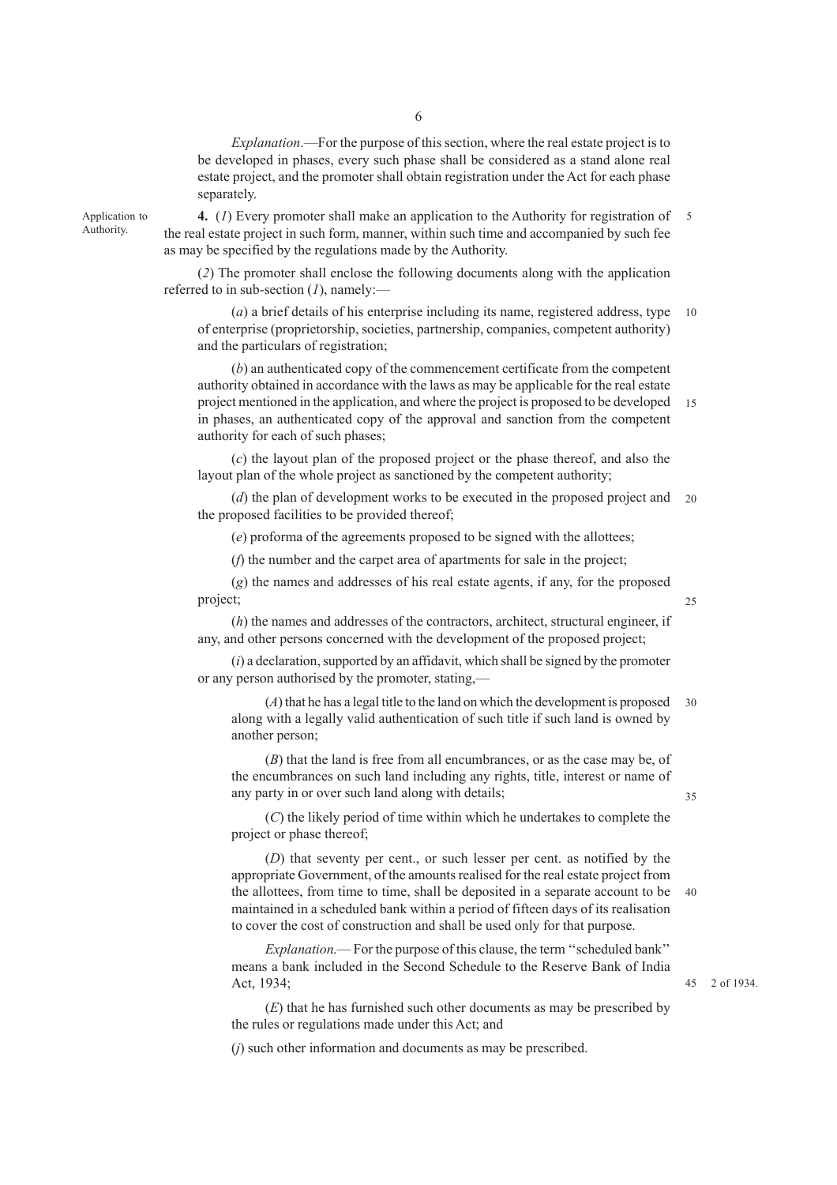*Explanation*.—For the purpose of this section, where the real estate project is to be developed in phases, every such phase shall be considered as a stand alone real estate project, and the promoter shall obtain registration under the Act for each phase separately.

Application to Authority.

**4.** (*1*) Every promoter shall make an application to the Authority for registration of the real estate project in such form, manner, within such time and accompanied by such fee as may be specified by the regulations made by the Authority.

(*2*) The promoter shall enclose the following documents along with the application referred to in sub-section (*1*), namely:—

(*a*) a brief details of his enterprise including its name, registered address, type of enterprise (proprietorship, societies, partnership, companies, competent authority) and the particulars of registration;

(*b*) an authenticated copy of the commencement certificate from the competent authority obtained in accordance with the laws as may be applicable for the real estate project mentioned in the application, and where the project is proposed to be developed in phases, an authenticated copy of the approval and sanction from the competent authority for each of such phases;

(*c*) the layout plan of the proposed project or the phase thereof, and also the layout plan of the whole project as sanctioned by the competent authority;

(*d*) the plan of development works to be executed in the proposed project and the proposed facilities to be provided thereof;

(*e*) proforma of the agreements proposed to be signed with the allottees;

(*f*) the number and the carpet area of apartments for sale in the project;

(*g*) the names and addresses of his real estate agents, if any, for the proposed project;

(*h*) the names and addresses of the contractors, architect, structural engineer, if any, and other persons concerned with the development of the proposed project;

(*i*) a declaration, supported by an affidavit, which shall be signed by the promoter or any person authorised by the promoter, stating,—

(*A*) that he has a legal title to the land on which the development is proposed along with a legally valid authentication of such title if such land is owned by another person;

(*B*) that the land is free from all encumbrances, or as the case may be, of the encumbrances on such land including any rights, title, interest or name of any party in or over such land along with details;

(*C*) the likely period of time within which he undertakes to complete the project or phase thereof;

(*D*) that seventy per cent., or such lesser per cent. as notified by the appropriate Government, of the amounts realised for the real estate project from the allottees, from time to time, shall be deposited in a separate account to be maintained in a scheduled bank within a period of fifteen days of its realisation to cover the cost of construction and shall be used only for that purpose.

*Explanation.*— For the purpose of this clause, the term ''scheduled bank'' means a bank included in the Second Schedule to the Reserve Bank of India Act, 1934;

2 of 1934.

(*E*) that he has furnished such other documents as may be prescribed by the rules or regulations made under this Act; and

(*j*) such other information and documents as may be prescribed.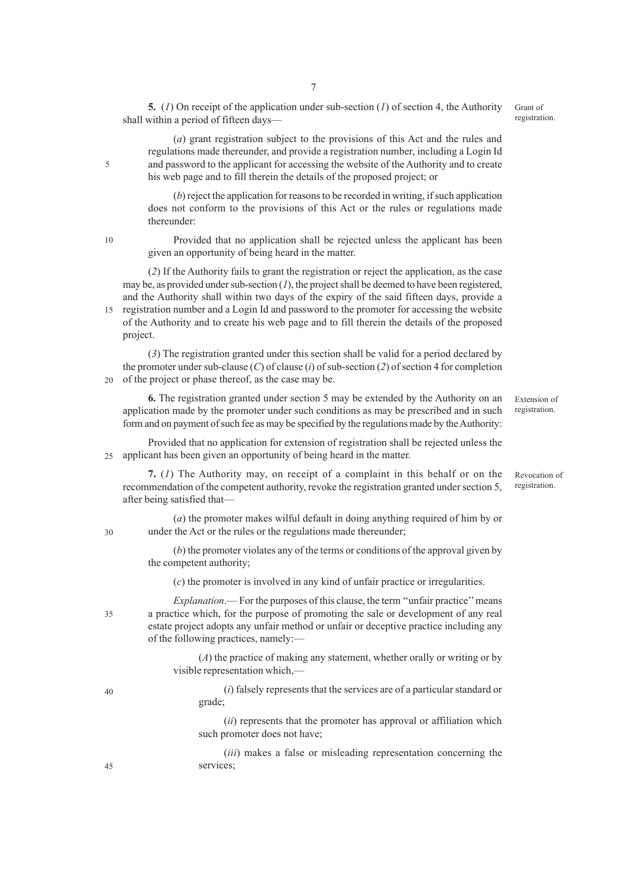**5.** (*1*) On receipt of the application under sub-section (*1*) of section 4, the Authority shall within a period of fifteen days—

Grant of registration.

(*a*) grant registration subject to the provisions of this Act and the rules and regulations made thereunder, and provide a registration number, including a Login Id and password to the applicant for accessing the website of the Authority and to create his web page and to fill therein the details of the proposed project; or

(*b*) reject the application for reasons to be recorded in writing, if such application does not conform to the provisions of this Act or the rules or regulations made thereunder:

Provided that no application shall be rejected unless the applicant has been given an opportunity of being heard in the matter.

(*2*) If the Authority fails to grant the registration or reject the application, as the case may be, as provided under sub-section (*1*), the project shall be deemed to have been registered, and the Authority shall within two days of the expiry of the said fifteen days, provide a registration number and a Login Id and password to the promoter for accessing the website of the Authority and to create his web page and to fill therein the details of the proposed project.

(*3*) The registration granted under this section shall be valid for a period declared by the promoter under sub-clause (*C*) of clause (*i*) of sub-section (*2*) of section 4 for completion of the project or phase thereof, as the case may be.

**6.** The registration granted under section 5 may be extended by the Authority on an application made by the promoter under such conditions as may be prescribed and in such form and on payment of such fee as may be specified by the regulations made by the Authority:

Extension of registration.

Provided that no application for extension of registration shall be rejected unless the applicant has been given an opportunity of being heard in the matter.

**7.** (*1*) The Authority may, on receipt of a complaint in this behalf or on the recommendation of the competent authority, revoke the registration granted under section 5, after being satisfied that—

Revocation of registration.

(*a*) the promoter makes wilful default in doing anything required of him by or under the Act or the rules or the regulations made thereunder;

(*b*) the promoter violates any of the terms or conditions of the approval given by the competent authority;

(*c*) the promoter is involved in any kind of unfair practice or irregularities.

*Explanation*.— For the purposes of this clause, the term "unfair practice" means a practice which, for the purpose of promoting the sale or development of any real estate project adopts any unfair method or unfair or deceptive practice including any of the following practices, namely:—

(*A*) the practice of making any statement, whether orally or writing or by visible representation which,—

(*i*) falsely represents that the services are of a particular standard or grade;

(*ii*) represents that the promoter has approval or affiliation which such promoter does not have;

(*iii*) makes a false or misleading representation concerning the services;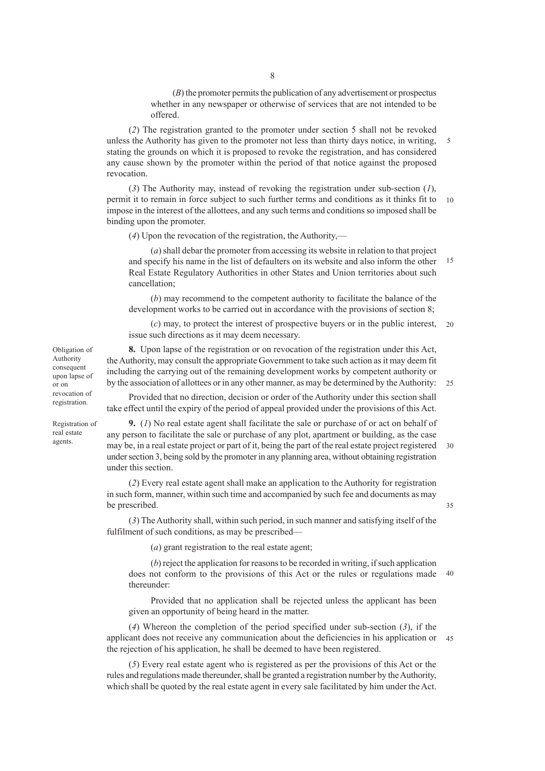(*B*) the promoter permits the publication of any advertisement or prospectus whether in any newspaper or otherwise of services that are not intended to be offered.

(*2*) The registration granted to the promoter under section 5 shall not be revoked unless the Authority has given to the promoter not less than thirty days notice, in writing, stating the grounds on which it is proposed to revoke the registration, and has considered any cause shown by the promoter within the period of that notice against the proposed revocation.

(*3*) The Authority may, instead of revoking the registration under sub-section (*1*), permit it to remain in force subject to such further terms and conditions as it thinks fit to impose in the interest of the allottees, and any such terms and conditions so imposed shall be binding upon the promoter.

(*4*) Upon the revocation of the registration, the Authority,—

(*a*) shall debar the promoter from accessing its website in relation to that project and specify his name in the list of defaulters on its website and also inform the other Real Estate Regulatory Authorities in other States and Union territories about such cancellation;

(*b*) may recommend to the competent authority to facilitate the balance of the development works to be carried out in accordance with the provisions of section 8;

(*c*) may, to protect the interest of prospective buyers or in the public interest, issue such directions as it may deem necessary.

Obligation of Authority consequent upon lapse of or on revocation of registration.

**8.** Upon lapse of the registration or on revocation of the registration under this Act, the Authority, may consult the appropriate Government to take such action as it may deem fit including the carrying out of the remaining development works by competent authority or by the association of allottees or in any other manner, as may be determined by the Authority:

Provided that no direction, decision or order of the Authority under this section shall take effect until the expiry of the period of appeal provided under the provisions of this Act.

Registration of real estate agents.

**9.** (*1*) No real estate agent shall facilitate the sale or purchase of or act on behalf of any person to facilitate the sale or purchase of any plot, apartment or building, as the case may be, in a real estate project or part of it, being the part of the real estate project registered under section 3, being sold by the promoter in any planning area, without obtaining registration under this section.

(*2*) Every real estate agent shall make an application to the Authority for registration in such form, manner, within such time and accompanied by such fee and documents as may be prescribed.

(*3*) The Authority shall, within such period, in such manner and satisfying itself of the fulfilment of such conditions, as may be prescribed—

(*a*) grant registration to the real estate agent;

(*b*) reject the application for reasons to be recorded in writing, if such application does not conform to the provisions of this Act or the rules or regulations made thereunder:

Provided that no application shall be rejected unless the applicant has been given an opportunity of being heard in the matter.

(*4*) Whereon the completion of the period specified under sub-section (*3*), if the applicant does not receive any communication about the deficiencies in his application or the rejection of his application, he shall be deemed to have been registered.

(*5*) Every real estate agent who is registered as per the provisions of this Act or the rules and regulations made thereunder, shall be granted a registration number by the Authority, which shall be quoted by the real estate agent in every sale facilitated by him under the Act.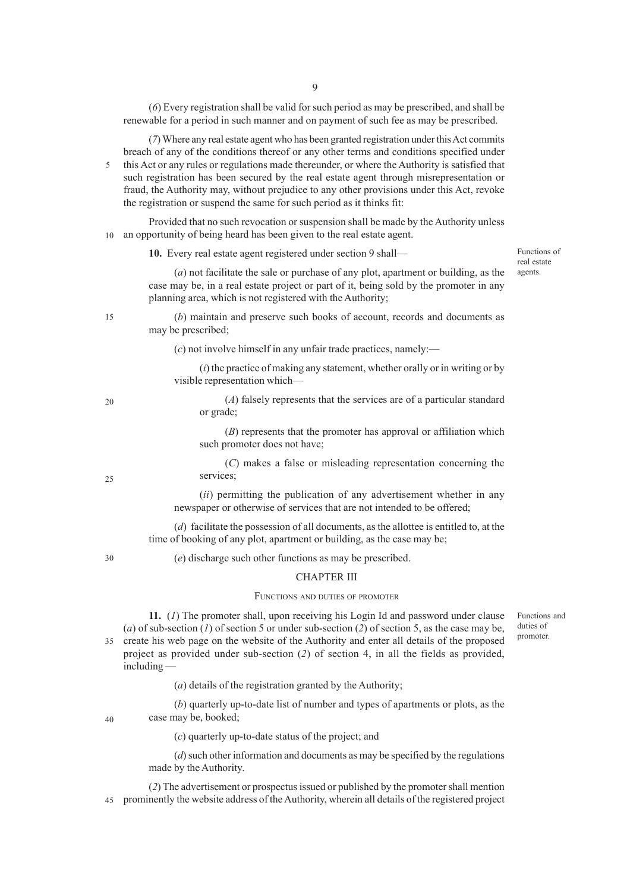(*6*) Every registration shall be valid for such period as may be prescribed, and shall be renewable for a period in such manner and on payment of such fee as may be prescribed.

(*7*) Where any real estate agent who has been granted registration under this Act commits breach of any of the conditions thereof or any other terms and conditions specified under this Act or any rules or regulations made thereunder, or where the Authority is satisfied that such registration has been secured by the real estate agent through misrepresentation or fraud, the Authority may, without prejudice to any other provisions under this Act, revoke the registration or suspend the same for such period as it thinks fit:

Provided that no such revocation or suspension shall be made by the Authority unless an opportunity of being heard has been given to the real estate agent.

Functions of real estate agents.

**10.** Every real estate agent registered under section 9 shall—

(*a*) not facilitate the sale or purchase of any plot, apartment or building, as the case may be, in a real estate project or part of it, being sold by the promoter in any planning area, which is not registered with the Authority;

(*b*) maintain and preserve such books of account, records and documents as may be prescribed;

(*c*) not involve himself in any unfair trade practices, namely:—

(*i*) the practice of making any statement, whether orally or in writing or by visible representation which—

(*A*) falsely represents that the services are of a particular standard or grade;

(*B*) represents that the promoter has approval or affiliation which such promoter does not have;

(*C*) makes a false or misleading representation concerning the services;

(*ii*) permitting the publication of any advertisement whether in any newspaper or otherwise of services that are not intended to be offered;

(*d*) facilitate the possession of all documents, as the allottee is entitled to, at the time of booking of any plot, apartment or building, as the case may be;

(*e*) discharge such other functions as may be prescribed.

## CHAPTER III

### FUNCTIONS AND DUTIES OF PROMOTER

Functions and duties of promoter.

**11.** (*1*) The promoter shall, upon receiving his Login Id and password under clause (*a*) of sub-section (*1*) of section 5 or under sub-section (*2*) of section 5, as the case may be, create his web page on the website of the Authority and enter all details of the proposed project as provided under sub-section (*2*) of section 4, in all the fields as provided, including —

(*a*) details of the registration granted by the Authority;

(*b*) quarterly up-to-date list of number and types of apartments or plots, as the case may be, booked;

(*c*) quarterly up-to-date status of the project; and

(*d*) such other information and documents as may be specified by the regulations made by the Authority.

(*2*) The advertisement or prospectus issued or published by the promoter shall mention prominently the website address of the Authority, wherein all details of the registered project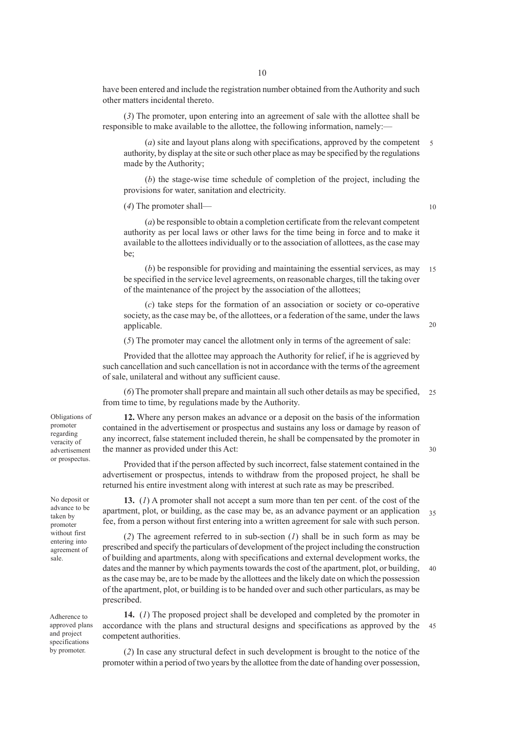have been entered and include the registration number obtained from the Authority and such other matters incidental thereto.

(*3*) The promoter, upon entering into an agreement of sale with the allottee shall be responsible to make available to the allottee, the following information, namely:—

(*a*) site and layout plans along with specifications, approved by the competent authority, by display at the site or such other place as may be specified by the regulations made by the Authority;

(*b*) the stage-wise time schedule of completion of the project, including the provisions for water, sanitation and electricity.

(*4*) The promoter shall—

(*a*) be responsible to obtain a completion certificate from the relevant competent authority as per local laws or other laws for the time being in force and to make it available to the allottees individually or to the association of allottees, as the case may be;

(*b*) be responsible for providing and maintaining the essential services, as may be specified in the service level agreements, on reasonable charges, till the taking over of the maintenance of the project by the association of the allottees;

(*c*) take steps for the formation of an association or society or co-operative society, as the case may be, of the allottees, or a federation of the same, under the laws applicable.

(*5*) The promoter may cancel the allotment only in terms of the agreement of sale:

Provided that the allottee may approach the Authority for relief, if he is aggrieved by such cancellation and such cancellation is not in accordance with the terms of the agreement of sale, unilateral and without any sufficient cause.

(*6*) The promoter shall prepare and maintain all such other details as may be specified, from time to time, by regulations made by the Authority.

Obligations of promoter regarding veracity of advertisement or prospectus.

**12.** Where any person makes an advance or a deposit on the basis of the information contained in the advertisement or prospectus and sustains any loss or damage by reason of any incorrect, false statement included therein, he shall be compensated by the promoter in the manner as provided under this Act:

Provided that if the person affected by such incorrect, false statement contained in the advertisement or prospectus, intends to withdraw from the proposed project, he shall be returned his entire investment along with interest at such rate as may be prescribed.

No deposit or advance to be taken by promoter without first entering into agreement of sale.

**13.** (*1*) A promoter shall not accept a sum more than ten per cent. of the cost of the apartment, plot, or building, as the case may be, as an advance payment or an application fee, from a person without first entering into a written agreement for sale with such person.

(*2*) The agreement referred to in sub-section (*1*) shall be in such form as may be prescribed and specify the particulars of development of the project including the construction of building and apartments, along with specifications and external development works, the dates and the manner by which payments towards the cost of the apartment, plot, or building, as the case may be, are to be made by the allottees and the likely date on which the possession of the apartment, plot, or building is to be handed over and such other particulars, as may be prescribed.

Adherence to approved plans and project specifications by promoter.

**14.** (*1*) The proposed project shall be developed and completed by the promoter in accordance with the plans and structural designs and specifications as approved by the competent authorities.

(*2*) In case any structural defect in such development is brought to the notice of the promoter within a period of two years by the allottee from the date of handing over possession,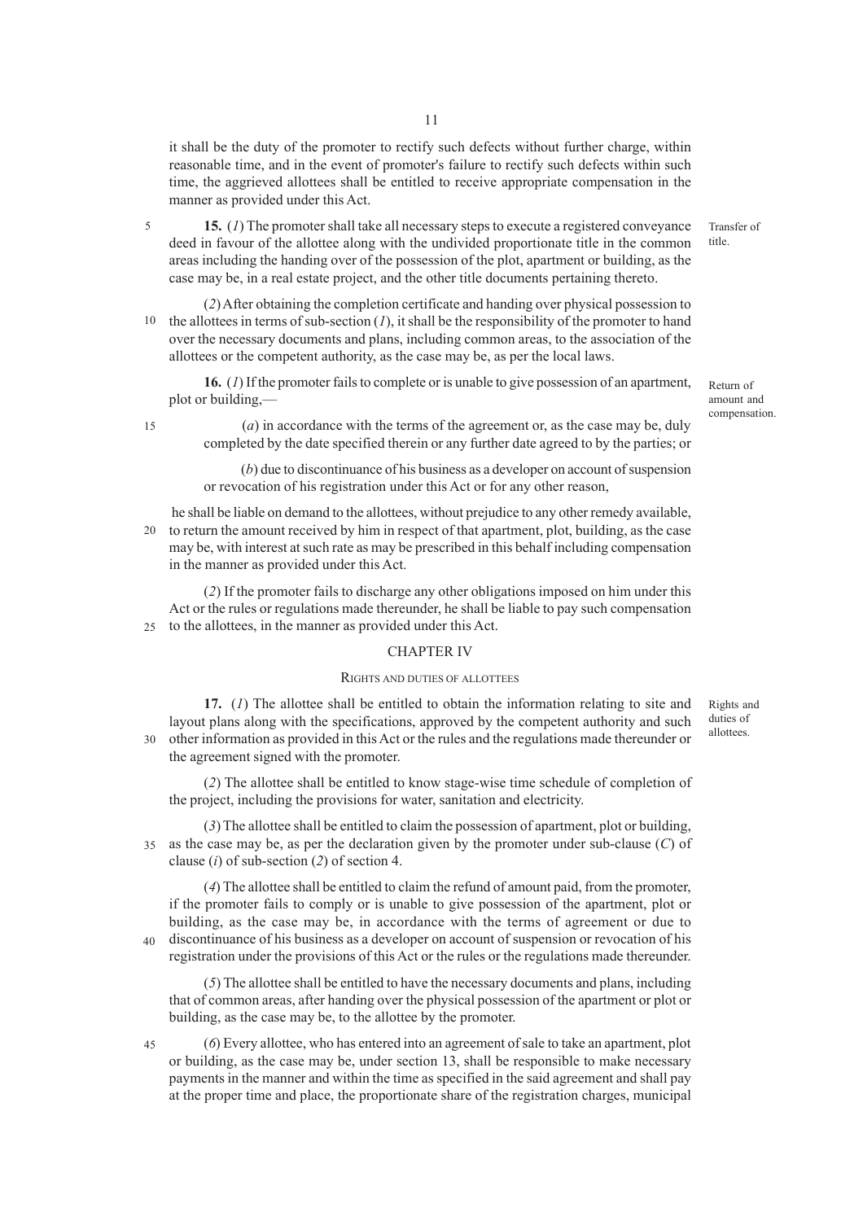it shall be the duty of the promoter to rectify such defects without further charge, within reasonable time, and in the event of promoter's failure to rectify such defects within such time, the aggrieved allottees shall be entitled to receive appropriate compensation in the manner as provided under this Act.

Transfer of title.

**15.** (*1*) The promoter shall take all necessary steps to execute a registered conveyance deed in favour of the allottee along with the undivided proportionate title in the common areas including the handing over of the possession of the plot, apartment or building, as the case may be, in a real estate project, and the other title documents pertaining thereto.

(*2*) After obtaining the completion certificate and handing over physical possession to the allottees in terms of sub-section (*1*), it shall be the responsibility of the promoter to hand over the necessary documents and plans, including common areas, to the association of the allottees or the competent authority, as the case may be, as per the local laws.

Return of amount and compensation.

**16.** (*1*) If the promoter fails to complete or is unable to give possession of an apartment, plot or building,—

(*a*) in accordance with the terms of the agreement or, as the case may be, duly completed by the date specified therein or any further date agreed to by the parties; or

(*b*) due to discontinuance of his business as a developer on account of suspension or revocation of his registration under this Act or for any other reason,

he shall be liable on demand to the allottees, without prejudice to any other remedy available, to return the amount received by him in respect of that apartment, plot, building, as the case may be, with interest at such rate as may be prescribed in this behalf including compensation in the manner as provided under this Act.

(*2*) If the promoter fails to discharge any other obligations imposed on him under this Act or the rules or regulations made thereunder, he shall be liable to pay such compensation to the allottees, in the manner as provided under this Act.

## CHAPTER IV

### RIGHTS AND DUTIES OF ALLOTTEES

Rights and duties of allottees.

**17.** (*1*) The allottee shall be entitled to obtain the information relating to site and layout plans along with the specifications, approved by the competent authority and such other information as provided in this Act or the rules and the regulations made thereunder or the agreement signed with the promoter.

(*2*) The allottee shall be entitled to know stage-wise time schedule of completion of the project, including the provisions for water, sanitation and electricity.

(*3*) The allottee shall be entitled to claim the possession of apartment, plot or building, as the case may be, as per the declaration given by the promoter under sub-clause (*C*) of clause (*i*) of sub-section (*2*) of section 4.

(*4*) The allottee shall be entitled to claim the refund of amount paid, from the promoter, if the promoter fails to comply or is unable to give possession of the apartment, plot or building, as the case may be, in accordance with the terms of agreement or due to discontinuance of his business as a developer on account of suspension or revocation of his registration under the provisions of this Act or the rules or the regulations made thereunder.

(*5*) The allottee shall be entitled to have the necessary documents and plans, including that of common areas, after handing over the physical possession of the apartment or plot or building, as the case may be, to the allottee by the promoter.

(*6*) Every allottee, who has entered into an agreement of sale to take an apartment, plot or building, as the case may be, under section 13, shall be responsible to make necessary payments in the manner and within the time as specified in the said agreement and shall pay at the proper time and place, the proportionate share of the registration charges, municipal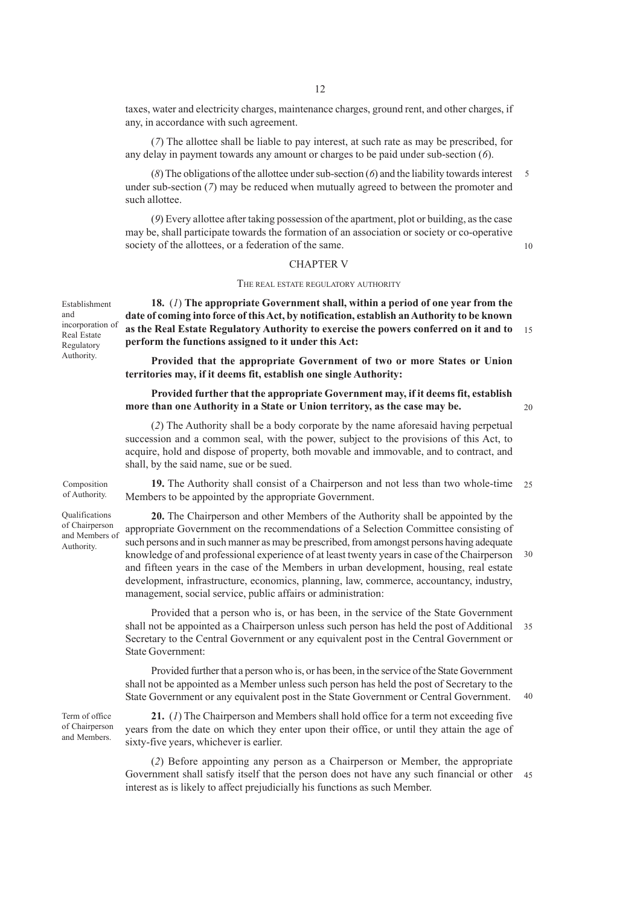taxes, water and electricity charges, maintenance charges, ground rent, and other charges, if any, in accordance with such agreement.

(*7*) The allottee shall be liable to pay interest, at such rate as may be prescribed, for any delay in payment towards any amount or charges to be paid under sub-section (*6*).

(*8*) The obligations of the allottee under sub-section (*6*) and the liability towards interest under sub-section (*7*) may be reduced when mutually agreed to between the promoter and such allottee.

(*9*) Every allottee after taking possession of the apartment, plot or building, as the case may be, shall participate towards the formation of an association or society or co-operative society of the allottees, or a federation of the same.

## CHAPTER V

### THE REAL ESTATE REGULATORY AUTHORITY

Establishment and incorporation of Real Estate Regulatory Authority.

**18.** (*1*) **The appropriate Government shall, within a period of one year from the date of coming into force of this Act, by notification, establish an Authority to be known as the Real Estate Regulatory Authority to exercise the powers conferred on it and to perform the functions assigned to it under this Act:**

**Provided that the appropriate Government of two or more States or Union territories may, if it deems fit, establish one single Authority:**

**Provided further that the appropriate Government may, if it deems fit, establish more than one Authority in a State or Union territory, as the case may be.**

(*2*) The Authority shall be a body corporate by the name aforesaid having perpetual succession and a common seal, with the power, subject to the provisions of this Act, to acquire, hold and dispose of property, both movable and immovable, and to contract, and shall, by the said name, sue or be sued.

Composition of Authority.

**19.** The Authority shall consist of a Chairperson and not less than two whole-time Members to be appointed by the appropriate Government.

Qualifications of Chairperson and Members of Authority.

**20.** The Chairperson and other Members of the Authority shall be appointed by the appropriate Government on the recommendations of a Selection Committee consisting of such persons and in such manner as may be prescribed, from amongst persons having adequate knowledge of and professional experience of at least twenty years in case of the Chairperson and fifteen years in the case of the Members in urban development, housing, real estate development, infrastructure, economics, planning, law, commerce, accountancy, industry, management, social service, public affairs or administration:

Provided that a person who is, or has been, in the service of the State Government shall not be appointed as a Chairperson unless such person has held the post of Additional Secretary to the Central Government or any equivalent post in the Central Government or State Government:

Provided further that a person who is, or has been, in the service of the State Government shall not be appointed as a Member unless such person has held the post of Secretary to the State Government or any equivalent post in the State Government or Central Government.

Term of office of Chairperson and Members.

**21.** (*1*) The Chairperson and Members shall hold office for a term not exceeding five years from the date on which they enter upon their office, or until they attain the age of sixty-five years, whichever is earlier.

(*2*) Before appointing any person as a Chairperson or Member, the appropriate Government shall satisfy itself that the person does not have any such financial or other interest as is likely to affect prejudicially his functions as such Member.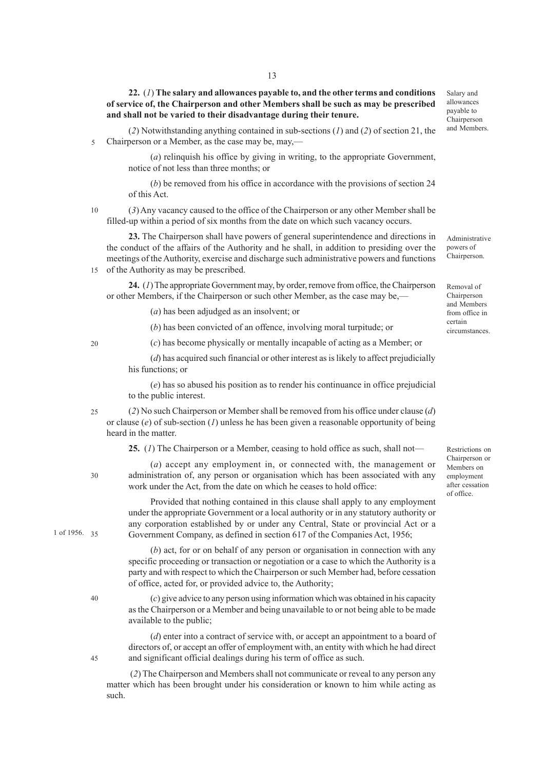**22.** (*1*) **The salary and allowances payable to, and the other terms and conditions of service of, the Chairperson and other Members shall be such as may be prescribed and shall not be varied to their disadvantage during their tenure.**

Salary and allowances payable to Chairperson and Members.

(*2*) Notwithstanding anything contained in sub-sections (*1*) and (*2*) of section 21, the Chairperson or a Member, as the case may be, may,—

(*a*) relinquish his office by giving in writing, to the appropriate Government, notice of not less than three months; or

(*b*) be removed from his office in accordance with the provisions of section 24 of this Act.

(*3*) Any vacancy caused to the office of the Chairperson or any other Member shall be filled-up within a period of six months from the date on which such vacancy occurs.

Administrative powers of Chairperson.

**23.** The Chairperson shall have powers of general superintendence and directions in the conduct of the affairs of the Authority and he shall, in addition to presiding over the meetings of the Authority, exercise and discharge such administrative powers and functions of the Authority as may be prescribed.

Removal of Chairperson and Members from office in certain circumstances.

**24.** (*1*) The appropriate Government may, by order, remove from office, the Chairperson or other Members, if the Chairperson or such other Member, as the case may be,—

(*a*) has been adjudged as an insolvent; or

(*b*) has been convicted of an offence, involving moral turpitude; or

(*c*) has become physically or mentally incapable of acting as a Member; or

(*d*) has acquired such financial or other interest as is likely to affect prejudicially his functions; or

(*e*) has so abused his position as to render his continuance in office prejudicial to the public interest.

(*2*) No such Chairperson or Member shall be removed from his office under clause (*d*) or clause (*e*) of sub-section (*1*) unless he has been given a reasonable opportunity of being heard in the matter.

Restrictions on Chairperson or Members on employment after cessation of office.

**25.** (*1*) The Chairperson or a Member, ceasing to hold office as such, shall not—

(*a*) accept any employment in, or connected with, the management or administration of, any person or organisation which has been associated with any work under the Act, from the date on which he ceases to hold office:

Provided that nothing contained in this clause shall apply to any employment under the appropriate Government or a local authority or in any statutory authority or any corporation established by or under any Central, State or provincial Act or a Government Company, as defined in section 617 of the Companies Act, 1956;

1 of 1956.

(*b*) act, for or on behalf of any person or organisation in connection with any specific proceeding or transaction or negotiation or a case to which the Authority is a party and with respect to which the Chairperson or such Member had, before cessation of office, acted for, or provided advice to, the Authority;

(*c*) give advice to any person using information which was obtained in his capacity as the Chairperson or a Member and being unavailable to or not being able to be made available to the public;

(*d*) enter into a contract of service with, or accept an appointment to a board of directors of, or accept an offer of employment with, an entity with which he had direct and significant official dealings during his term of office as such.

(*2*) The Chairperson and Members shall not communicate or reveal to any person any matter which has been brought under his consideration or known to him while acting as such.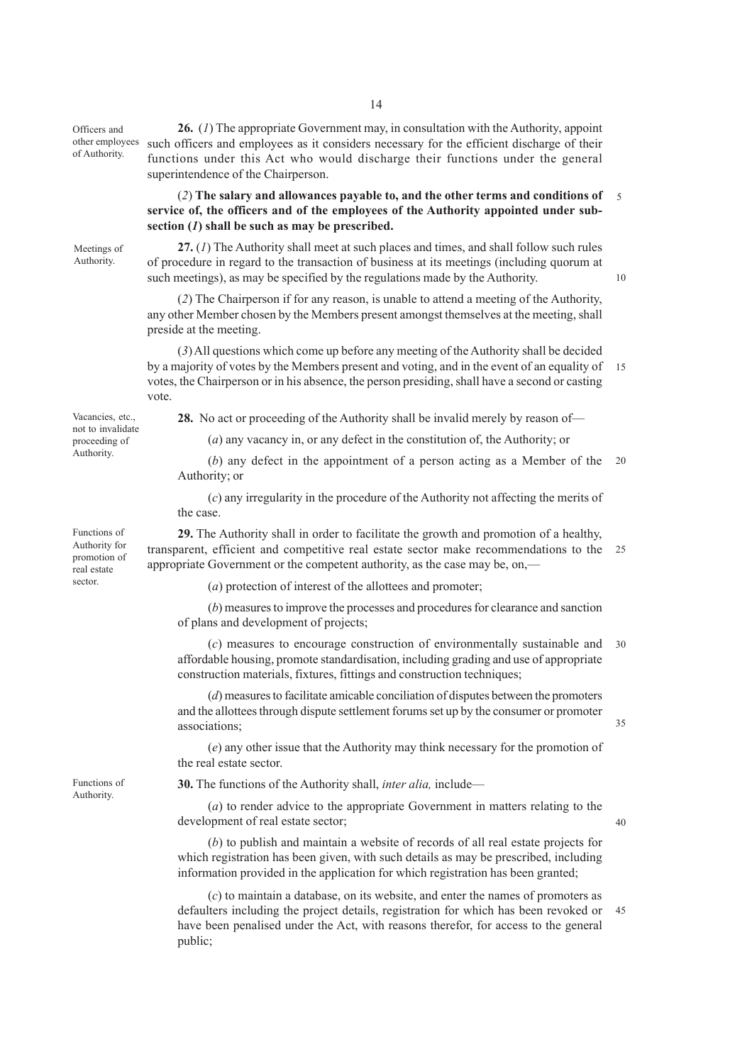**26.** (*1*) The appropriate Government may, in consultation with the Authority, appoint such officers and employees as it considers necessary for the efficient discharge of their functions under this Act who would discharge their functions under the general superintendence of the Chairperson.

Officers and other employees of Authority.

(*2*) **The salary and allowances payable to, and the other terms and conditions of service of, the officers and of the employees of the Authority appointed under sub-section (*1*) shall be such as may be prescribed.**

Meetings of Authority.

**27.** (*1*) The Authority shall meet at such places and times, and shall follow such rules of procedure in regard to the transaction of business at its meetings (including quorum at such meetings), as may be specified by the regulations made by the Authority.

(*2*) The Chairperson if for any reason, is unable to attend a meeting of the Authority, any other Member chosen by the Members present amongst themselves at the meeting, shall preside at the meeting.

(*3*) All questions which come up before any meeting of the Authority shall be decided by a majority of votes by the Members present and voting, and in the event of an equality of votes, the Chairperson or in his absence, the person presiding, shall have a second or casting vote.

Vacancies, etc., not to invalidate proceeding of Authority.

**28.** No act or proceeding of the Authority shall be invalid merely by reason of—

(*a*) any vacancy in, or any defect in the constitution of, the Authority; or

(*b*) any defect in the appointment of a person acting as a Member of the Authority; or

(*c*) any irregularity in the procedure of the Authority not affecting the merits of the case.

Functions of Authority for promotion of real estate sector.

**29.** The Authority shall in order to facilitate the growth and promotion of a healthy, transparent, efficient and competitive real estate sector make recommendations to the appropriate Government or the competent authority, as the case may be, on,—

(*a*) protection of interest of the allottees and promoter;

(*b*) measures to improve the processes and procedures for clearance and sanction of plans and development of projects;

(*c*) measures to encourage construction of environmentally sustainable and affordable housing, promote standardisation, including grading and use of appropriate construction materials, fixtures, fittings and construction techniques;

(*d*) measures to facilitate amicable conciliation of disputes between the promoters and the allottees through dispute settlement forums set up by the consumer or promoter associations;

(*e*) any other issue that the Authority may think necessary for the promotion of the real estate sector.

Functions of Authority.

**30.** The functions of the Authority shall, *inter alia,* include—

(*a*) to render advice to the appropriate Government in matters relating to the development of real estate sector;

(*b*) to publish and maintain a website of records of all real estate projects for which registration has been given, with such details as may be prescribed, including information provided in the application for which registration has been granted;

(*c*) to maintain a database, on its website, and enter the names of promoters as defaulters including the project details, registration for which has been revoked or have been penalised under the Act, with reasons therefor, for access to the general public;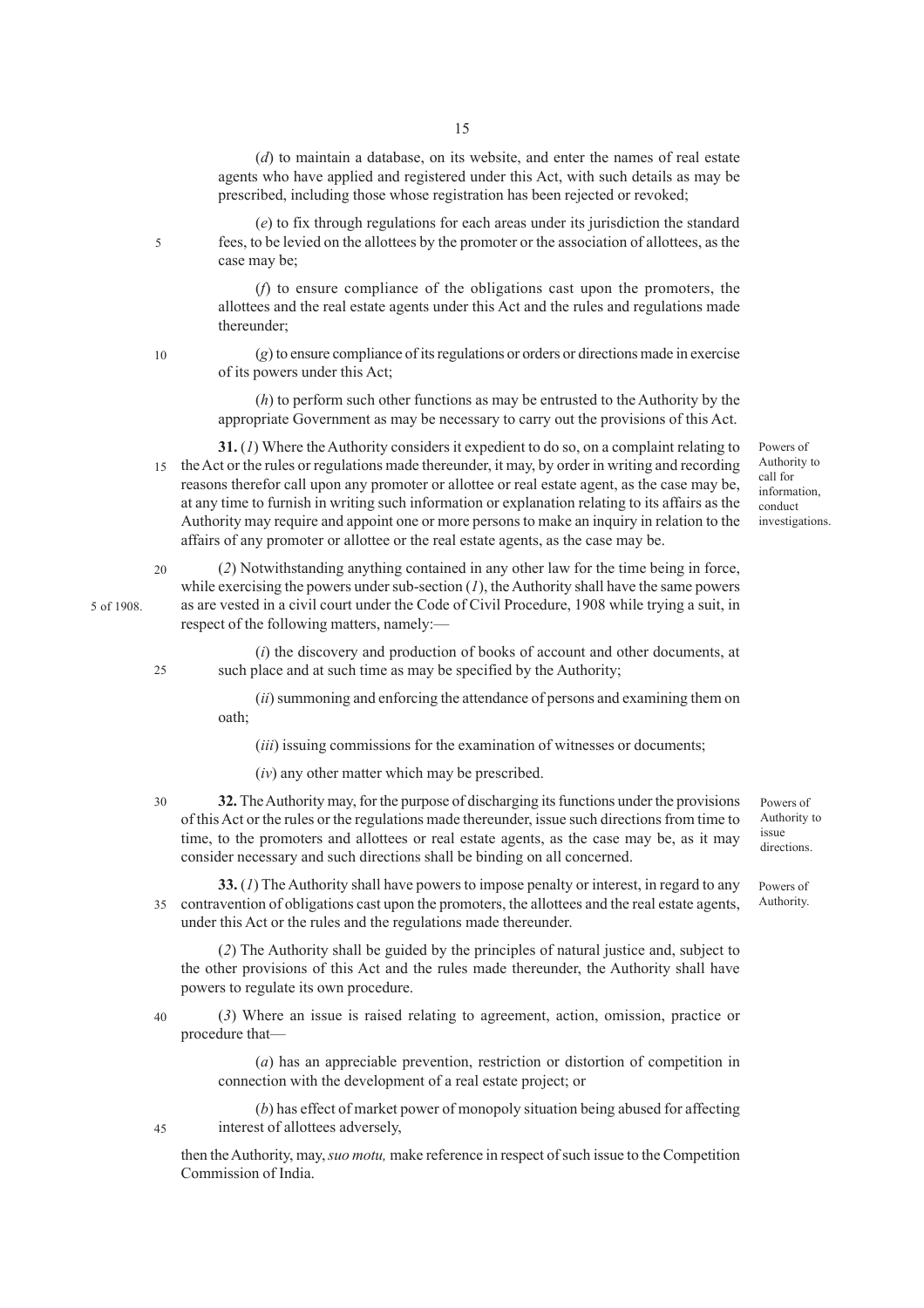(*d*) to maintain a database, on its website, and enter the names of real estate agents who have applied and registered under this Act, with such details as may be prescribed, including those whose registration has been rejected or revoked;

(*e*) to fix through regulations for each areas under its jurisdiction the standard fees, to be levied on the allottees by the promoter or the association of allottees, as the case may be;

(*f*) to ensure compliance of the obligations cast upon the promoters, the allottees and the real estate agents under this Act and the rules and regulations made thereunder;

(*g*) to ensure compliance of its regulations or orders or directions made in exercise of its powers under this Act;

(*h*) to perform such other functions as may be entrusted to the Authority by the appropriate Government as may be necessary to carry out the provisions of this Act.

Powers of Authority to call for information, conduct investigations.

**31.** (*1*) Where the Authority considers it expedient to do so, on a complaint relating to the Act or the rules or regulations made thereunder, it may, by order in writing and recording reasons therefor call upon any promoter or allottee or real estate agent, as the case may be, at any time to furnish in writing such information or explanation relating to its affairs as the Authority may require and appoint one or more persons to make an inquiry in relation to the affairs of any promoter or allottee or the real estate agents, as the case may be.

(*2*) Notwithstanding anything contained in any other law for the time being in force, while exercising the powers under sub-section (*1*), the Authority shall have the same powers as are vested in a civil court under the Code of Civil Procedure, 1908 while trying a suit, in respect of the following matters, namely:—

5 of 1908.

(*i*) the discovery and production of books of account and other documents, at such place and at such time as may be specified by the Authority;

(*ii*) summoning and enforcing the attendance of persons and examining them on oath;

(*iii*) issuing commissions for the examination of witnesses or documents;

(*iv*) any other matter which may be prescribed.

Powers of Authority to issue directions.

**32.** The Authority may, for the purpose of discharging its functions under the provisions of this Act or the rules or the regulations made thereunder, issue such directions from time to time, to the promoters and allottees or real estate agents, as the case may be, as it may consider necessary and such directions shall be binding on all concerned.

Powers of Authority.

**33.** (*1*) The Authority shall have powers to impose penalty or interest, in regard to any contravention of obligations cast upon the promoters, the allottees and the real estate agents, under this Act or the rules and the regulations made thereunder.

(*2*) The Authority shall be guided by the principles of natural justice and, subject to the other provisions of this Act and the rules made thereunder, the Authority shall have powers to regulate its own procedure.

(*3*) Where an issue is raised relating to agreement, action, omission, practice or procedure that—

(*a*) has an appreciable prevention, restriction or distortion of competition in connection with the development of a real estate project; or

(*b*) has effect of market power of monopoly situation being abused for affecting interest of allottees adversely,

then the Authority, may, *suo motu,* make reference in respect of such issue to the Competition Commission of India.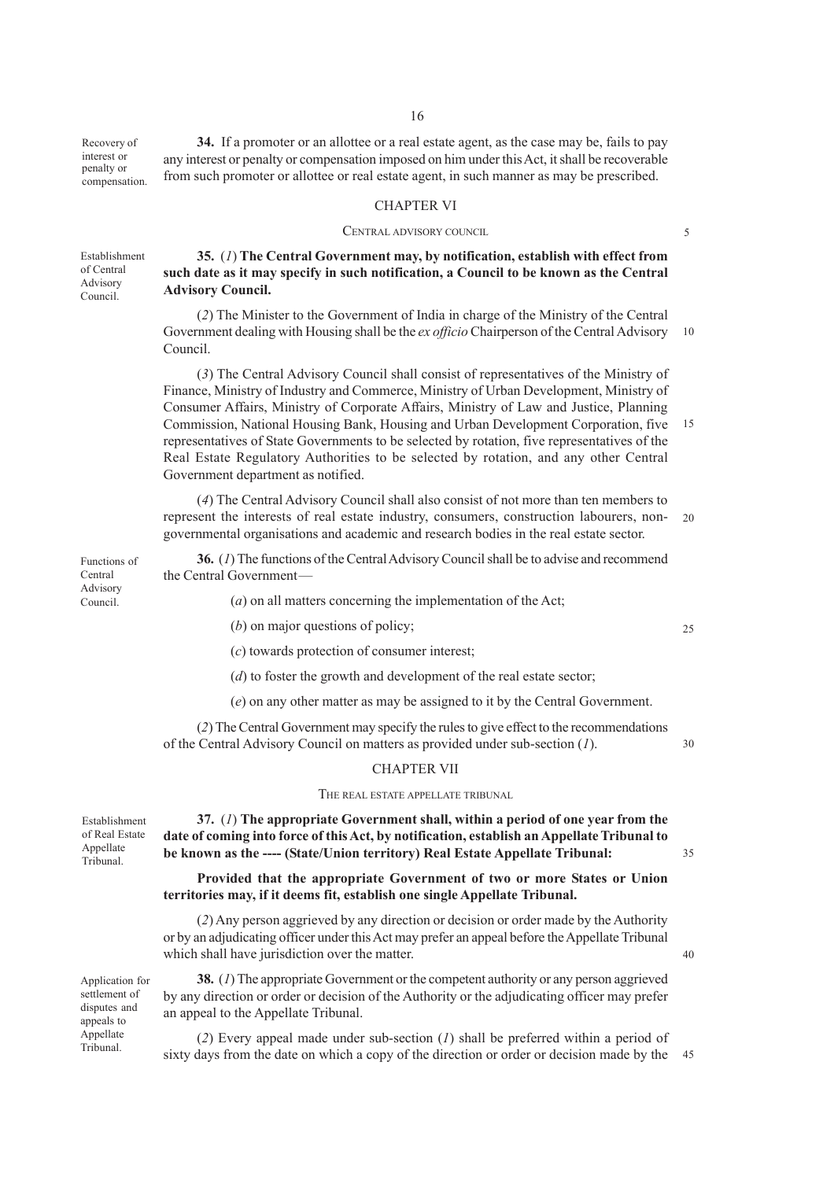Recovery of interest or penalty or compensation.

**34.** If a promoter or an allottee or a real estate agent, as the case may be, fails to pay any interest or penalty or compensation imposed on him under this Act, it shall be recoverable from such promoter or allottee or real estate agent, in such manner as may be prescribed.

## CHAPTER VI

### CENTRAL ADVISORY COUNCIL

Establishment of Central Advisory Council.

**35.** (*1*) **The Central Government may, by notification, establish with effect from such date as it may specify in such notification, a Council to be known as the Central Advisory Council.**

(*2*) The Minister to the Government of India in charge of the Ministry of the Central Government dealing with Housing shall be the *ex officio* Chairperson of the Central Advisory Council.

(*3*) The Central Advisory Council shall consist of representatives of the Ministry of Finance, Ministry of Industry and Commerce, Ministry of Urban Development, Ministry of Consumer Affairs, Ministry of Corporate Affairs, Ministry of Law and Justice, Planning Commission, National Housing Bank, Housing and Urban Development Corporation, five representatives of State Governments to be selected by rotation, five representatives of the Real Estate Regulatory Authorities to be selected by rotation, and any other Central Government department as notified.

(*4*) The Central Advisory Council shall also consist of not more than ten members to represent the interests of real estate industry, consumers, construction labourers, non-governmental organisations and academic and research bodies in the real estate sector.

Functions of Central Advisory Council.

**36.** (*1*) The functions of the Central Advisory Council shall be to advise and recommend the Central Government—

(*a*) on all matters concerning the implementation of the Act;

(*b*) on major questions of policy;

(*c*) towards protection of consumer interest;

(*d*) to foster the growth and development of the real estate sector;

(*e*) on any other matter as may be assigned to it by the Central Government.

(*2*) The Central Government may specify the rules to give effect to the recommendations of the Central Advisory Council on matters as provided under sub-section (*1*).

## CHAPTER VII

### THE REAL ESTATE APPELLATE TRIBUNAL

Establishment of Real Estate Appellate Tribunal.

**37.** (*1*) **The appropriate Government shall, within a period of one year from the date of coming into force of this Act, by notification, establish an Appellate Tribunal to be known as the ---- (State/Union territory) Real Estate Appellate Tribunal:**

**Provided that the appropriate Government of two or more States or Union territories may, if it deems fit, establish one single Appellate Tribunal.**

(*2*) Any person aggrieved by any direction or decision or order made by the Authority or by an adjudicating officer under this Act may prefer an appeal before the Appellate Tribunal which shall have jurisdiction over the matter.

Application for settlement of disputes and appeals to Appellate Tribunal.

**38.** (*1*) The appropriate Government or the competent authority or any person aggrieved by any direction or order or decision of the Authority or the adjudicating officer may prefer an appeal to the Appellate Tribunal.

(*2*) Every appeal made under sub-section (*1*) shall be preferred within a period of sixty days from the date on which a copy of the direction or order or decision made by the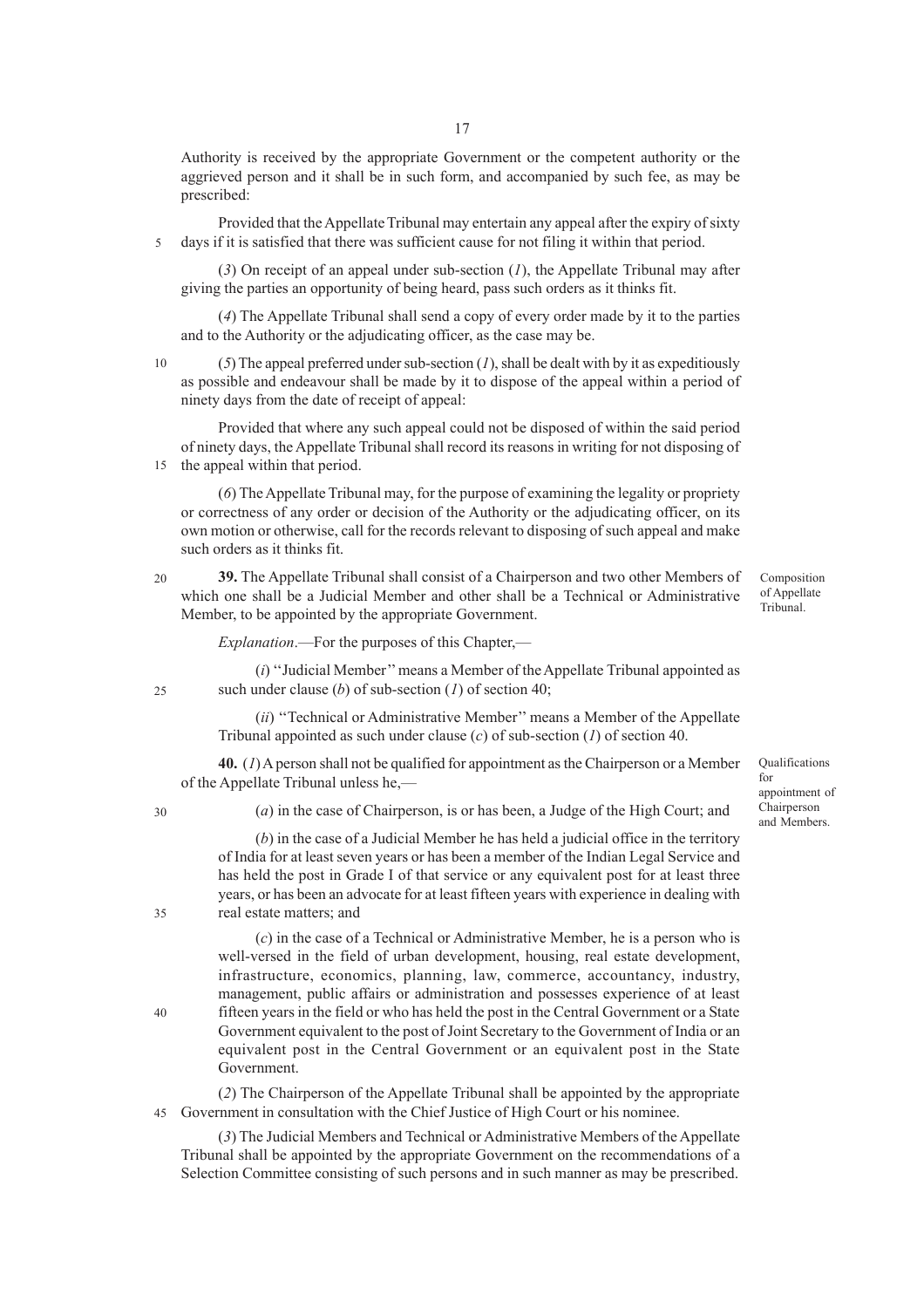Authority is received by the appropriate Government or the competent authority or the aggrieved person and it shall be in such form, and accompanied by such fee, as may be prescribed:

Provided that the Appellate Tribunal may entertain any appeal after the expiry of sixty days if it is satisfied that there was sufficient cause for not filing it within that period.

(*3*) On receipt of an appeal under sub-section (*1*), the Appellate Tribunal may after giving the parties an opportunity of being heard, pass such orders as it thinks fit.

(*4*) The Appellate Tribunal shall send a copy of every order made by it to the parties and to the Authority or the adjudicating officer, as the case may be.

(*5*) The appeal preferred under sub-section (*1*), shall be dealt with by it as expeditiously as possible and endeavour shall be made by it to dispose of the appeal within a period of ninety days from the date of receipt of appeal:

Provided that where any such appeal could not be disposed of within the said period of ninety days, the Appellate Tribunal shall record its reasons in writing for not disposing of the appeal within that period.

(*6*) The Appellate Tribunal may, for the purpose of examining the legality or propriety or correctness of any order or decision of the Authority or the adjudicating officer, on its own motion or otherwise, call for the records relevant to disposing of such appeal and make such orders as it thinks fit.

Composition of Appellate Tribunal.

**39.** The Appellate Tribunal shall consist of a Chairperson and two other Members of which one shall be a Judicial Member and other shall be a Technical or Administrative Member, to be appointed by the appropriate Government.

*Explanation*.—For the purposes of this Chapter,—

(*i*) "Judicial Member" means a Member of the Appellate Tribunal appointed as such under clause (*b*) of sub-section (*1*) of section 40;

(*ii*) "Technical or Administrative Member" means a Member of the Appellate Tribunal appointed as such under clause (*c*) of sub-section (*1*) of section 40.

Qualifications for appointment of Chairperson and Members.

**40.** (*1*) A person shall not be qualified for appointment as the Chairperson or a Member of the Appellate Tribunal unless he,—

(*a*) in the case of Chairperson, is or has been, a Judge of the High Court; and

(*b*) in the case of a Judicial Member he has held a judicial office in the territory of India for at least seven years or has been a member of the Indian Legal Service and has held the post in Grade I of that service or any equivalent post for at least three years, or has been an advocate for at least fifteen years with experience in dealing with real estate matters; and

(*c*) in the case of a Technical or Administrative Member, he is a person who is well-versed in the field of urban development, housing, real estate development, infrastructure, economics, planning, law, commerce, accountancy, industry, management, public affairs or administration and possesses experience of at least fifteen years in the field or who has held the post in the Central Government or a State Government equivalent to the post of Joint Secretary to the Government of India or an equivalent post in the Central Government or an equivalent post in the State Government.

(*2*) The Chairperson of the Appellate Tribunal shall be appointed by the appropriate Government in consultation with the Chief Justice of High Court or his nominee.

(*3*) The Judicial Members and Technical or Administrative Members of the Appellate Tribunal shall be appointed by the appropriate Government on the recommendations of a Selection Committee consisting of such persons and in such manner as may be prescribed.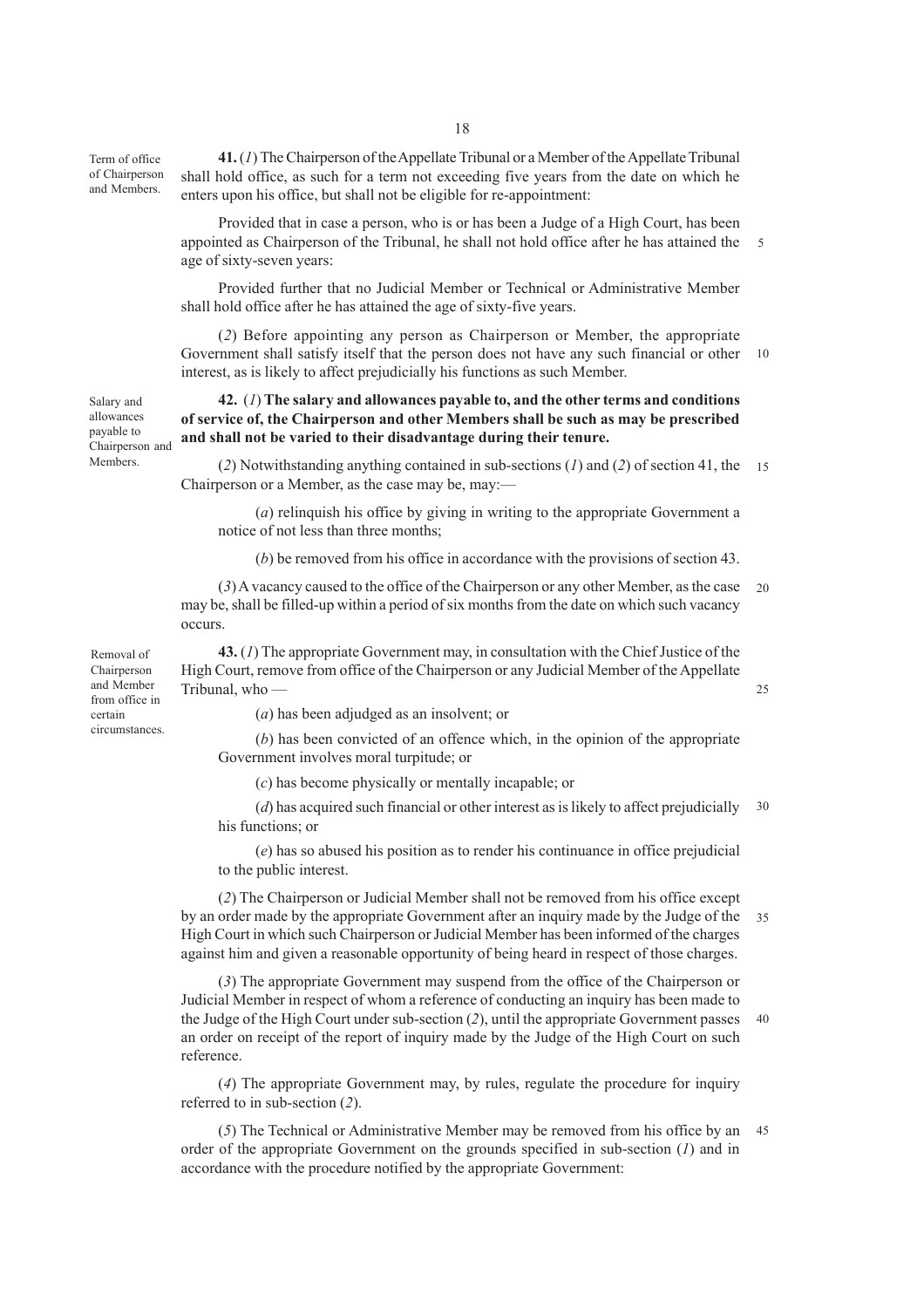Term of office of Chairperson and Members.

**41.** (*1*) The Chairperson of the Appellate Tribunal or a Member of the Appellate Tribunal shall hold office, as such for a term not exceeding five years from the date on which he enters upon his office, but shall not be eligible for re-appointment:

Provided that in case a person, who is or has been a Judge of a High Court, has been appointed as Chairperson of the Tribunal, he shall not hold office after he has attained the age of sixty-seven years:

Provided further that no Judicial Member or Technical or Administrative Member shall hold office after he has attained the age of sixty-five years.

(*2*) Before appointing any person as Chairperson or Member, the appropriate Government shall satisfy itself that the person does not have any such financial or other interest, as is likely to affect prejudicially his functions as such Member.

Salary and allowances payable to Chairperson and Members.

**42.** (*1*) **The salary and allowances payable to, and the other terms and conditions of service of, the Chairperson and other Members shall be such as may be prescribed and shall not be varied to their disadvantage during their tenure.**

(*2*) Notwithstanding anything contained in sub-sections (*1*) and (*2*) of section 41, the Chairperson or a Member, as the case may be, may:—

(*a*) relinquish his office by giving in writing to the appropriate Government a notice of not less than three months;

(*b*) be removed from his office in accordance with the provisions of section 43.

(*3*) A vacancy caused to the office of the Chairperson or any other Member, as the case may be, shall be filled-up within a period of six months from the date on which such vacancy occurs.

Removal of Chairperson and Member from office in certain circumstances.

**43.** (*1*) The appropriate Government may, in consultation with the Chief Justice of the High Court, remove from office of the Chairperson or any Judicial Member of the Appellate Tribunal, who —

(*a*) has been adjudged as an insolvent; or

(*b*) has been convicted of an offence which, in the opinion of the appropriate Government involves moral turpitude; or

(*c*) has become physically or mentally incapable; or

(*d*) has acquired such financial or other interest as is likely to affect prejudicially his functions; or

(*e*) has so abused his position as to render his continuance in office prejudicial to the public interest.

(*2*) The Chairperson or Judicial Member shall not be removed from his office except by an order made by the appropriate Government after an inquiry made by the Judge of the High Court in which such Chairperson or Judicial Member has been informed of the charges against him and given a reasonable opportunity of being heard in respect of those charges.

(*3*) The appropriate Government may suspend from the office of the Chairperson or Judicial Member in respect of whom a reference of conducting an inquiry has been made to the Judge of the High Court under sub-section (*2*), until the appropriate Government passes an order on receipt of the report of inquiry made by the Judge of the High Court on such reference.

(*4*) The appropriate Government may, by rules, regulate the procedure for inquiry referred to in sub-section (*2*).

(*5*) The Technical or Administrative Member may be removed from his office by an order of the appropriate Government on the grounds specified in sub-section (*1*) and in accordance with the procedure notified by the appropriate Government: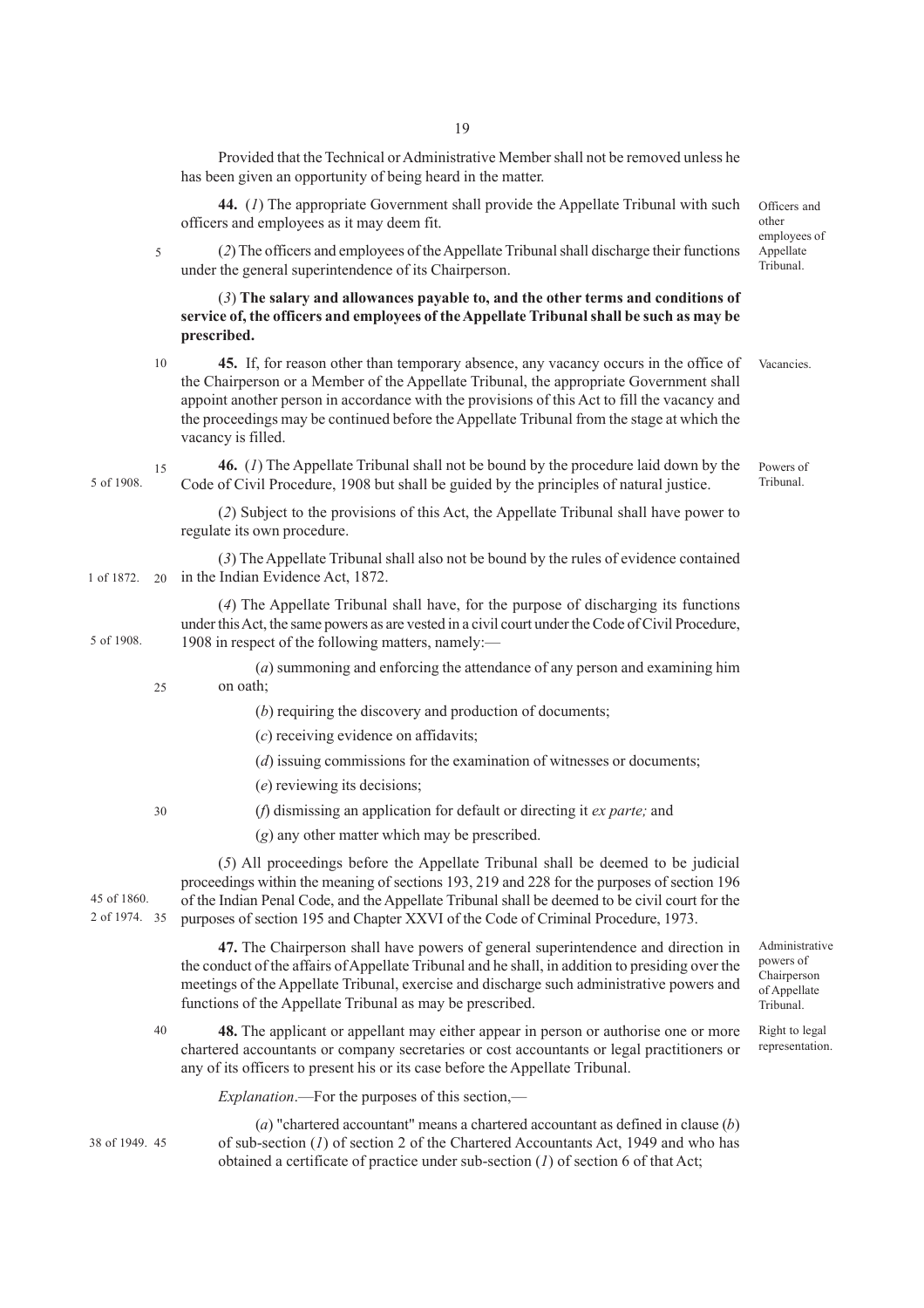Provided that the Technical or Administrative Member shall not be removed unless he has been given an opportunity of being heard in the matter.

Officers and other employees of Appellate Tribunal.

**44.** (*1*) The appropriate Government shall provide the Appellate Tribunal with such officers and employees as it may deem fit.

(*2*) The officers and employees of the Appellate Tribunal shall discharge their functions under the general superintendence of its Chairperson.

(*3*) **The salary and allowances payable to, and the other terms and conditions of service of, the officers and employees of the Appellate Tribunal shall be such as may be prescribed.**

Vacancies.

**45.** If, for reason other than temporary absence, any vacancy occurs in the office of the Chairperson or a Member of the Appellate Tribunal, the appropriate Government shall appoint another person in accordance with the provisions of this Act to fill the vacancy and the proceedings may be continued before the Appellate Tribunal from the stage at which the vacancy is filled.

Powers of Tribunal.

**46.** (*1*) The Appellate Tribunal shall not be bound by the procedure laid down by the Code of Civil Procedure, 1908 but shall be guided by the principles of natural justice.

5 of 1908.

(*2*) Subject to the provisions of this Act, the Appellate Tribunal shall have power to regulate its own procedure.

(*3*) The Appellate Tribunal shall also not be bound by the rules of evidence contained in the Indian Evidence Act, 1872.

1 of 1872.

(*4*) The Appellate Tribunal shall have, for the purpose of discharging its functions under this Act, the same powers as are vested in a civil court under the Code of Civil Procedure, 1908 in respect of the following matters, namely:—

5 of 1908.

(*a*) summoning and enforcing the attendance of any person and examining him on oath;

(*b*) requiring the discovery and production of documents;

(*c*) receiving evidence on affidavits;

(*d*) issuing commissions for the examination of witnesses or documents;

(*e*) reviewing its decisions;

(*f*) dismissing an application for default or directing it *ex parte;* and

(*g*) any other matter which may be prescribed.

(*5*) All proceedings before the Appellate Tribunal shall be deemed to be judicial proceedings within the meaning of sections 193, 219 and 228 for the purposes of section 196 of the Indian Penal Code, and the Appellate Tribunal shall be deemed to be civil court for the purposes of section 195 and Chapter XXVI of the Code of Criminal Procedure, 1973.

45 of 1860.
2 of 1974.

Administrative powers of Chairperson of Appellate Tribunal.

**47.** The Chairperson shall have powers of general superintendence and direction in the conduct of the affairs of Appellate Tribunal and he shall, in addition to presiding over the meetings of the Appellate Tribunal, exercise and discharge such administrative powers and functions of the Appellate Tribunal as may be prescribed.

Right to legal representation.

**48.** The applicant or appellant may either appear in person or authorise one or more chartered accountants or company secretaries or cost accountants or legal practitioners or any of its officers to present his or its case before the Appellate Tribunal.

*Explanation*.—For the purposes of this section,—

(*a*) "chartered accountant" means a chartered accountant as defined in clause (*b*) of sub-section (*1*) of section 2 of the Chartered Accountants Act, 1949 and who has obtained a certificate of practice under sub-section (*1*) of section 6 of that Act;

38 of 1949.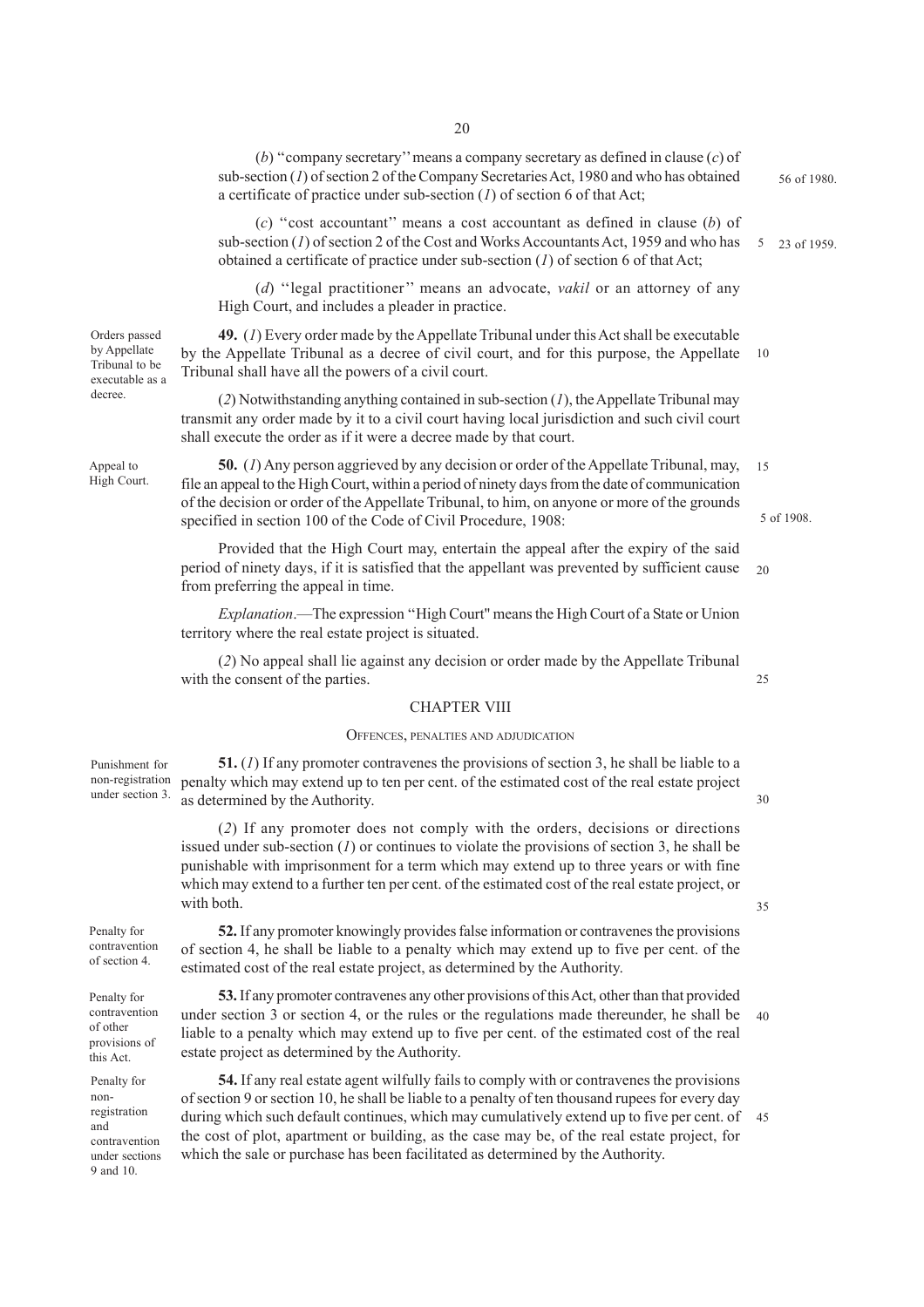(*b*) ''company secretary'' means a company secretary as defined in clause (*c*) of sub-section (*1*) of section 2 of the Company Secretaries Act, 1980 and who has obtained a certificate of practice under sub-section (*1*) of section 6 of that Act; 56 of 1980.

(*c*) ''cost accountant'' means a cost accountant as defined in clause (*b*) of sub-section (*1*) of section 2 of the Cost and Works Accountants Act, 1959 and who has obtained a certificate of practice under sub-section (*1*) of section 6 of that Act; 23 of 1959.

(*d*) ''legal practitioner'' means an advocate, *vakil* or an attorney of any High Court, and includes a pleader in practice.

Orders passed by Appellate Tribunal to be executable as a decree.

**49.** (*1*) Every order made by the Appellate Tribunal under this Act shall be executable by the Appellate Tribunal as a decree of civil court, and for this purpose, the Appellate Tribunal shall have all the powers of a civil court.

(*2*) Notwithstanding anything contained in sub-section (*1*), the Appellate Tribunal may transmit any order made by it to a civil court having local jurisdiction and such civil court shall execute the order as if it were a decree made by that court.

Appeal to High Court.

**50.** (*1*) Any person aggrieved by any decision or order of the Appellate Tribunal, may, file an appeal to the High Court, within a period of ninety days from the date of communication of the decision or order of the Appellate Tribunal, to him, on anyone or more of the grounds specified in section 100 of the Code of Civil Procedure, 1908: 5 of 1908.

Provided that the High Court may, entertain the appeal after the expiry of the said period of ninety days, if it is satisfied that the appellant was prevented by sufficient cause from preferring the appeal in time.

*Explanation*.—The expression "High Court" means the High Court of a State or Union territory where the real estate project is situated.

(*2*) No appeal shall lie against any decision or order made by the Appellate Tribunal with the consent of the parties.

## CHAPTER VIII

### OFFENCES, PENALTIES AND ADJUDICATION

Punishment for non-registration under section 3.

**51.** (*1*) If any promoter contravenes the provisions of section 3, he shall be liable to a penalty which may extend up to ten per cent. of the estimated cost of the real estate project as determined by the Authority.

(*2*) If any promoter does not comply with the orders, decisions or directions issued under sub-section (*1*) or continues to violate the provisions of section 3, he shall be punishable with imprisonment for a term which may extend up to three years or with fine which may extend to a further ten per cent. of the estimated cost of the real estate project, or with both.

Penalty for contravention of section 4.

**52.** If any promoter knowingly provides false information or contravenes the provisions of section 4, he shall be liable to a penalty which may extend up to five per cent. of the estimated cost of the real estate project, as determined by the Authority.

Penalty for contravention of other provisions of this Act.

**53.** If any promoter contravenes any other provisions of this Act, other than that provided under section 3 or section 4, or the rules or the regulations made thereunder, he shall be liable to a penalty which may extend up to five per cent. of the estimated cost of the real estate project as determined by the Authority.

Penalty for non-registration and contravention under sections 9 and 10.

**54.** If any real estate agent wilfully fails to comply with or contravenes the provisions of section 9 or section 10, he shall be liable to a penalty of ten thousand rupees for every day during which such default continues, which may cumulatively extend up to five per cent. of the cost of plot, apartment or building, as the case may be, of the real estate project, for which the sale or purchase has been facilitated as determined by the Authority.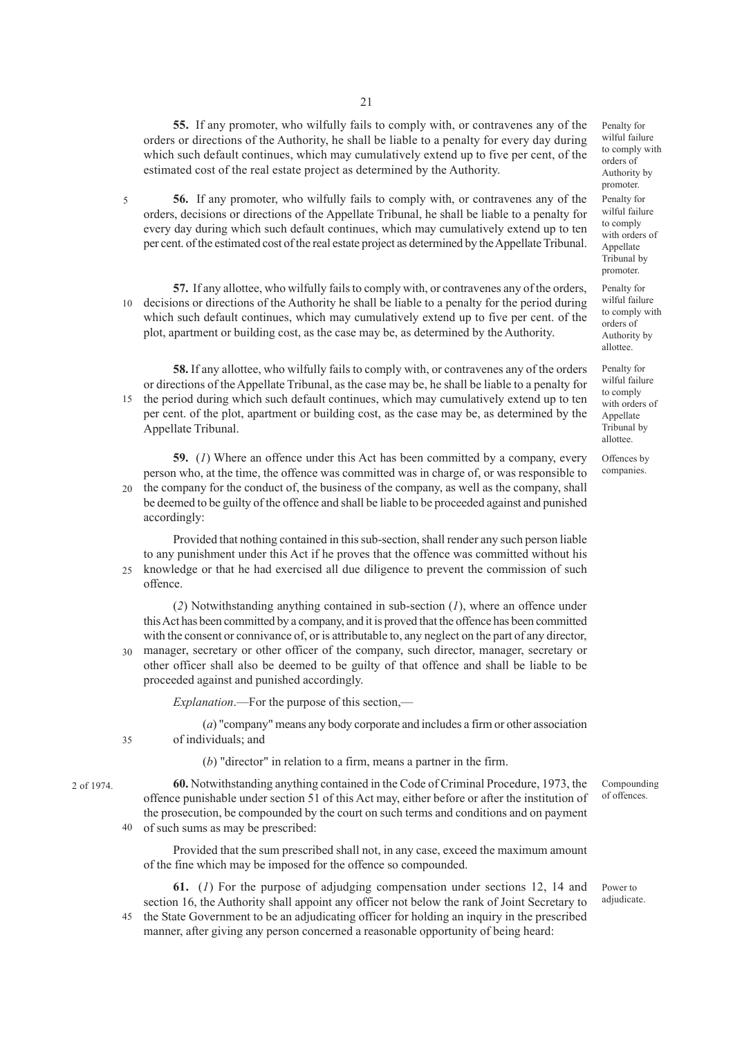**55.** If any promoter, who wilfully fails to comply with, or contravenes any of the orders or directions of the Authority, he shall be liable to a penalty for every day during which such default continues, which may cumulatively extend up to five per cent, of the estimated cost of the real estate project as determined by the Authority.

Penalty for wilful failure to comply with orders of Authority by promoter.

**56.** If any promoter, who wilfully fails to comply with, or contravenes any of the orders, decisions or directions of the Appellate Tribunal, he shall be liable to a penalty for every day during which such default continues, which may cumulatively extend up to ten per cent. of the estimated cost of the real estate project as determined by the Appellate Tribunal.

Penalty for wilful failure to comply with orders of Appellate Tribunal by promoter.

**57.** If any allottee, who wilfully fails to comply with, or contravenes any of the orders, decisions or directions of the Authority he shall be liable to a penalty for the period during which such default continues, which may cumulatively extend up to five per cent. of the plot, apartment or building cost, as the case may be, as determined by the Authority.

Penalty for wilful failure to comply with orders of Authority by allottee.

**58.** If any allottee, who wilfully fails to comply with, or contravenes any of the orders or directions of the Appellate Tribunal, as the case may be, he shall be liable to a penalty for the period during which such default continues, which may cumulatively extend up to ten per cent. of the plot, apartment or building cost, as the case may be, as determined by the Appellate Tribunal.

Penalty for wilful failure to comply with orders of Appellate Tribunal by allottee.

**59.** (*1*) Where an offence under this Act has been committed by a company, every person who, at the time, the offence was committed was in charge of, or was responsible to the company for the conduct of, the business of the company, as well as the company, shall be deemed to be guilty of the offence and shall be liable to be proceeded against and punished accordingly:

Offences by companies.

Provided that nothing contained in this sub-section, shall render any such person liable to any punishment under this Act if he proves that the offence was committed without his knowledge or that he had exercised all due diligence to prevent the commission of such offence.

(*2*) Notwithstanding anything contained in sub-section (*1*), where an offence under this Act has been committed by a company, and it is proved that the offence has been committed with the consent or connivance of, or is attributable to, any neglect on the part of any director, manager, secretary or other officer of the company, such director, manager, secretary or other officer shall also be deemed to be guilty of that offence and shall be liable to be proceeded against and punished accordingly.

*Explanation*.—For the purpose of this section,—

(*a*) "company" means any body corporate and includes a firm or other association of individuals; and

(*b*) "director" in relation to a firm, means a partner in the firm.

**60.** Notwithstanding anything contained in the Code of Criminal Procedure, 1973, the offence punishable under section 51 of this Act may, either before or after the institution of the prosecution, be compounded by the court on such terms and conditions and on payment of such sums as may be prescribed:

2 of 1974.

Compounding of offences.

Provided that the sum prescribed shall not, in any case, exceed the maximum amount of the fine which may be imposed for the offence so compounded.

**61.** (*1*) For the purpose of adjudging compensation under sections 12, 14 and section 16, the Authority shall appoint any officer not below the rank of Joint Secretary to the State Government to be an adjudicating officer for holding an inquiry in the prescribed manner, after giving any person concerned a reasonable opportunity of being heard:

Power to adjudicate.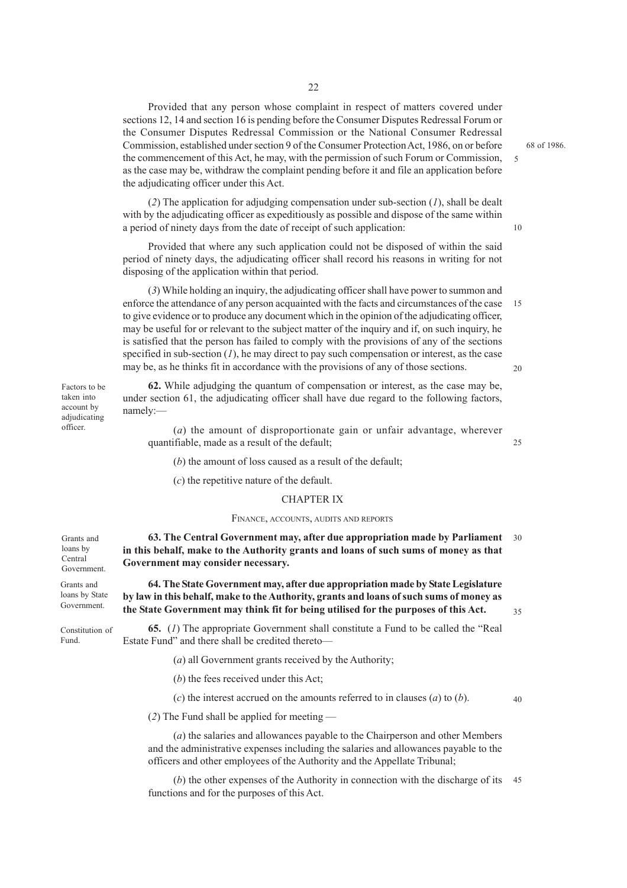Provided that any person whose complaint in respect of matters covered under sections 12, 14 and section 16 is pending before the Consumer Disputes Redressal Forum or the Consumer Disputes Redressal Commission or the National Consumer Redressal Commission, established under section 9 of the Consumer Protection Act, 1986, on or before the commencement of this Act, he may, with the permission of such Forum or Commission, as the case may be, withdraw the complaint pending before it and file an application before the adjudicating officer under this Act.

68 of 1986.

(*2*) The application for adjudging compensation under sub-section (*1*), shall be dealt with by the adjudicating officer as expeditiously as possible and dispose of the same within a period of ninety days from the date of receipt of such application:

Provided that where any such application could not be disposed of within the said period of ninety days, the adjudicating officer shall record his reasons in writing for not disposing of the application within that period.

(*3*) While holding an inquiry, the adjudicating officer shall have power to summon and enforce the attendance of any person acquainted with the facts and circumstances of the case to give evidence or to produce any document which in the opinion of the adjudicating officer, may be useful for or relevant to the subject matter of the inquiry and if, on such inquiry, he is satisfied that the person has failed to comply with the provisions of any of the sections specified in sub-section (*1*), he may direct to pay such compensation or interest, as the case may be, as he thinks fit in accordance with the provisions of any of those sections.

Factors to be taken into account by adjudicating officer.

**62.** While adjudging the quantum of compensation or interest, as the case may be, under section 61, the adjudicating officer shall have due regard to the following factors, namely:—

(*a*) the amount of disproportionate gain or unfair advantage, wherever quantifiable, made as a result of the default;

(*b*) the amount of loss caused as a result of the default;

(*c*) the repetitive nature of the default.

## CHAPTER IX

### FINANCE, ACCOUNTS, AUDITS AND REPORTS

Grants and loans by Central Government.

**63. The Central Government may, after due appropriation made by Parliament in this behalf, make to the Authority grants and loans of such sums of money as that Government may consider necessary.**

Grants and loans by State Government.

**64. The State Government may, after due appropriation made by State Legislature by law in this behalf, make to the Authority, grants and loans of such sums of money as the State Government may think fit for being utilised for the purposes of this Act.**

Constitution of Fund.

**65.** (*1*) The appropriate Government shall constitute a Fund to be called the "Real Estate Fund" and there shall be credited thereto—

(*a*) all Government grants received by the Authority;

(*b*) the fees received under this Act;

(*c*) the interest accrued on the amounts referred to in clauses (*a*) to (*b*).

(*2*) The Fund shall be applied for meeting —

(*a*) the salaries and allowances payable to the Chairperson and other Members and the administrative expenses including the salaries and allowances payable to the officers and other employees of the Authority and the Appellate Tribunal;

(*b*) the other expenses of the Authority in connection with the discharge of its functions and for the purposes of this Act.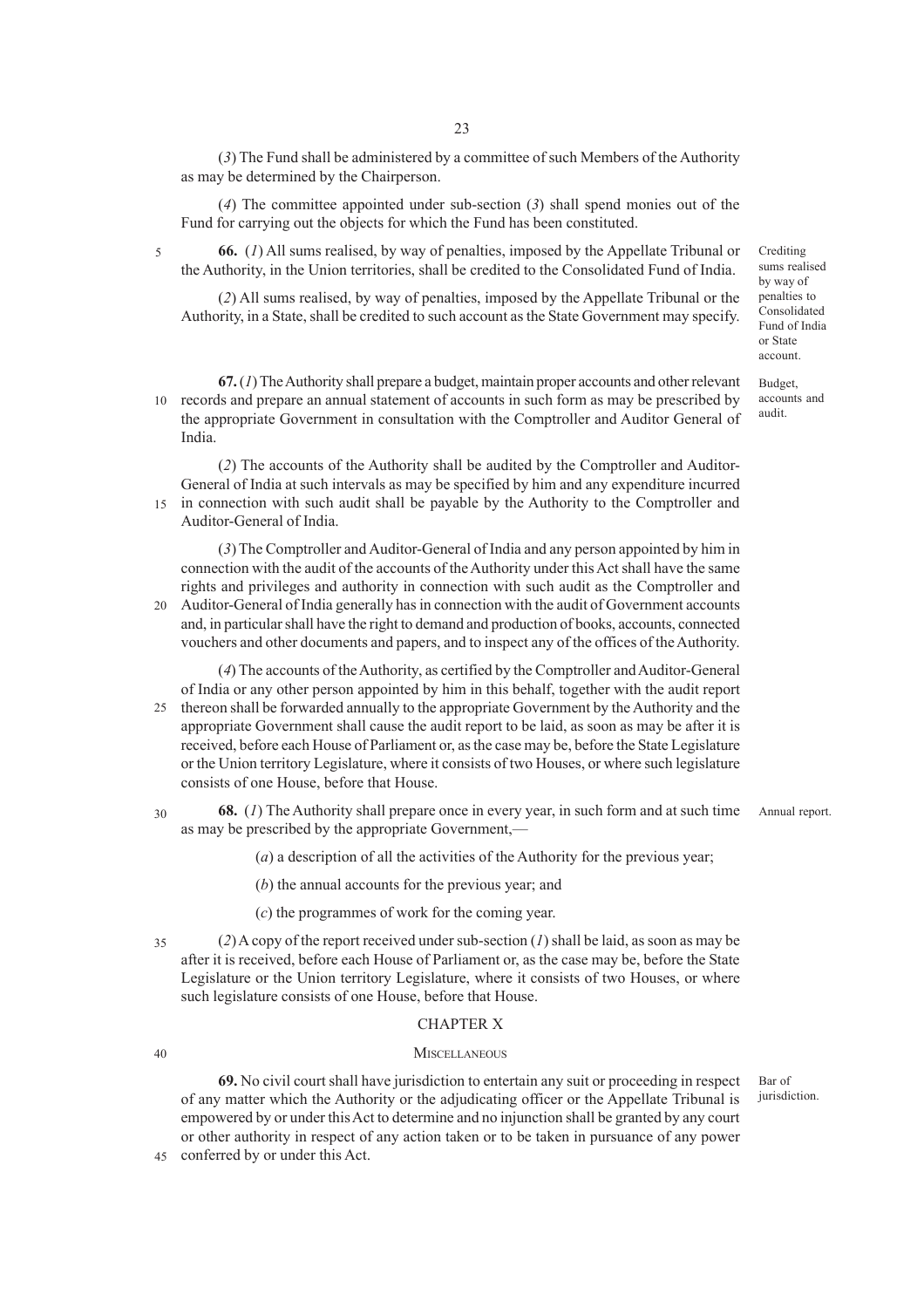(*3*) The Fund shall be administered by a committee of such Members of the Authority as may be determined by the Chairperson.

(*4*) The committee appointed under sub-section (*3*) shall spend monies out of the Fund for carrying out the objects for which the Fund has been constituted.

Crediting sums realised by way of penalties to Consolidated Fund of India or State account.

**66.** (*1*) All sums realised, by way of penalties, imposed by the Appellate Tribunal or the Authority, in the Union territories, shall be credited to the Consolidated Fund of India.

(*2*) All sums realised, by way of penalties, imposed by the Appellate Tribunal or the Authority, in a State, shall be credited to such account as the State Government may specify.

Budget, accounts and audit.

**67.** (*1*) The Authority shall prepare a budget, maintain proper accounts and other relevant records and prepare an annual statement of accounts in such form as may be prescribed by the appropriate Government in consultation with the Comptroller and Auditor General of India.

(*2*) The accounts of the Authority shall be audited by the Comptroller and Auditor-General of India at such intervals as may be specified by him and any expenditure incurred in connection with such audit shall be payable by the Authority to the Comptroller and Auditor-General of India.

(*3*) The Comptroller and Auditor-General of India and any person appointed by him in connection with the audit of the accounts of the Authority under this Act shall have the same rights and privileges and authority in connection with such audit as the Comptroller and Auditor-General of India generally has in connection with the audit of Government accounts and, in particular shall have the right to demand and production of books, accounts, connected vouchers and other documents and papers, and to inspect any of the offices of the Authority.

(*4*) The accounts of the Authority, as certified by the Comptroller and Auditor-General of India or any other person appointed by him in this behalf, together with the audit report thereon shall be forwarded annually to the appropriate Government by the Authority and the appropriate Government shall cause the audit report to be laid, as soon as may be after it is received, before each House of Parliament or, as the case may be, before the State Legislature or the Union territory Legislature, where it consists of two Houses, or where such legislature consists of one House, before that House.

Annual report.

**68.** (*1*) The Authority shall prepare once in every year, in such form and at such time as may be prescribed by the appropriate Government,—

(*a*) a description of all the activities of the Authority for the previous year;

(*b*) the annual accounts for the previous year; and

(*c*) the programmes of work for the coming year.

(*2*) A copy of the report received under sub-section (*1*) shall be laid, as soon as may be after it is received, before each House of Parliament or, as the case may be, before the State Legislature or the Union territory Legislature, where it consists of two Houses, or where such legislature consists of one House, before that House.

## CHAPTER X

### MISCELLANEOUS

Bar of jurisdiction.

**69.** No civil court shall have jurisdiction to entertain any suit or proceeding in respect of any matter which the Authority or the adjudicating officer or the Appellate Tribunal is empowered by or under this Act to determine and no injunction shall be granted by any court or other authority in respect of any action taken or to be taken in pursuance of any power conferred by or under this Act.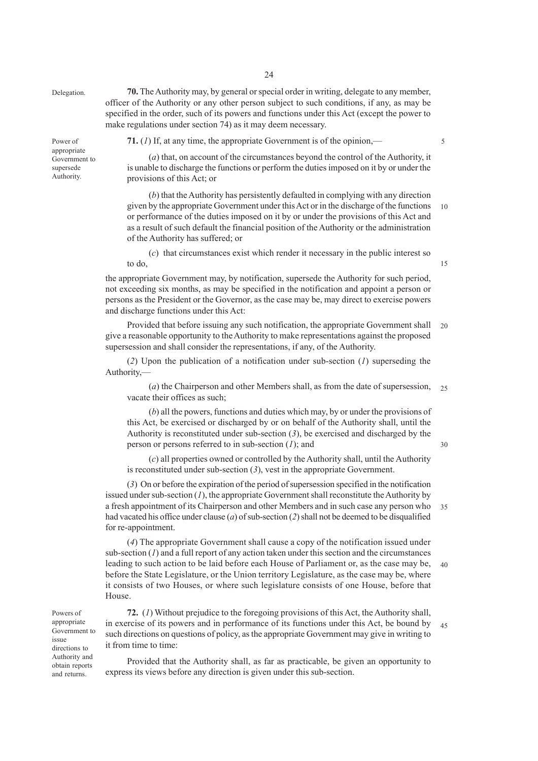**Delegation.**

**70.** The Authority may, by general or special order in writing, delegate to any member, officer of the Authority or any other person subject to such conditions, if any, as may be specified in the order, such of its powers and functions under this Act (except the power to make regulations under section 74) as it may deem necessary.

**Power of appropriate Government to supersede Authority.**

**71.** (*1*) If, at any time, the appropriate Government is of the opinion,—

(*a*) that, on account of the circumstances beyond the control of the Authority, it is unable to discharge the functions or perform the duties imposed on it by or under the provisions of this Act; or

(*b*) that the Authority has persistently defaulted in complying with any direction given by the appropriate Government under this Act or in the discharge of the functions or performance of the duties imposed on it by or under the provisions of this Act and as a result of such default the financial position of the Authority or the administration of the Authority has suffered; or

(*c*) that circumstances exist which render it necessary in the public interest so to do,

the appropriate Government may, by notification, supersede the Authority for such period, not exceeding six months, as may be specified in the notification and appoint a person or persons as the President or the Governor, as the case may be, may direct to exercise powers and discharge functions under this Act:

Provided that before issuing any such notification, the appropriate Government shall give a reasonable opportunity to the Authority to make representations against the proposed supersession and shall consider the representations, if any, of the Authority.

(*2*) Upon the publication of a notification under sub-section (*1*) superseding the Authority,—

(*a*) the Chairperson and other Members shall, as from the date of supersession, vacate their offices as such;

(*b*) all the powers, functions and duties which may, by or under the provisions of this Act, be exercised or discharged by or on behalf of the Authority shall, until the Authority is reconstituted under sub-section (*3*), be exercised and discharged by the person or persons referred to in sub-section (*1*); and

(*c*) all properties owned or controlled by the Authority shall, until the Authority is reconstituted under sub-section (*3*), vest in the appropriate Government.

(*3*) On or before the expiration of the period of supersession specified in the notification issued under sub-section (*1*), the appropriate Government shall reconstitute the Authority by a fresh appointment of its Chairperson and other Members and in such case any person who had vacated his office under clause (*a*) of sub-section (*2*) shall not be deemed to be disqualified for re-appointment.

(*4*) The appropriate Government shall cause a copy of the notification issued under sub-section (*1*) and a full report of any action taken under this section and the circumstances leading to such action to be laid before each House of Parliament or, as the case may be, before the State Legislature, or the Union territory Legislature, as the case may be, where it consists of two Houses, or where such legislature consists of one House, before that House.

**Powers of appropriate Government to issue directions to Authority and obtain reports and returns.**

**72.** (*1*) Without prejudice to the foregoing provisions of this Act, the Authority shall, in exercise of its powers and in performance of its functions under this Act, be bound by such directions on questions of policy, as the appropriate Government may give in writing to it from time to time:

Provided that the Authority shall, as far as practicable, be given an opportunity to express its views before any direction is given under this sub-section.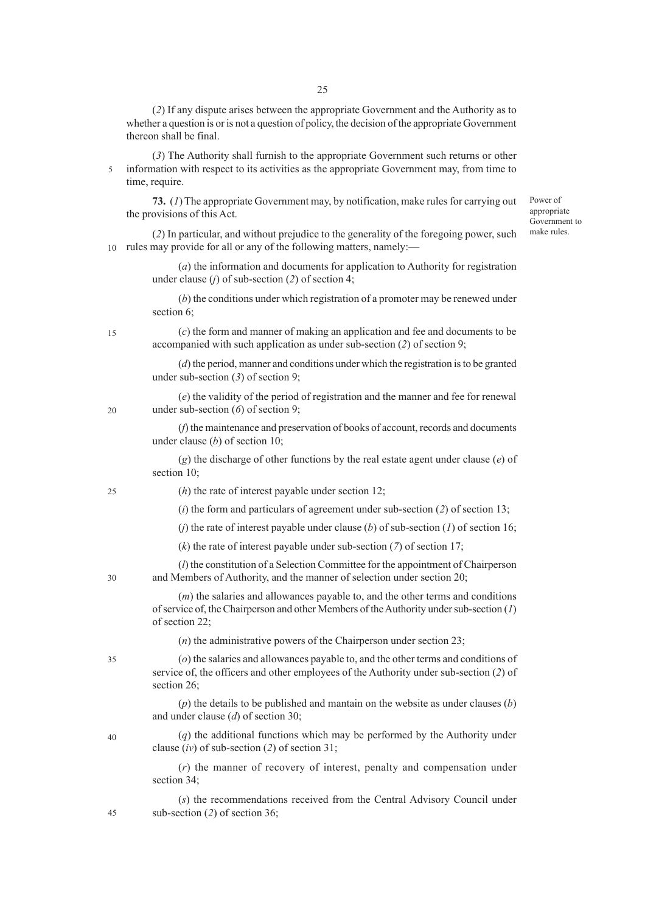(*2*) If any dispute arises between the appropriate Government and the Authority as to whether a question is or is not a question of policy, the decision of the appropriate Government thereon shall be final.

(*3*) The Authority shall furnish to the appropriate Government such returns or other information with respect to its activities as the appropriate Government may, from time to time, require.

Power of appropriate Government to make rules.

**73.** (*1*) The appropriate Government may, by notification, make rules for carrying out the provisions of this Act.

(*2*) In particular, and without prejudice to the generality of the foregoing power, such rules may provide for all or any of the following matters, namely:—

(*a*) the information and documents for application to Authority for registration under clause (*j*) of sub-section (*2*) of section 4;

(*b*) the conditions under which registration of a promoter may be renewed under section 6;

(*c*) the form and manner of making an application and fee and documents to be accompanied with such application as under sub-section (*2*) of section 9;

(*d*) the period, manner and conditions under which the registration is to be granted under sub-section (*3*) of section 9;

(*e*) the validity of the period of registration and the manner and fee for renewal under sub-section (*6*) of section 9;

(*f*) the maintenance and preservation of books of account, records and documents under clause (*b*) of section 10;

(*g*) the discharge of other functions by the real estate agent under clause (*e*) of section 10;

(*h*) the rate of interest payable under section 12;

(*i*) the form and particulars of agreement under sub-section (*2*) of section 13;

(*j*) the rate of interest payable under clause (*b*) of sub-section (*1*) of section 16;

(*k*) the rate of interest payable under sub-section (*7*) of section 17;

(*l*) the constitution of a Selection Committee for the appointment of Chairperson and Members of Authority, and the manner of selection under section 20;

(*m*) the salaries and allowances payable to, and the other terms and conditions of service of, the Chairperson and other Members of the Authority under sub-section (*1*) of section 22;

(*n*) the administrative powers of the Chairperson under section 23;

(*o*) the salaries and allowances payable to, and the other terms and conditions of service of, the officers and other employees of the Authority under sub-section (*2*) of section 26;

(*p*) the details to be published and mantain on the website as under clauses (*b*) and under clause (*d*) of section 30;

(*q*) the additional functions which may be performed by the Authority under clause (*iv*) of sub-section (*2*) of section 31;

(*r*) the manner of recovery of interest, penalty and compensation under section 34;

(*s*) the recommendations received from the Central Advisory Council under sub-section (*2*) of section 36;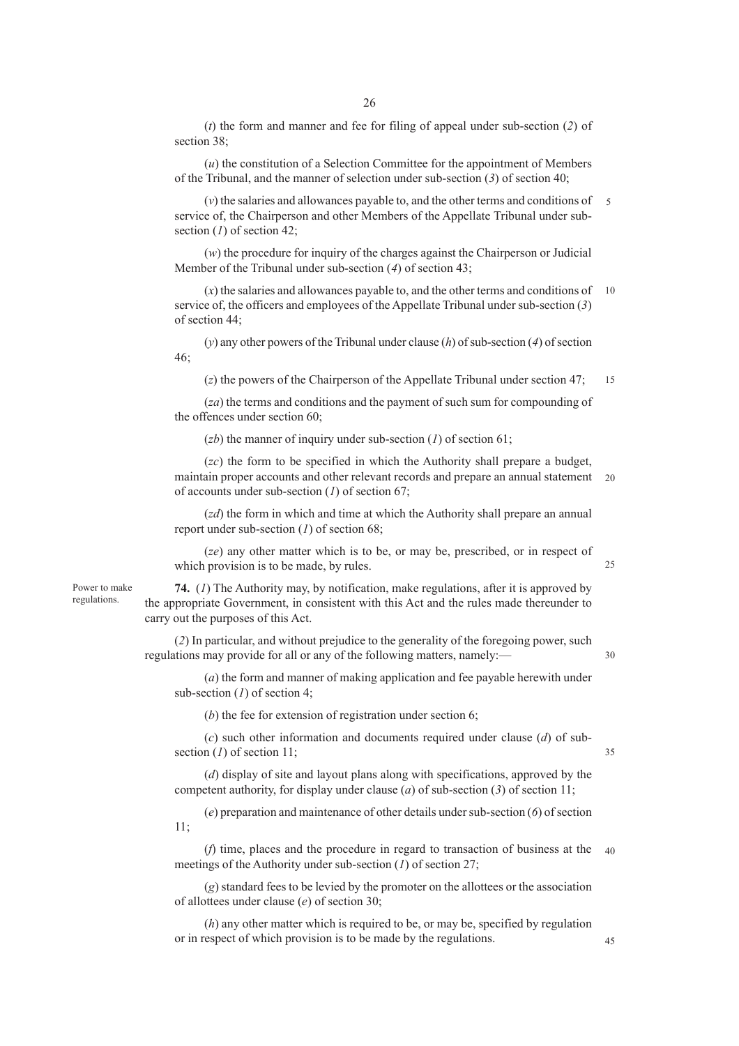(*t*) the form and manner and fee for filing of appeal under sub-section (*2*) of section 38;

(*u*) the constitution of a Selection Committee for the appointment of Members of the Tribunal, and the manner of selection under sub-section (*3*) of section 40;

(*v*) the salaries and allowances payable to, and the other terms and conditions of service of, the Chairperson and other Members of the Appellate Tribunal under sub-section (*1*) of section 42;

(*w*) the procedure for inquiry of the charges against the Chairperson or Judicial Member of the Tribunal under sub-section (*4*) of section 43;

(*x*) the salaries and allowances payable to, and the other terms and conditions of service of, the officers and employees of the Appellate Tribunal under sub-section (*3*) of section 44;

(*y*) any other powers of the Tribunal under clause (*h*) of sub-section (*4*) of section 46;

(*z*) the powers of the Chairperson of the Appellate Tribunal under section 47;

(*za*) the terms and conditions and the payment of such sum for compounding of the offences under section 60;

(*zb*) the manner of inquiry under sub-section (*1*) of section 61;

(*zc*) the form to be specified in which the Authority shall prepare a budget, maintain proper accounts and other relevant records and prepare an annual statement of accounts under sub-section (*1*) of section 67;

(*zd*) the form in which and time at which the Authority shall prepare an annual report under sub-section (*1*) of section 68;

(*ze*) any other matter which is to be, or may be, prescribed, or in respect of which provision is to be made, by rules.

Power to make regulations.

**74.** (*1*) The Authority may, by notification, make regulations, after it is approved by the appropriate Government, in consistent with this Act and the rules made thereunder to carry out the purposes of this Act.

(*2*) In particular, and without prejudice to the generality of the foregoing power, such regulations may provide for all or any of the following matters, namely:—

(*a*) the form and manner of making application and fee payable herewith under sub-section (*1*) of section 4;

(*b*) the fee for extension of registration under section 6;

(*c*) such other information and documents required under clause (*d*) of sub-section (*1*) of section 11;

(*d*) display of site and layout plans along with specifications, approved by the competent authority, for display under clause (*a*) of sub-section (*3*) of section 11;

(*e*) preparation and maintenance of other details under sub-section (*6*) of section 11;

(*f*) time, places and the procedure in regard to transaction of business at the meetings of the Authority under sub-section (*1*) of section 27;

(*g*) standard fees to be levied by the promoter on the allottees or the association of allottees under clause (*e*) of section 30;

(*h*) any other matter which is required to be, or may be, specified by regulation or in respect of which provision is to be made by the regulations.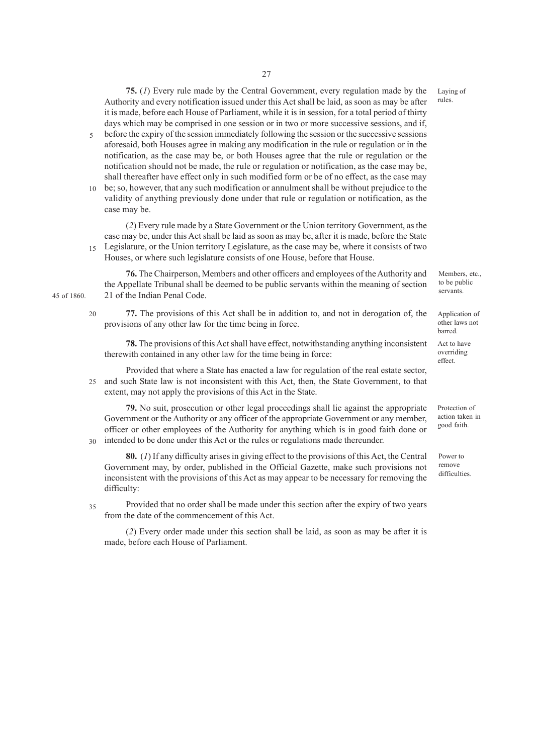**75.** (*1*) Every rule made by the Central Government, every regulation made by the Authority and every notification issued under this Act shall be laid, as soon as may be after it is made, before each House of Parliament, while it is in session, for a total period of thirty days which may be comprised in one session or in two or more successive sessions, and if, before the expiry of the session immediately following the session or the successive sessions aforesaid, both Houses agree in making any modification in the rule or regulation or in the notification, as the case may be, or both Houses agree that the rule or regulation or the notification should not be made, the rule or regulation or notification, as the case may be, shall thereafter have effect only in such modified form or be of no effect, as the case may be; so, however, that any such modification or annulment shall be without prejudice to the validity of anything previously done under that rule or regulation or notification, as the case may be.

Laying of rules.

(*2*) Every rule made by a State Government or the Union territory Government, as the case may be, under this Act shall be laid as soon as may be, after it is made, before the State Legislature, or the Union territory Legislature, as the case may be, where it consists of two Houses, or where such legislature consists of one House, before that House.

**76.** The Chairperson, Members and other officers and employees of the Authority and the Appellate Tribunal shall be deemed to be public servants within the meaning of section 21 of the Indian Penal Code.

Members, etc., to be public servants.

45 of 1860.

**77.** The provisions of this Act shall be in addition to, and not in derogation of, the provisions of any other law for the time being in force.

Application of other laws not barred.

**78.** The provisions of this Act shall have effect, notwithstanding anything inconsistent therewith contained in any other law for the time being in force:

Act to have overriding effect.

Provided that where a State has enacted a law for regulation of the real estate sector, and such State law is not inconsistent with this Act, then, the State Government, to that extent, may not apply the provisions of this Act in the State.

**79.** No suit, prosecution or other legal proceedings shall lie against the appropriate Government or the Authority or any officer of the appropriate Government or any member, officer or other employees of the Authority for anything which is in good faith done or intended to be done under this Act or the rules or regulations made thereunder.

Protection of action taken in good faith.

**80.** (*1*) If any difficulty arises in giving effect to the provisions of this Act, the Central Government may, by order, published in the Official Gazette, make such provisions not inconsistent with the provisions of this Act as may appear to be necessary for removing the difficulty:

Power to remove difficulties.

Provided that no order shall be made under this section after the expiry of two years from the date of the commencement of this Act.

(*2*) Every order made under this section shall be laid, as soon as may be after it is made, before each House of Parliament.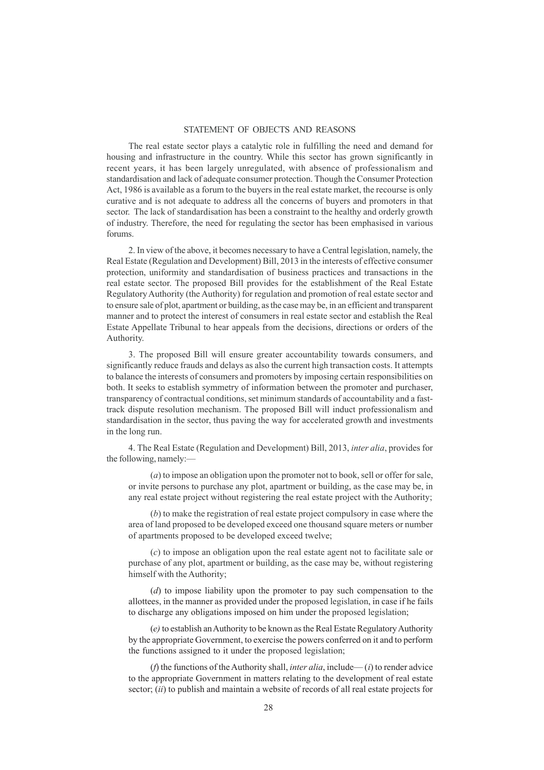## STATEMENT OF OBJECTS AND REASONS

The real estate sector plays a catalytic role in fulfilling the need and demand for housing and infrastructure in the country. While this sector has grown significantly in recent years, it has been largely unregulated, with absence of professionalism and standardisation and lack of adequate consumer protection. Though the Consumer Protection Act, 1986 is available as a forum to the buyers in the real estate market, the recourse is only curative and is not adequate to address all the concerns of buyers and promoters in that sector. The lack of standardisation has been a constraint to the healthy and orderly growth of industry. Therefore, the need for regulating the sector has been emphasised in various forums.

2. In view of the above, it becomes necessary to have a Central legislation, namely, the Real Estate (Regulation and Development) Bill, 2013 in the interests of effective consumer protection, uniformity and standardisation of business practices and transactions in the real estate sector. The proposed Bill provides for the establishment of the Real Estate Regulatory Authority (the Authority) for regulation and promotion of real estate sector and to ensure sale of plot, apartment or building, as the case may be, in an efficient and transparent manner and to protect the interest of consumers in real estate sector and establish the Real Estate Appellate Tribunal to hear appeals from the decisions, directions or orders of the Authority.

3. The proposed Bill will ensure greater accountability towards consumers, and significantly reduce frauds and delays as also the current high transaction costs. It attempts to balance the interests of consumers and promoters by imposing certain responsibilities on both. It seeks to establish symmetry of information between the promoter and purchaser, transparency of contractual conditions, set minimum standards of accountability and a fast-track dispute resolution mechanism. The proposed Bill will induct professionalism and standardisation in the sector, thus paving the way for accelerated growth and investments in the long run.

4. The Real Estate (Regulation and Development) Bill, 2013, *inter alia*, provides for the following, namely:—

(*a*) to impose an obligation upon the promoter not to book, sell or offer for sale, or invite persons to purchase any plot, apartment or building, as the case may be, in any real estate project without registering the real estate project with the Authority;

(*b*) to make the registration of real estate project compulsory in case where the area of land proposed to be developed exceed one thousand square meters or number of apartments proposed to be developed exceed twelve;

(*c*) to impose an obligation upon the real estate agent not to facilitate sale or purchase of any plot, apartment or building, as the case may be, without registering himself with the Authority;

(*d*) to impose liability upon the promoter to pay such compensation to the allottees, in the manner as provided under the proposed legislation, in case if he fails to discharge any obligations imposed on him under the proposed legislation;

(*e)* to establish an Authority to be known as the Real Estate Regulatory Authority by the appropriate Government, to exercise the powers conferred on it and to perform the functions assigned to it under the proposed legislation;

(*f*) the functions of the Authority shall, *inter alia*, include— (*i*) to render advice to the appropriate Government in matters relating to the development of real estate sector; (*ii*) to publish and maintain a website of records of all real estate projects for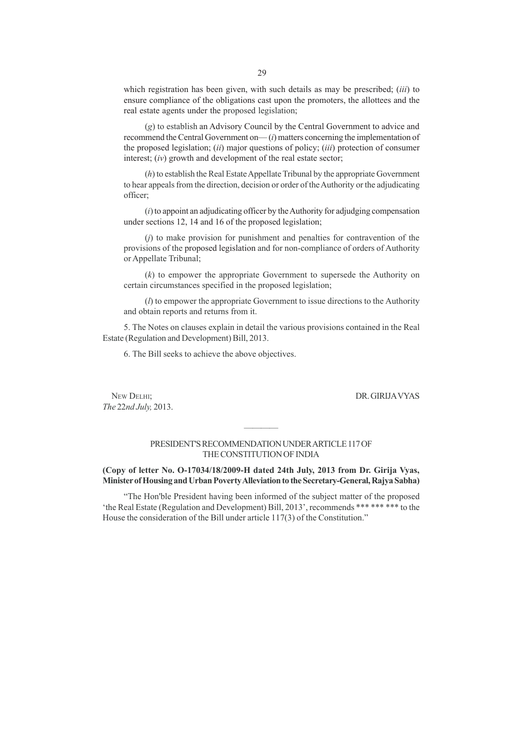which registration has been given, with such details as may be prescribed; (*iii*) to ensure compliance of the obligations cast upon the promoters, the allottees and the real estate agents under the proposed legislation;

(*g*) to establish an Advisory Council by the Central Government to advice and recommend the Central Government on— (*i*) matters concerning the implementation of the proposed legislation; (*ii*) major questions of policy; (*iii*) protection of consumer interest; (*iv*) growth and development of the real estate sector;

(*h*) to establish the Real Estate Appellate Tribunal by the appropriate Government to hear appeals from the direction, decision or order of the Authority or the adjudicating officer;

(*i*) to appoint an adjudicating officer by the Authority for adjudging compensation under sections 12, 14 and 16 of the proposed legislation;

(*j*) to make provision for punishment and penalties for contravention of the provisions of the proposed legislation and for non-compliance of orders of Authority or Appellate Tribunal;

(*k*) to empower the appropriate Government to supersede the Authority on certain circumstances specified in the proposed legislation;

(*l*) to empower the appropriate Government to issue directions to the Authority and obtain reports and returns from it.

5. The Notes on clauses explain in detail the various provisions contained in the Real Estate (Regulation and Development) Bill, 2013.

6. The Bill seeks to achieve the above objectives.

NEW DELHI;
*The* 22*nd July,* 2013.

DR. GIRIJA VYAS

---

PRESIDENT'S RECOMMENDATION UNDER ARTICLE 117 OF THE CONSTITUTION OF INDIA

**(Copy of letter No. O-17034/18/2009-H dated 24th July, 2013 from Dr. Girija Vyas, Minister of Housing and Urban Poverty Alleviation to the Secretary-General, Rajya Sabha)**

"The Hon'ble President having been informed of the subject matter of the proposed 'the Real Estate (Regulation and Development) Bill, 2013', recommends *** *** *** to the House the consideration of the Bill under article 117(3) of the Constitution."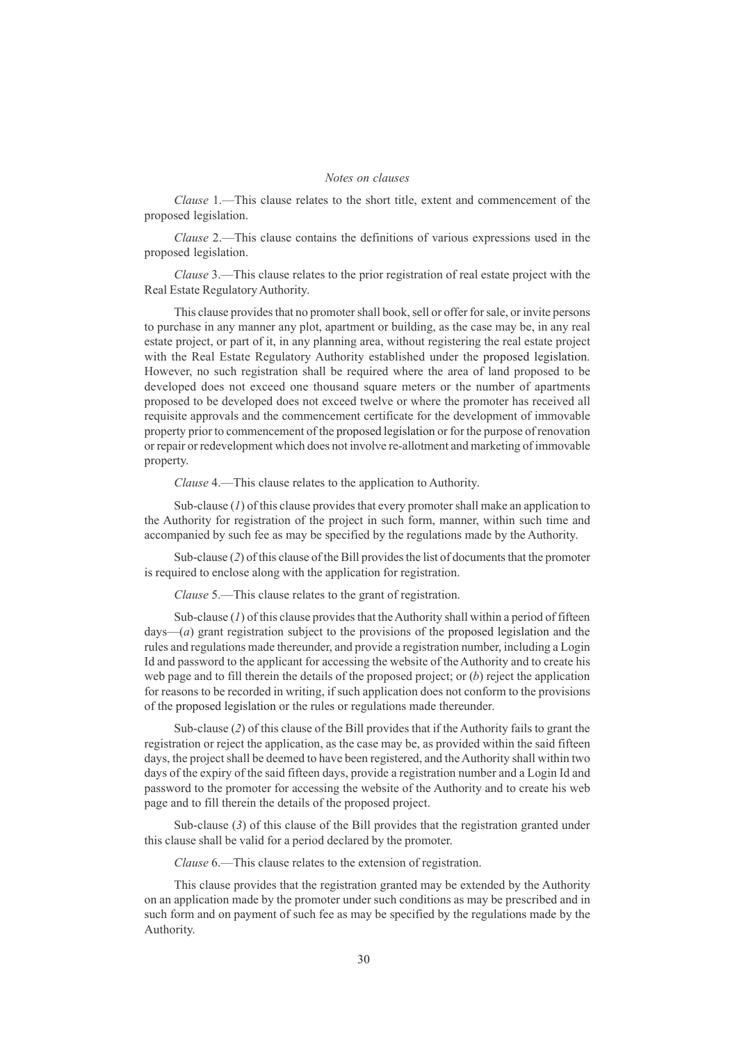*Notes on clauses*

*Clause* 1.—This clause relates to the short title, extent and commencement of the proposed legislation.

*Clause* 2.—This clause contains the definitions of various expressions used in the proposed legislation.

*Clause* 3.—This clause relates to the prior registration of real estate project with the Real Estate Regulatory Authority.

This clause provides that no promoter shall book, sell or offer for sale, or invite persons to purchase in any manner any plot, apartment or building, as the case may be, in any real estate project, or part of it, in any planning area, without registering the real estate project with the Real Estate Regulatory Authority established under the proposed legislation. However, no such registration shall be required where the area of land proposed to be developed does not exceed one thousand square meters or the number of apartments proposed to be developed does not exceed twelve or where the promoter has received all requisite approvals and the commencement certificate for the development of immovable property prior to commencement of the proposed legislation or for the purpose of renovation or repair or redevelopment which does not involve re-allotment and marketing of immovable property.

*Clause* 4.—This clause relates to the application to Authority.

Sub-clause (*1*) of this clause provides that every promoter shall make an application to the Authority for registration of the project in such form, manner, within such time and accompanied by such fee as may be specified by the regulations made by the Authority.

Sub-clause (*2*) of this clause of the Bill provides the list of documents that the promoter is required to enclose along with the application for registration.

*Clause* 5.—This clause relates to the grant of registration.

Sub-clause (*1*) of this clause provides that the Authority shall within a period of fifteen days—(*a*) grant registration subject to the provisions of the proposed legislation and the rules and regulations made thereunder, and provide a registration number, including a Login Id and password to the applicant for accessing the website of the Authority and to create his web page and to fill therein the details of the proposed project; or (*b*) reject the application for reasons to be recorded in writing, if such application does not conform to the provisions of the proposed legislation or the rules or regulations made thereunder.

Sub-clause (*2*) of this clause of the Bill provides that if the Authority fails to grant the registration or reject the application, as the case may be, as provided within the said fifteen days, the project shall be deemed to have been registered, and the Authority shall within two days of the expiry of the said fifteen days, provide a registration number and a Login Id and password to the promoter for accessing the website of the Authority and to create his web page and to fill therein the details of the proposed project.

Sub-clause (*3*) of this clause of the Bill provides that the registration granted under this clause shall be valid for a period declared by the promoter.

*Clause* 6.—This clause relates to the extension of registration.

This clause provides that the registration granted may be extended by the Authority on an application made by the promoter under such conditions as may be prescribed and in such form and on payment of such fee as may be specified by the regulations made by the Authority.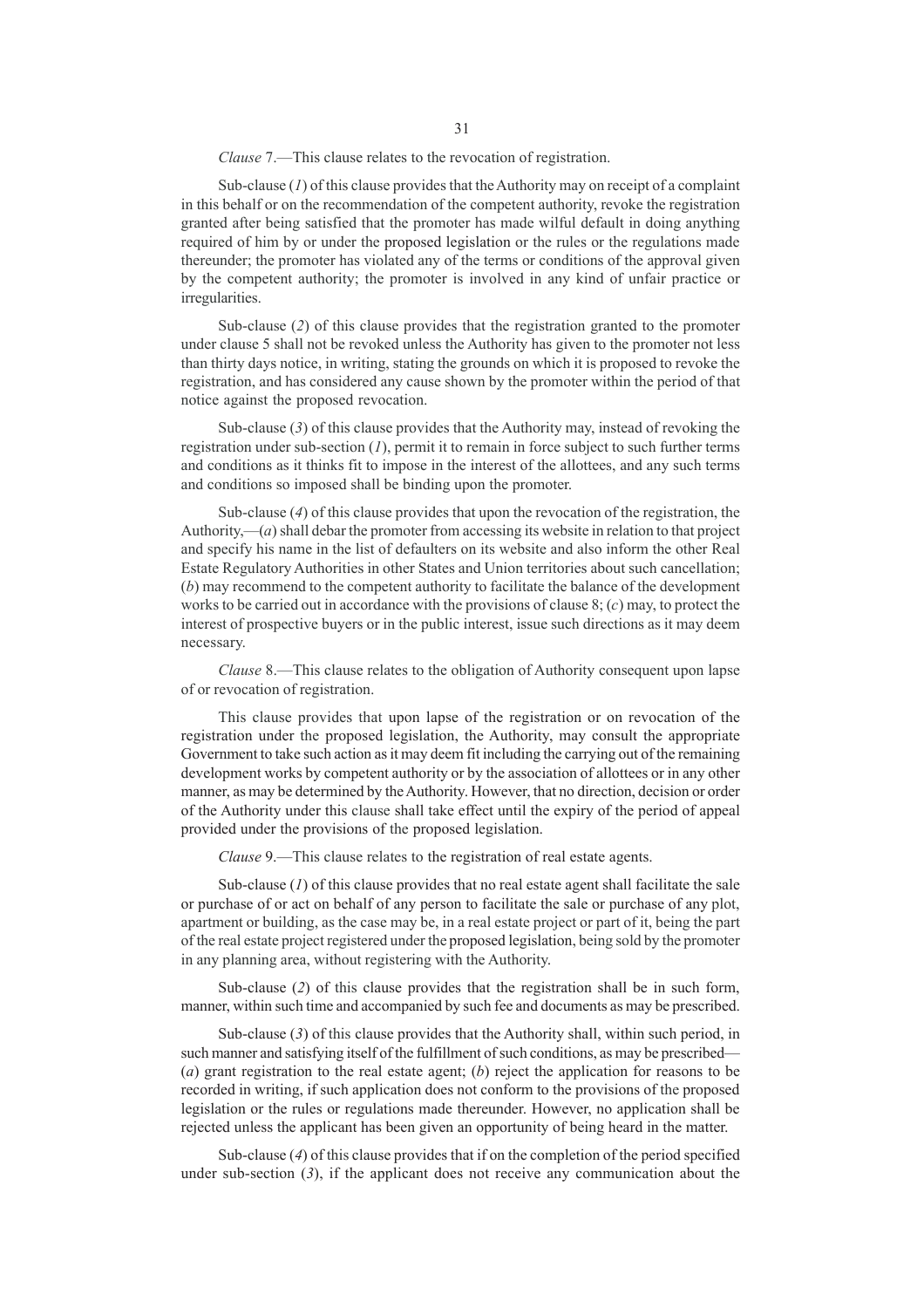*Clause* 7.—This clause relates to the revocation of registration.

Sub-clause (*1*) of this clause provides that the Authority may on receipt of a complaint in this behalf or on the recommendation of the competent authority, revoke the registration granted after being satisfied that the promoter has made wilful default in doing anything required of him by or under the proposed legislation or the rules or the regulations made thereunder; the promoter has violated any of the terms or conditions of the approval given by the competent authority; the promoter is involved in any kind of unfair practice or irregularities.

Sub-clause (*2*) of this clause provides that the registration granted to the promoter under clause 5 shall not be revoked unless the Authority has given to the promoter not less than thirty days notice, in writing, stating the grounds on which it is proposed to revoke the registration, and has considered any cause shown by the promoter within the period of that notice against the proposed revocation.

Sub-clause (*3*) of this clause provides that the Authority may, instead of revoking the registration under sub-section (*1*), permit it to remain in force subject to such further terms and conditions as it thinks fit to impose in the interest of the allottees, and any such terms and conditions so imposed shall be binding upon the promoter.

Sub-clause (*4*) of this clause provides that upon the revocation of the registration, the Authority,—(*a*) shall debar the promoter from accessing its website in relation to that project and specify his name in the list of defaulters on its website and also inform the other Real Estate Regulatory Authorities in other States and Union territories about such cancellation; (*b*) may recommend to the competent authority to facilitate the balance of the development works to be carried out in accordance with the provisions of clause 8; (*c*) may, to protect the interest of prospective buyers or in the public interest, issue such directions as it may deem necessary.

*Clause* 8.—This clause relates to the obligation of Authority consequent upon lapse of or revocation of registration.

This clause provides that upon lapse of the registration or on revocation of the registration under the proposed legislation, the Authority, may consult the appropriate Government to take such action as it may deem fit including the carrying out of the remaining development works by competent authority or by the association of allottees or in any other manner, as may be determined by the Authority. However, that no direction, decision or order of the Authority under this clause shall take effect until the expiry of the period of appeal provided under the provisions of the proposed legislation.

*Clause* 9.—This clause relates to the registration of real estate agents.

Sub-clause (*1*) of this clause provides that no real estate agent shall facilitate the sale or purchase of or act on behalf of any person to facilitate the sale or purchase of any plot, apartment or building, as the case may be, in a real estate project or part of it, being the part of the real estate project registered under the proposed legislation, being sold by the promoter in any planning area, without registering with the Authority.

Sub-clause (*2*) of this clause provides that the registration shall be in such form, manner, within such time and accompanied by such fee and documents as may be prescribed.

Sub-clause (*3*) of this clause provides that the Authority shall, within such period, in such manner and satisfying itself of the fulfillment of such conditions, as may be prescribed—(*a*) grant registration to the real estate agent; (*b*) reject the application for reasons to be recorded in writing, if such application does not conform to the provisions of the proposed legislation or the rules or regulations made thereunder. However, no application shall be rejected unless the applicant has been given an opportunity of being heard in the matter.

Sub-clause (*4*) of this clause provides that if on the completion of the period specified under sub-section (*3*), if the applicant does not receive any communication about the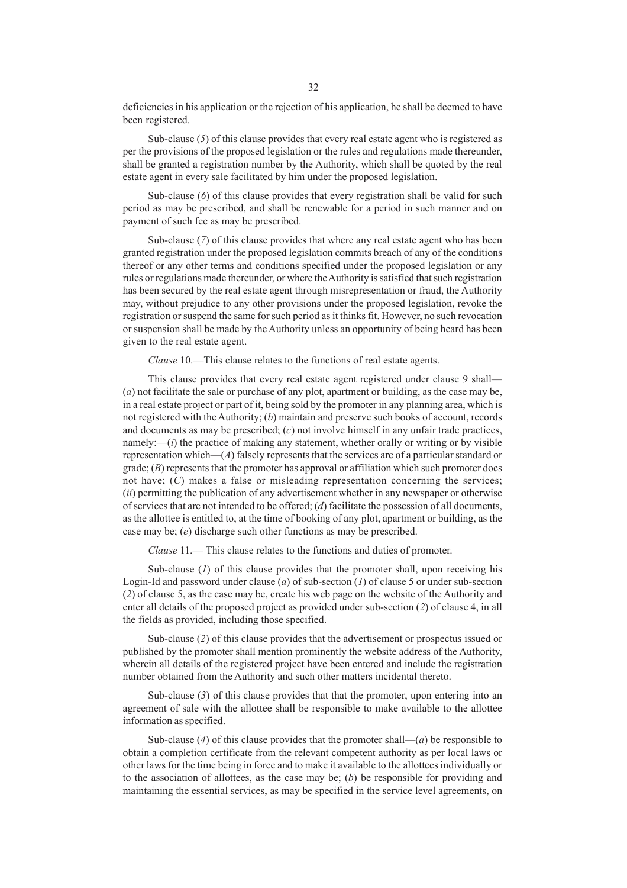deficiencies in his application or the rejection of his application, he shall be deemed to have been registered.

Sub-clause (*5*) of this clause provides that every real estate agent who is registered as per the provisions of the proposed legislation or the rules and regulations made thereunder, shall be granted a registration number by the Authority, which shall be quoted by the real estate agent in every sale facilitated by him under the proposed legislation.

Sub-clause (*6*) of this clause provides that every registration shall be valid for such period as may be prescribed, and shall be renewable for a period in such manner and on payment of such fee as may be prescribed.

Sub-clause (*7*) of this clause provides that where any real estate agent who has been granted registration under the proposed legislation commits breach of any of the conditions thereof or any other terms and conditions specified under the proposed legislation or any rules or regulations made thereunder, or where the Authority is satisfied that such registration has been secured by the real estate agent through misrepresentation or fraud, the Authority may, without prejudice to any other provisions under the proposed legislation, revoke the registration or suspend the same for such period as it thinks fit. However, no such revocation or suspension shall be made by the Authority unless an opportunity of being heard has been given to the real estate agent.

*Clause* 10.—This clause relates to the functions of real estate agents.

This clause provides that every real estate agent registered under clause 9 shall—(*a*) not facilitate the sale or purchase of any plot, apartment or building, as the case may be, in a real estate project or part of it, being sold by the promoter in any planning area, which is not registered with the Authority; (*b*) maintain and preserve such books of account, records and documents as may be prescribed; (*c*) not involve himself in any unfair trade practices, namely:—(*i*) the practice of making any statement, whether orally or writing or by visible representation which—(*A*) falsely represents that the services are of a particular standard or grade; (*B*) represents that the promoter has approval or affiliation which such promoter does not have; (*C*) makes a false or misleading representation concerning the services; (*ii*) permitting the publication of any advertisement whether in any newspaper or otherwise of services that are not intended to be offered; (*d*) facilitate the possession of all documents, as the allottee is entitled to, at the time of booking of any plot, apartment or building, as the case may be; (*e*) discharge such other functions as may be prescribed.

*Clause* 11.— This clause relates to the functions and duties of promoter.

Sub-clause (*1*) of this clause provides that the promoter shall, upon receiving his Login-Id and password under clause (*a*) of sub-section (*1*) of clause 5 or under sub-section (*2*) of clause 5, as the case may be, create his web page on the website of the Authority and enter all details of the proposed project as provided under sub-section (*2*) of clause 4, in all the fields as provided, including those specified.

Sub-clause (*2*) of this clause provides that the advertisement or prospectus issued or published by the promoter shall mention prominently the website address of the Authority, wherein all details of the registered project have been entered and include the registration number obtained from the Authority and such other matters incidental thereto.

Sub-clause (*3*) of this clause provides that that the promoter, upon entering into an agreement of sale with the allottee shall be responsible to make available to the allottee information as specified.

Sub-clause (*4*) of this clause provides that the promoter shall—(*a*) be responsible to obtain a completion certificate from the relevant competent authority as per local laws or other laws for the time being in force and to make it available to the allottees individually or to the association of allottees, as the case may be; (*b*) be responsible for providing and maintaining the essential services, as may be specified in the service level agreements, on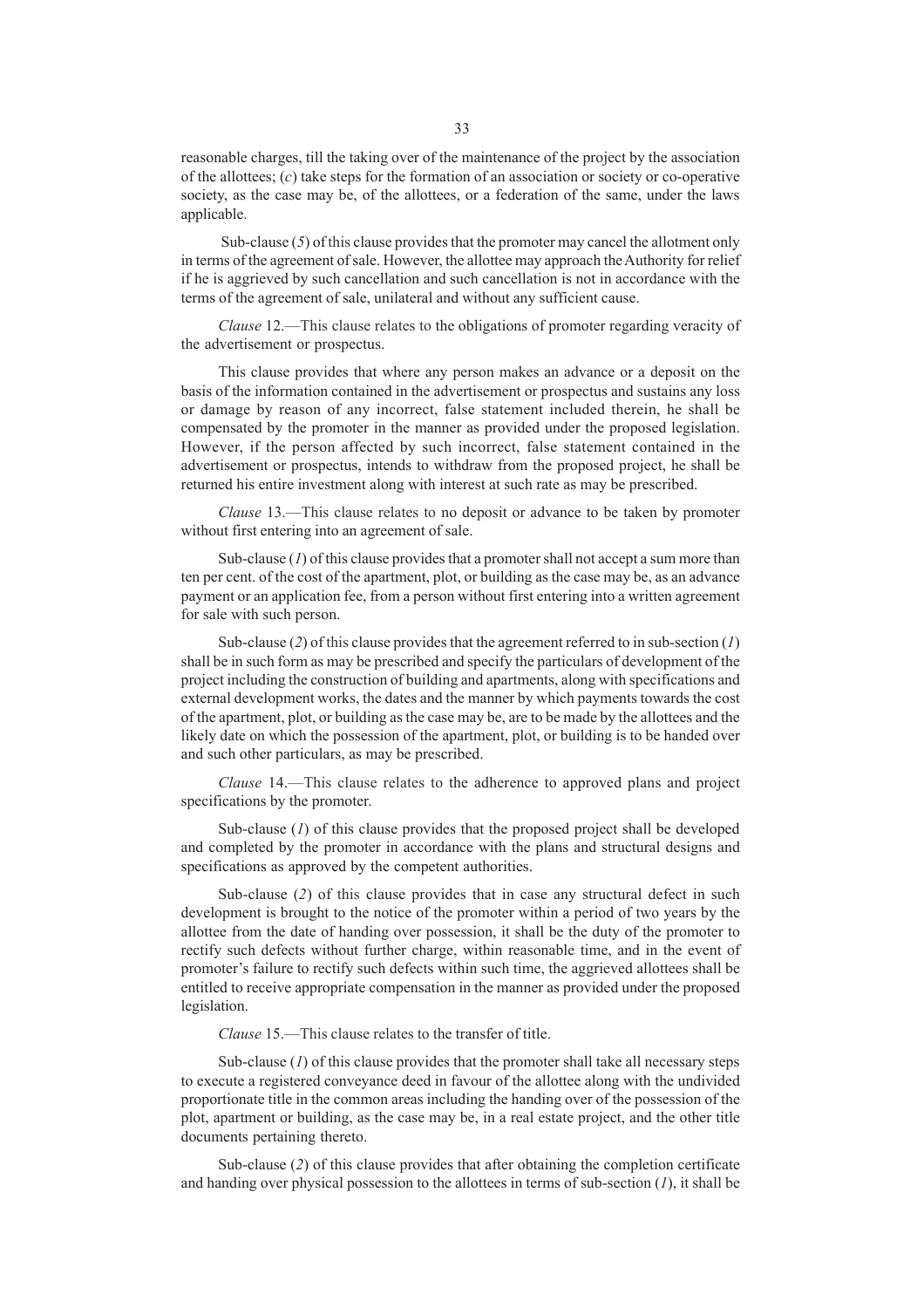reasonable charges, till the taking over of the maintenance of the project by the association of the allottees; (*c*) take steps for the formation of an association or society or co-operative society, as the case may be, of the allottees, or a federation of the same, under the laws applicable.

Sub-clause (*5*) of this clause provides that the promoter may cancel the allotment only in terms of the agreement of sale. However, the allottee may approach the Authority for relief if he is aggrieved by such cancellation and such cancellation is not in accordance with the terms of the agreement of sale, unilateral and without any sufficient cause.

*Clause* 12.—This clause relates to the obligations of promoter regarding veracity of the advertisement or prospectus.

This clause provides that where any person makes an advance or a deposit on the basis of the information contained in the advertisement or prospectus and sustains any loss or damage by reason of any incorrect, false statement included therein, he shall be compensated by the promoter in the manner as provided under the proposed legislation. However, if the person affected by such incorrect, false statement contained in the advertisement or prospectus, intends to withdraw from the proposed project, he shall be returned his entire investment along with interest at such rate as may be prescribed.

*Clause* 13.—This clause relates to no deposit or advance to be taken by promoter without first entering into an agreement of sale.

Sub-clause (*1*) of this clause provides that a promoter shall not accept a sum more than ten per cent. of the cost of the apartment, plot, or building as the case may be, as an advance payment or an application fee, from a person without first entering into a written agreement for sale with such person.

Sub-clause (*2*) of this clause provides that the agreement referred to in sub-section (*1*) shall be in such form as may be prescribed and specify the particulars of development of the project including the construction of building and apartments, along with specifications and external development works, the dates and the manner by which payments towards the cost of the apartment, plot, or building as the case may be, are to be made by the allottees and the likely date on which the possession of the apartment, plot, or building is to be handed over and such other particulars, as may be prescribed.

*Clause* 14.—This clause relates to the adherence to approved plans and project specifications by the promoter.

Sub-clause (*1*) of this clause provides that the proposed project shall be developed and completed by the promoter in accordance with the plans and structural designs and specifications as approved by the competent authorities.

Sub-clause (*2*) of this clause provides that in case any structural defect in such development is brought to the notice of the promoter within a period of two years by the allottee from the date of handing over possession, it shall be the duty of the promoter to rectify such defects without further charge, within reasonable time, and in the event of promoter's failure to rectify such defects within such time, the aggrieved allottees shall be entitled to receive appropriate compensation in the manner as provided under the proposed legislation.

*Clause* 15.—This clause relates to the transfer of title.

Sub-clause (*1*) of this clause provides that the promoter shall take all necessary steps to execute a registered conveyance deed in favour of the allottee along with the undivided proportionate title in the common areas including the handing over of the possession of the plot, apartment or building, as the case may be, in a real estate project, and the other title documents pertaining thereto.

Sub-clause (*2*) of this clause provides that after obtaining the completion certificate and handing over physical possession to the allottees in terms of sub-section (*1*), it shall be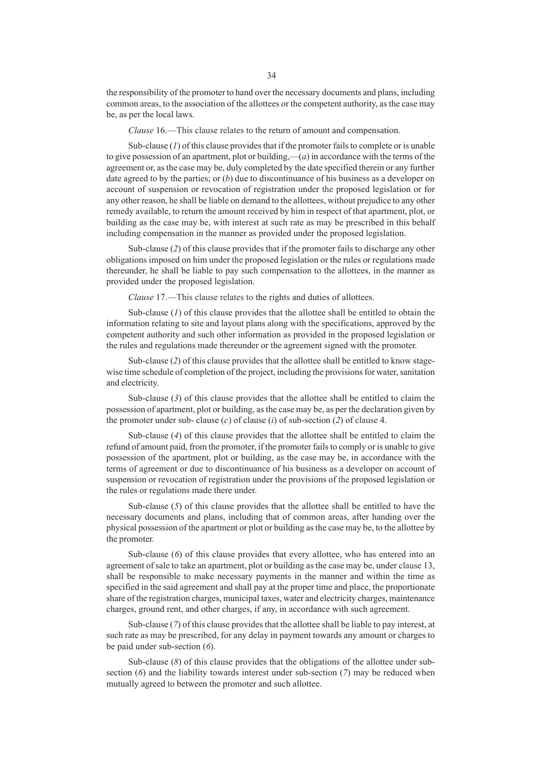the responsibility of the promoter to hand over the necessary documents and plans, including common areas, to the association of the allottees or the competent authority, as the case may be, as per the local laws.

*Clause* 16.—This clause relates to the return of amount and compensation.

Sub-clause (*1*) of this clause provides that if the promoter fails to complete or is unable to give possession of an apartment, plot or building,—(*a*) in accordance with the terms of the agreement or, as the case may be, duly completed by the date specified therein or any further date agreed to by the parties; or (*b*) due to discontinuance of his business as a developer on account of suspension or revocation of registration under the proposed legislation or for any other reason, he shall be liable on demand to the allottees, without prejudice to any other remedy available, to return the amount received by him in respect of that apartment, plot, or building as the case may be, with interest at such rate as may be prescribed in this behalf including compensation in the manner as provided under the proposed legislation.

Sub-clause (*2*) of this clause provides that if the promoter fails to discharge any other obligations imposed on him under the proposed legislation or the rules or regulations made thereunder, he shall be liable to pay such compensation to the allottees, in the manner as provided under the proposed legislation.

*Clause* 17.—This clause relates to the rights and duties of allottees.

Sub-clause (*1*) of this clause provides that the allottee shall be entitled to obtain the information relating to site and layout plans along with the specifications, approved by the competent authority and such other information as provided in the proposed legislation or the rules and regulations made thereunder or the agreement signed with the promoter.

Sub-clause (*2*) of this clause provides that the allottee shall be entitled to know stage-wise time schedule of completion of the project, including the provisions for water, sanitation and electricity.

Sub-clause (*3*) of this clause provides that the allottee shall be entitled to claim the possession of apartment, plot or building, as the case may be, as per the declaration given by the promoter under sub- clause (*c*) of clause (*i*) of sub-section (*2*) of clause 4.

Sub-clause (*4*) of this clause provides that the allottee shall be entitled to claim the refund of amount paid, from the promoter, if the promoter fails to comply or is unable to give possession of the apartment, plot or building, as the case may be, in accordance with the terms of agreement or due to discontinuance of his business as a developer on account of suspension or revocation of registration under the provisions of the proposed legislation or the rules or regulations made there under.

Sub-clause (*5*) of this clause provides that the allottee shall be entitled to have the necessary documents and plans, including that of common areas, after handing over the physical possession of the apartment or plot or building as the case may be, to the allottee by the promoter.

Sub-clause (*6*) of this clause provides that every allottee, who has entered into an agreement of sale to take an apartment, plot or building as the case may be, under clause 13, shall be responsible to make necessary payments in the manner and within the time as specified in the said agreement and shall pay at the proper time and place, the proportionate share of the registration charges, municipal taxes, water and electricity charges, maintenance charges, ground rent, and other charges, if any, in accordance with such agreement.

Sub-clause (*7*) of this clause provides that the allottee shall be liable to pay interest, at such rate as may be prescribed, for any delay in payment towards any amount or charges to be paid under sub-section (*6*).

Sub-clause (*8*) of this clause provides that the obligations of the allottee under sub-section (*6*) and the liability towards interest under sub-section (*7*) may be reduced when mutually agreed to between the promoter and such allottee.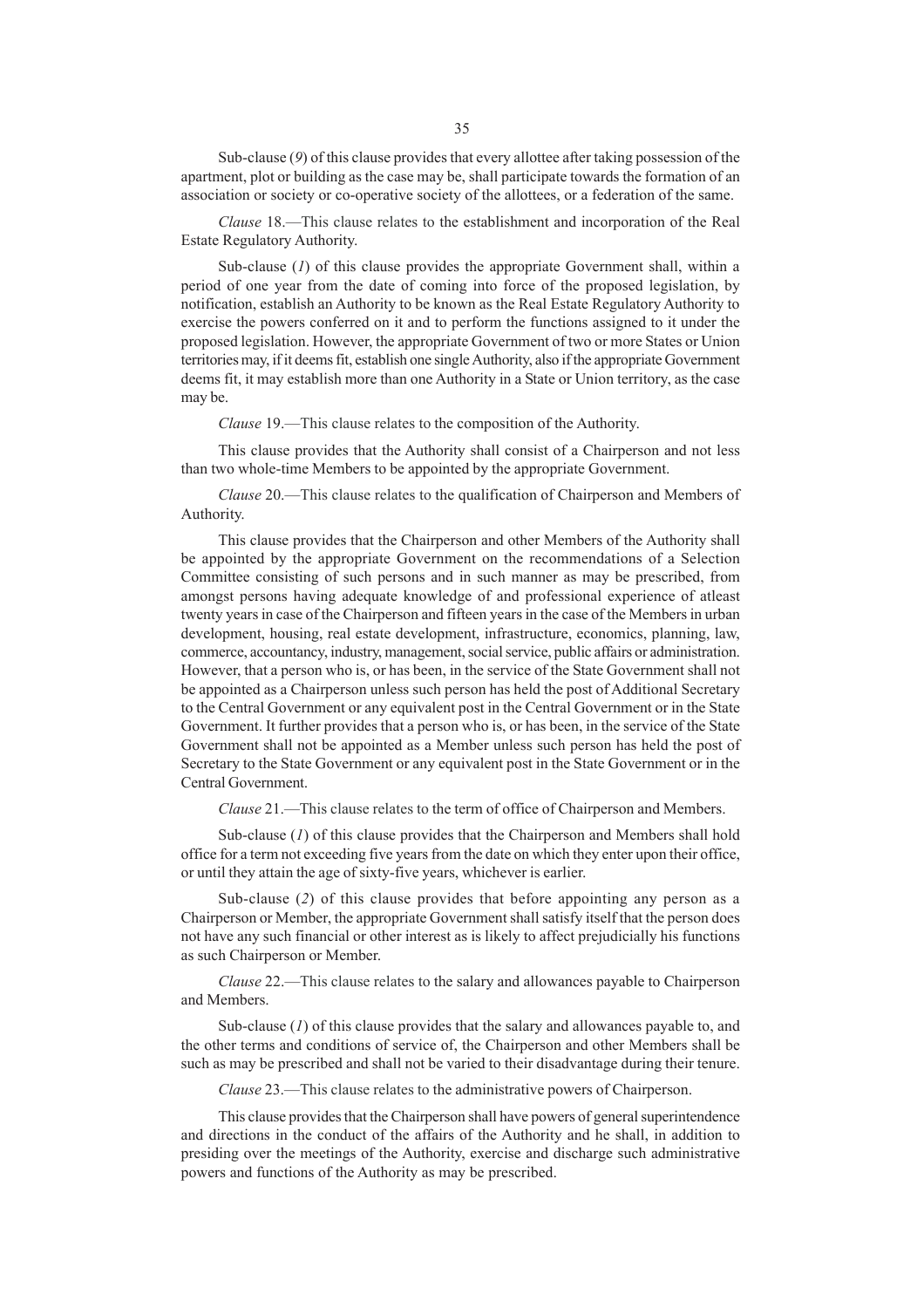Sub-clause (*9*) of this clause provides that every allottee after taking possession of the apartment, plot or building as the case may be, shall participate towards the formation of an association or society or co-operative society of the allottees, or a federation of the same.

*Clause* 18.—This clause relates to the establishment and incorporation of the Real Estate Regulatory Authority.

Sub-clause (*1*) of this clause provides the appropriate Government shall, within a period of one year from the date of coming into force of the proposed legislation, by notification, establish an Authority to be known as the Real Estate Regulatory Authority to exercise the powers conferred on it and to perform the functions assigned to it under the proposed legislation. However, the appropriate Government of two or more States or Union territories may, if it deems fit, establish one single Authority, also if the appropriate Government deems fit, it may establish more than one Authority in a State or Union territory, as the case may be.

*Clause* 19.—This clause relates to the composition of the Authority.

This clause provides that the Authority shall consist of a Chairperson and not less than two whole-time Members to be appointed by the appropriate Government.

*Clause* 20.—This clause relates to the qualification of Chairperson and Members of Authority.

This clause provides that the Chairperson and other Members of the Authority shall be appointed by the appropriate Government on the recommendations of a Selection Committee consisting of such persons and in such manner as may be prescribed, from amongst persons having adequate knowledge of and professional experience of atleast twenty years in case of the Chairperson and fifteen years in the case of the Members in urban development, housing, real estate development, infrastructure, economics, planning, law, commerce, accountancy, industry, management, social service, public affairs or administration. However, that a person who is, or has been, in the service of the State Government shall not be appointed as a Chairperson unless such person has held the post of Additional Secretary to the Central Government or any equivalent post in the Central Government or in the State Government. It further provides that a person who is, or has been, in the service of the State Government shall not be appointed as a Member unless such person has held the post of Secretary to the State Government or any equivalent post in the State Government or in the Central Government.

*Clause* 21.—This clause relates to the term of office of Chairperson and Members.

Sub-clause (*1*) of this clause provides that the Chairperson and Members shall hold office for a term not exceeding five years from the date on which they enter upon their office, or until they attain the age of sixty-five years, whichever is earlier.

Sub-clause (*2*) of this clause provides that before appointing any person as a Chairperson or Member, the appropriate Government shall satisfy itself that the person does not have any such financial or other interest as is likely to affect prejudicially his functions as such Chairperson or Member.

*Clause* 22.—This clause relates to the salary and allowances payable to Chairperson and Members.

Sub-clause (*1*) of this clause provides that the salary and allowances payable to, and the other terms and conditions of service of, the Chairperson and other Members shall be such as may be prescribed and shall not be varied to their disadvantage during their tenure.

*Clause* 23.—This clause relates to the administrative powers of Chairperson.

This clause provides that the Chairperson shall have powers of general superintendence and directions in the conduct of the affairs of the Authority and he shall, in addition to presiding over the meetings of the Authority, exercise and discharge such administrative powers and functions of the Authority as may be prescribed.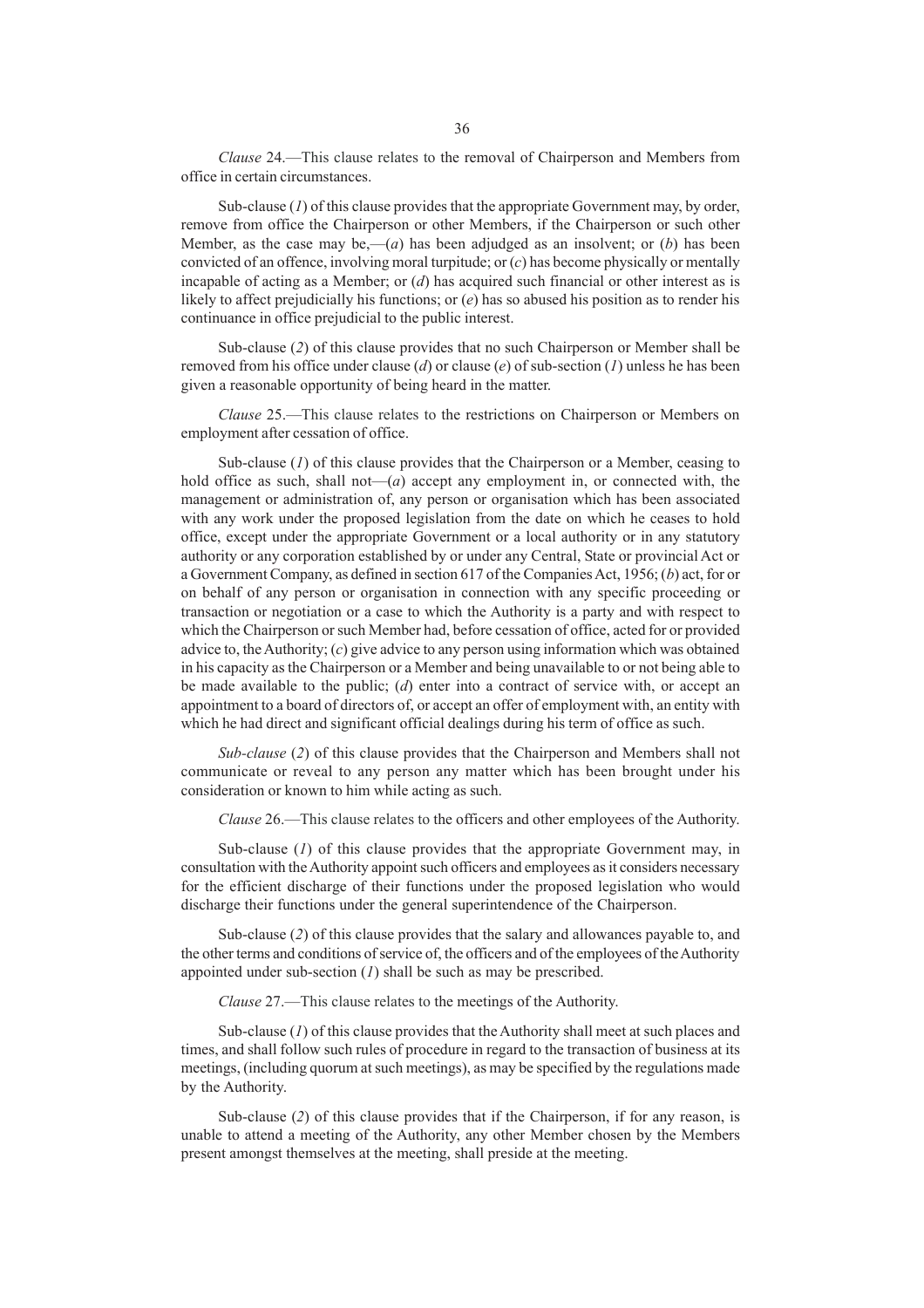*Clause* 24.—This clause relates to the removal of Chairperson and Members from office in certain circumstances.

Sub-clause (*1*) of this clause provides that the appropriate Government may, by order, remove from office the Chairperson or other Members, if the Chairperson or such other Member, as the case may be,—(*a*) has been adjudged as an insolvent; or (*b*) has been convicted of an offence, involving moral turpitude; or (*c*) has become physically or mentally incapable of acting as a Member; or (*d*) has acquired such financial or other interest as is likely to affect prejudicially his functions; or (*e*) has so abused his position as to render his continuance in office prejudicial to the public interest.

Sub-clause (*2*) of this clause provides that no such Chairperson or Member shall be removed from his office under clause (*d*) or clause (*e*) of sub-section (*1*) unless he has been given a reasonable opportunity of being heard in the matter.

*Clause* 25.—This clause relates to the restrictions on Chairperson or Members on employment after cessation of office.

Sub-clause (*1*) of this clause provides that the Chairperson or a Member, ceasing to hold office as such, shall not—(*a*) accept any employment in, or connected with, the management or administration of, any person or organisation which has been associated with any work under the proposed legislation from the date on which he ceases to hold office, except under the appropriate Government or a local authority or in any statutory authority or any corporation established by or under any Central, State or provincial Act or a Government Company, as defined in section 617 of the Companies Act, 1956; (*b*) act, for or on behalf of any person or organisation in connection with any specific proceeding or transaction or negotiation or a case to which the Authority is a party and with respect to which the Chairperson or such Member had, before cessation of office, acted for or provided advice to, the Authority; (*c*) give advice to any person using information which was obtained in his capacity as the Chairperson or a Member and being unavailable to or not being able to be made available to the public; (*d*) enter into a contract of service with, or accept an appointment to a board of directors of, or accept an offer of employment with, an entity with which he had direct and significant official dealings during his term of office as such.

*Sub-clause* (*2*) of this clause provides that the Chairperson and Members shall not communicate or reveal to any person any matter which has been brought under his consideration or known to him while acting as such.

*Clause* 26.—This clause relates to the officers and other employees of the Authority.

Sub-clause (*1*) of this clause provides that the appropriate Government may, in consultation with the Authority appoint such officers and employees as it considers necessary for the efficient discharge of their functions under the proposed legislation who would discharge their functions under the general superintendence of the Chairperson.

Sub-clause (*2*) of this clause provides that the salary and allowances payable to, and the other terms and conditions of service of, the officers and of the employees of the Authority appointed under sub-section (*1*) shall be such as may be prescribed.

*Clause* 27.—This clause relates to the meetings of the Authority.

Sub-clause (*1*) of this clause provides that the Authority shall meet at such places and times, and shall follow such rules of procedure in regard to the transaction of business at its meetings, (including quorum at such meetings), as may be specified by the regulations made by the Authority.

Sub-clause (*2*) of this clause provides that if the Chairperson, if for any reason, is unable to attend a meeting of the Authority, any other Member chosen by the Members present amongst themselves at the meeting, shall preside at the meeting.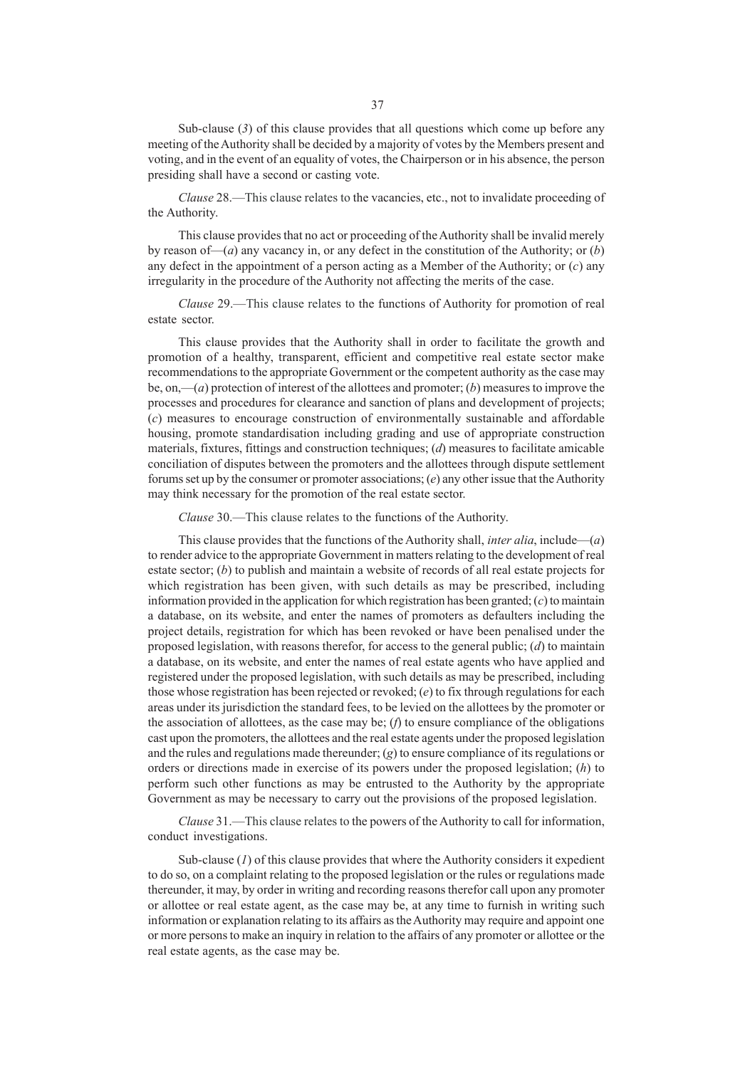Sub-clause (*3*) of this clause provides that all questions which come up before any meeting of the Authority shall be decided by a majority of votes by the Members present and voting, and in the event of an equality of votes, the Chairperson or in his absence, the person presiding shall have a second or casting vote.

*Clause* 28.—This clause relates to the vacancies, etc., not to invalidate proceeding of the Authority.

This clause provides that no act or proceeding of the Authority shall be invalid merely by reason of—(*a*) any vacancy in, or any defect in the constitution of the Authority; or (*b*) any defect in the appointment of a person acting as a Member of the Authority; or (*c*) any irregularity in the procedure of the Authority not affecting the merits of the case.

*Clause* 29.—This clause relates to the functions of Authority for promotion of real estate sector.

This clause provides that the Authority shall in order to facilitate the growth and promotion of a healthy, transparent, efficient and competitive real estate sector make recommendations to the appropriate Government or the competent authority as the case may be, on,—(*a*) protection of interest of the allottees and promoter; (*b*) measures to improve the processes and procedures for clearance and sanction of plans and development of projects; (*c*) measures to encourage construction of environmentally sustainable and affordable housing, promote standardisation including grading and use of appropriate construction materials, fixtures, fittings and construction techniques; (*d*) measures to facilitate amicable conciliation of disputes between the promoters and the allottees through dispute settlement forums set up by the consumer or promoter associations; (*e*) any other issue that the Authority may think necessary for the promotion of the real estate sector.

*Clause* 30.—This clause relates to the functions of the Authority.

This clause provides that the functions of the Authority shall, *inter alia*, include—(*a*) to render advice to the appropriate Government in matters relating to the development of real estate sector; (*b*) to publish and maintain a website of records of all real estate projects for which registration has been given, with such details as may be prescribed, including information provided in the application for which registration has been granted; (*c*) to maintain a database, on its website, and enter the names of promoters as defaulters including the project details, registration for which has been revoked or have been penalised under the proposed legislation, with reasons therefor, for access to the general public; (*d*) to maintain a database, on its website, and enter the names of real estate agents who have applied and registered under the proposed legislation, with such details as may be prescribed, including those whose registration has been rejected or revoked; (*e*) to fix through regulations for each areas under its jurisdiction the standard fees, to be levied on the allottees by the promoter or the association of allottees, as the case may be; (*f*) to ensure compliance of the obligations cast upon the promoters, the allottees and the real estate agents under the proposed legislation and the rules and regulations made thereunder; (*g*) to ensure compliance of its regulations or orders or directions made in exercise of its powers under the proposed legislation; (*h*) to perform such other functions as may be entrusted to the Authority by the appropriate Government as may be necessary to carry out the provisions of the proposed legislation.

*Clause* 31.—This clause relates to the powers of the Authority to call for information, conduct investigations.

Sub-clause (*1*) of this clause provides that where the Authority considers it expedient to do so, on a complaint relating to the proposed legislation or the rules or regulations made thereunder, it may, by order in writing and recording reasons therefor call upon any promoter or allottee or real estate agent, as the case may be, at any time to furnish in writing such information or explanation relating to its affairs as the Authority may require and appoint one or more persons to make an inquiry in relation to the affairs of any promoter or allottee or the real estate agents, as the case may be.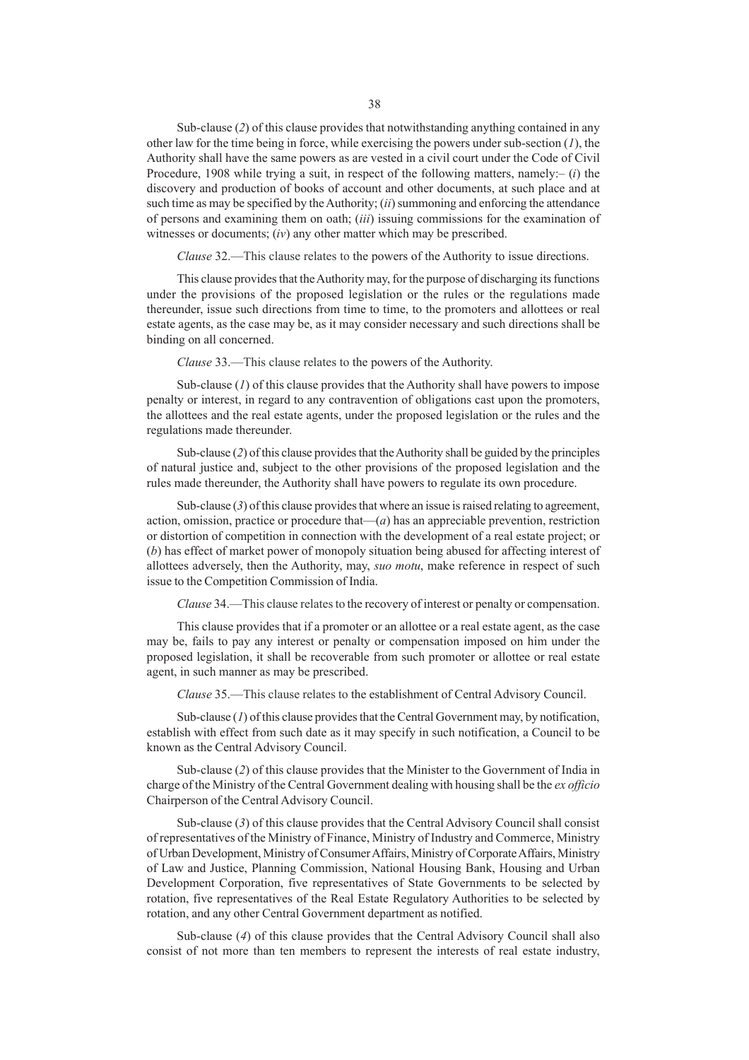Sub-clause (*2*) of this clause provides that notwithstanding anything contained in any other law for the time being in force, while exercising the powers under sub-section (*1*), the Authority shall have the same powers as are vested in a civil court under the Code of Civil Procedure, 1908 while trying a suit, in respect of the following matters, namely:– (*i*) the discovery and production of books of account and other documents, at such place and at such time as may be specified by the Authority; (*ii*) summoning and enforcing the attendance of persons and examining them on oath; (*iii*) issuing commissions for the examination of witnesses or documents; (*iv*) any other matter which may be prescribed.

*Clause* 32.—This clause relates to the powers of the Authority to issue directions.

This clause provides that the Authority may, for the purpose of discharging its functions under the provisions of the proposed legislation or the rules or the regulations made thereunder, issue such directions from time to time, to the promoters and allottees or real estate agents, as the case may be, as it may consider necessary and such directions shall be binding on all concerned.

*Clause* 33.—This clause relates to the powers of the Authority.

Sub-clause (*1*) of this clause provides that the Authority shall have powers to impose penalty or interest, in regard to any contravention of obligations cast upon the promoters, the allottees and the real estate agents, under the proposed legislation or the rules and the regulations made thereunder.

Sub-clause (*2*) of this clause provides that the Authority shall be guided by the principles of natural justice and, subject to the other provisions of the proposed legislation and the rules made thereunder, the Authority shall have powers to regulate its own procedure.

Sub-clause (*3*) of this clause provides that where an issue is raised relating to agreement, action, omission, practice or procedure that—(*a*) has an appreciable prevention, restriction or distortion of competition in connection with the development of a real estate project; or (*b*) has effect of market power of monopoly situation being abused for affecting interest of allottees adversely, then the Authority, may, *suo motu*, make reference in respect of such issue to the Competition Commission of India.

*Clause* 34.—This clause relates to the recovery of interest or penalty or compensation.

This clause provides that if a promoter or an allottee or a real estate agent, as the case may be, fails to pay any interest or penalty or compensation imposed on him under the proposed legislation, it shall be recoverable from such promoter or allottee or real estate agent, in such manner as may be prescribed.

*Clause* 35.—This clause relates to the establishment of Central Advisory Council.

Sub-clause (*1*) of this clause provides that the Central Government may, by notification, establish with effect from such date as it may specify in such notification, a Council to be known as the Central Advisory Council.

Sub-clause (*2*) of this clause provides that the Minister to the Government of India in charge of the Ministry of the Central Government dealing with housing shall be the *ex officio* Chairperson of the Central Advisory Council.

Sub-clause (*3*) of this clause provides that the Central Advisory Council shall consist of representatives of the Ministry of Finance, Ministry of Industry and Commerce, Ministry of Urban Development, Ministry of Consumer Affairs, Ministry of Corporate Affairs, Ministry of Law and Justice, Planning Commission, National Housing Bank, Housing and Urban Development Corporation, five representatives of State Governments to be selected by rotation, five representatives of the Real Estate Regulatory Authorities to be selected by rotation, and any other Central Government department as notified.

Sub-clause (*4*) of this clause provides that the Central Advisory Council shall also consist of not more than ten members to represent the interests of real estate industry,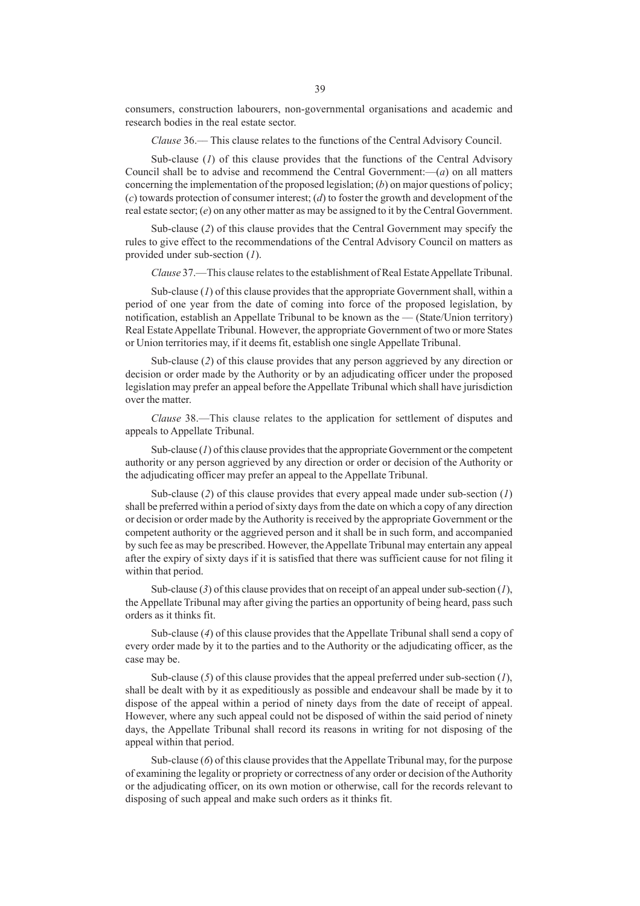consumers, construction labourers, non-governmental organisations and academic and research bodies in the real estate sector.

*Clause* 36.— This clause relates to the functions of the Central Advisory Council.

Sub-clause (*1*) of this clause provides that the functions of the Central Advisory Council shall be to advise and recommend the Central Government:—(*a*) on all matters concerning the implementation of the proposed legislation; (*b*) on major questions of policy; (*c*) towards protection of consumer interest; (*d*) to foster the growth and development of the real estate sector; (*e*) on any other matter as may be assigned to it by the Central Government.

Sub-clause (*2*) of this clause provides that the Central Government may specify the rules to give effect to the recommendations of the Central Advisory Council on matters as provided under sub-section (*1*).

*Clause* 37.—This clause relates to the establishment of Real Estate Appellate Tribunal.

Sub-clause (*1*) of this clause provides that the appropriate Government shall, within a period of one year from the date of coming into force of the proposed legislation, by notification, establish an Appellate Tribunal to be known as the — (State/Union territory) Real Estate Appellate Tribunal. However, the appropriate Government of two or more States or Union territories may, if it deems fit, establish one single Appellate Tribunal.

Sub-clause (*2*) of this clause provides that any person aggrieved by any direction or decision or order made by the Authority or by an adjudicating officer under the proposed legislation may prefer an appeal before the Appellate Tribunal which shall have jurisdiction over the matter.

*Clause* 38.—This clause relates to the application for settlement of disputes and appeals to Appellate Tribunal.

Sub-clause (*1*) of this clause provides that the appropriate Government or the competent authority or any person aggrieved by any direction or order or decision of the Authority or the adjudicating officer may prefer an appeal to the Appellate Tribunal.

Sub-clause (*2*) of this clause provides that every appeal made under sub-section (*1*) shall be preferred within a period of sixty days from the date on which a copy of any direction or decision or order made by the Authority is received by the appropriate Government or the competent authority or the aggrieved person and it shall be in such form, and accompanied by such fee as may be prescribed. However, the Appellate Tribunal may entertain any appeal after the expiry of sixty days if it is satisfied that there was sufficient cause for not filing it within that period.

Sub-clause (*3*) of this clause provides that on receipt of an appeal under sub-section (*1*), the Appellate Tribunal may after giving the parties an opportunity of being heard, pass such orders as it thinks fit.

Sub-clause (*4*) of this clause provides that the Appellate Tribunal shall send a copy of every order made by it to the parties and to the Authority or the adjudicating officer, as the case may be.

Sub-clause (*5*) of this clause provides that the appeal preferred under sub-section (*1*), shall be dealt with by it as expeditiously as possible and endeavour shall be made by it to dispose of the appeal within a period of ninety days from the date of receipt of appeal. However, where any such appeal could not be disposed of within the said period of ninety days, the Appellate Tribunal shall record its reasons in writing for not disposing of the appeal within that period.

Sub-clause (*6*) of this clause provides that the Appellate Tribunal may, for the purpose of examining the legality or propriety or correctness of any order or decision of the Authority or the adjudicating officer, on its own motion or otherwise, call for the records relevant to disposing of such appeal and make such orders as it thinks fit.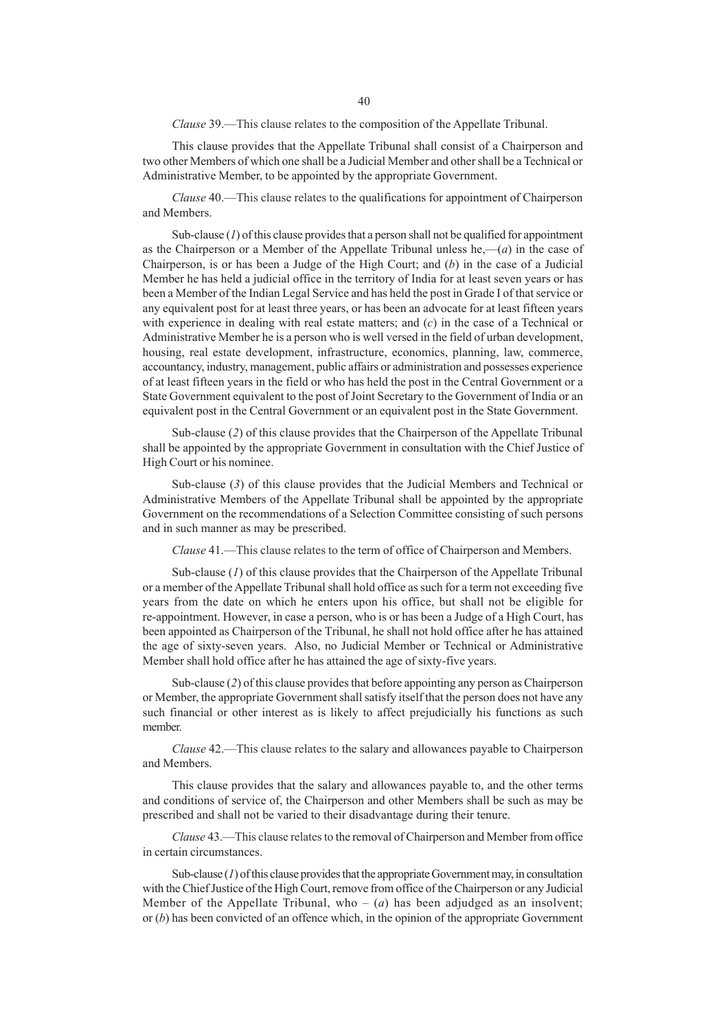*Clause* 39.—This clause relates to the composition of the Appellate Tribunal.

This clause provides that the Appellate Tribunal shall consist of a Chairperson and two other Members of which one shall be a Judicial Member and other shall be a Technical or Administrative Member, to be appointed by the appropriate Government.

*Clause* 40.—This clause relates to the qualifications for appointment of Chairperson and Members.

Sub-clause (*1*) of this clause provides that a person shall not be qualified for appointment as the Chairperson or a Member of the Appellate Tribunal unless he,—(*a*) in the case of Chairperson, is or has been a Judge of the High Court; and (*b*) in the case of a Judicial Member he has held a judicial office in the territory of India for at least seven years or has been a Member of the Indian Legal Service and has held the post in Grade I of that service or any equivalent post for at least three years, or has been an advocate for at least fifteen years with experience in dealing with real estate matters; and (*c*) in the case of a Technical or Administrative Member he is a person who is well versed in the field of urban development, housing, real estate development, infrastructure, economics, planning, law, commerce, accountancy, industry, management, public affairs or administration and possesses experience of at least fifteen years in the field or who has held the post in the Central Government or a State Government equivalent to the post of Joint Secretary to the Government of India or an equivalent post in the Central Government or an equivalent post in the State Government.

Sub-clause (*2*) of this clause provides that the Chairperson of the Appellate Tribunal shall be appointed by the appropriate Government in consultation with the Chief Justice of High Court or his nominee.

Sub-clause (*3*) of this clause provides that the Judicial Members and Technical or Administrative Members of the Appellate Tribunal shall be appointed by the appropriate Government on the recommendations of a Selection Committee consisting of such persons and in such manner as may be prescribed.

*Clause* 41.—This clause relates to the term of office of Chairperson and Members.

Sub-clause (*1*) of this clause provides that the Chairperson of the Appellate Tribunal or a member of the Appellate Tribunal shall hold office as such for a term not exceeding five years from the date on which he enters upon his office, but shall not be eligible for re-appointment. However, in case a person, who is or has been a Judge of a High Court, has been appointed as Chairperson of the Tribunal, he shall not hold office after he has attained the age of sixty-seven years. Also, no Judicial Member or Technical or Administrative Member shall hold office after he has attained the age of sixty-five years.

Sub-clause (*2*) of this clause provides that before appointing any person as Chairperson or Member, the appropriate Government shall satisfy itself that the person does not have any such financial or other interest as is likely to affect prejudicially his functions as such member.

*Clause* 42.—This clause relates to the salary and allowances payable to Chairperson and Members.

This clause provides that the salary and allowances payable to, and the other terms and conditions of service of, the Chairperson and other Members shall be such as may be prescribed and shall not be varied to their disadvantage during their tenure.

*Clause* 43.—This clause relates to the removal of Chairperson and Member from office in certain circumstances.

Sub-clause (*1*) of this clause provides that the appropriate Government may, in consultation with the Chief Justice of the High Court, remove from office of the Chairperson or any Judicial Member of the Appellate Tribunal, who – (*a*) has been adjudged as an insolvent; or (*b*) has been convicted of an offence which, in the opinion of the appropriate Government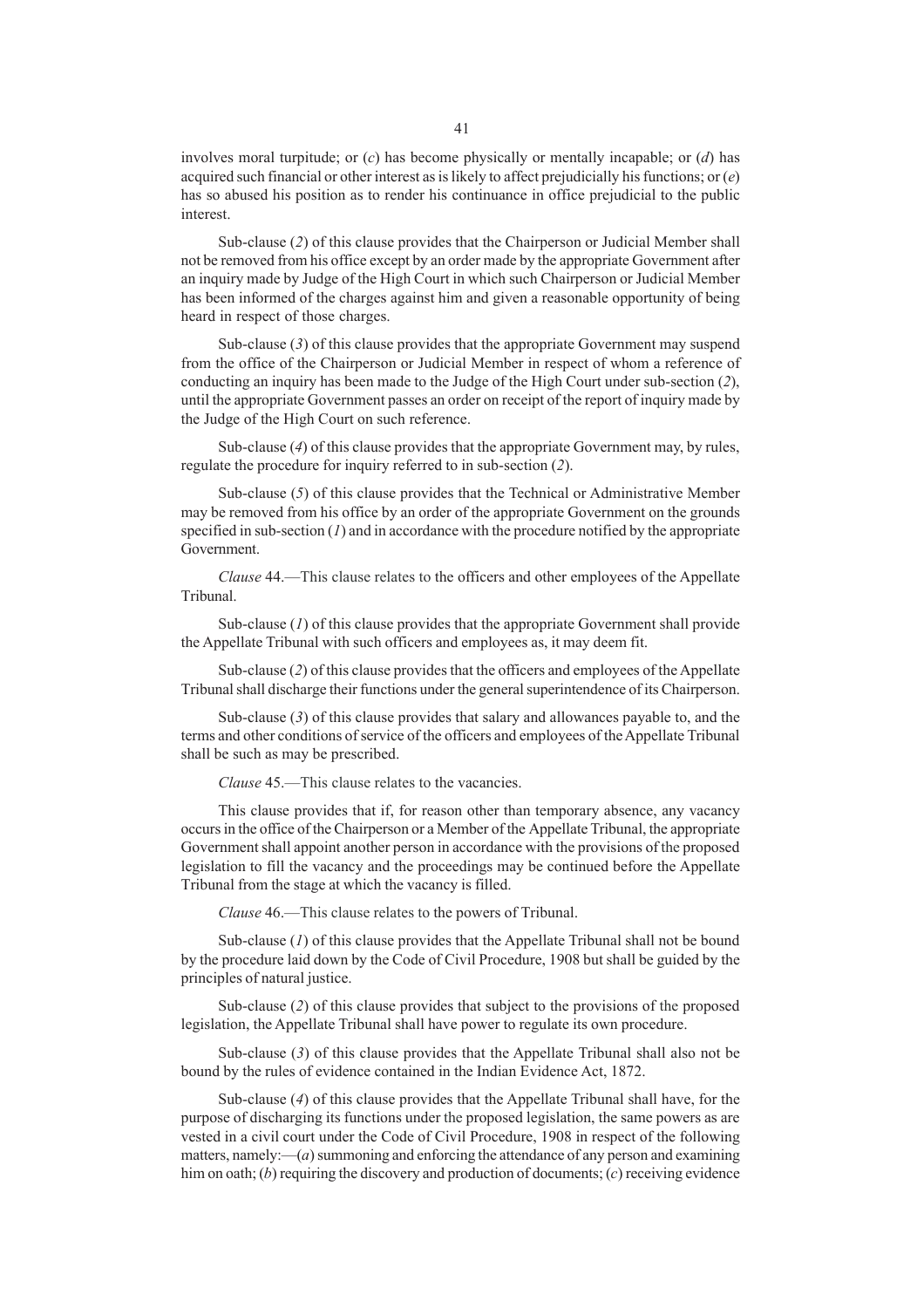involves moral turpitude; or (*c*) has become physically or mentally incapable; or (*d*) has acquired such financial or other interest as is likely to affect prejudicially his functions; or (*e*) has so abused his position as to render his continuance in office prejudicial to the public interest.

Sub-clause (*2*) of this clause provides that the Chairperson or Judicial Member shall not be removed from his office except by an order made by the appropriate Government after an inquiry made by Judge of the High Court in which such Chairperson or Judicial Member has been informed of the charges against him and given a reasonable opportunity of being heard in respect of those charges.

Sub-clause (*3*) of this clause provides that the appropriate Government may suspend from the office of the Chairperson or Judicial Member in respect of whom a reference of conducting an inquiry has been made to the Judge of the High Court under sub-section (*2*), until the appropriate Government passes an order on receipt of the report of inquiry made by the Judge of the High Court on such reference.

Sub-clause (*4*) of this clause provides that the appropriate Government may, by rules, regulate the procedure for inquiry referred to in sub-section (*2*).

Sub-clause (*5*) of this clause provides that the Technical or Administrative Member may be removed from his office by an order of the appropriate Government on the grounds specified in sub-section (*1*) and in accordance with the procedure notified by the appropriate Government.

*Clause* 44.—This clause relates to the officers and other employees of the Appellate Tribunal.

Sub-clause (*1*) of this clause provides that the appropriate Government shall provide the Appellate Tribunal with such officers and employees as, it may deem fit.

Sub-clause (*2*) of this clause provides that the officers and employees of the Appellate Tribunal shall discharge their functions under the general superintendence of its Chairperson.

Sub-clause (*3*) of this clause provides that salary and allowances payable to, and the terms and other conditions of service of the officers and employees of the Appellate Tribunal shall be such as may be prescribed.

*Clause* 45.—This clause relates to the vacancies.

This clause provides that if, for reason other than temporary absence, any vacancy occurs in the office of the Chairperson or a Member of the Appellate Tribunal, the appropriate Government shall appoint another person in accordance with the provisions of the proposed legislation to fill the vacancy and the proceedings may be continued before the Appellate Tribunal from the stage at which the vacancy is filled.

*Clause* 46.—This clause relates to the powers of Tribunal.

Sub-clause (*1*) of this clause provides that the Appellate Tribunal shall not be bound by the procedure laid down by the Code of Civil Procedure, 1908 but shall be guided by the principles of natural justice.

Sub-clause (*2*) of this clause provides that subject to the provisions of the proposed legislation, the Appellate Tribunal shall have power to regulate its own procedure.

Sub-clause (*3*) of this clause provides that the Appellate Tribunal shall also not be bound by the rules of evidence contained in the Indian Evidence Act, 1872.

Sub-clause (*4*) of this clause provides that the Appellate Tribunal shall have, for the purpose of discharging its functions under the proposed legislation, the same powers as are vested in a civil court under the Code of Civil Procedure, 1908 in respect of the following matters, namely:—(*a*) summoning and enforcing the attendance of any person and examining him on oath; (*b*) requiring the discovery and production of documents; (*c*) receiving evidence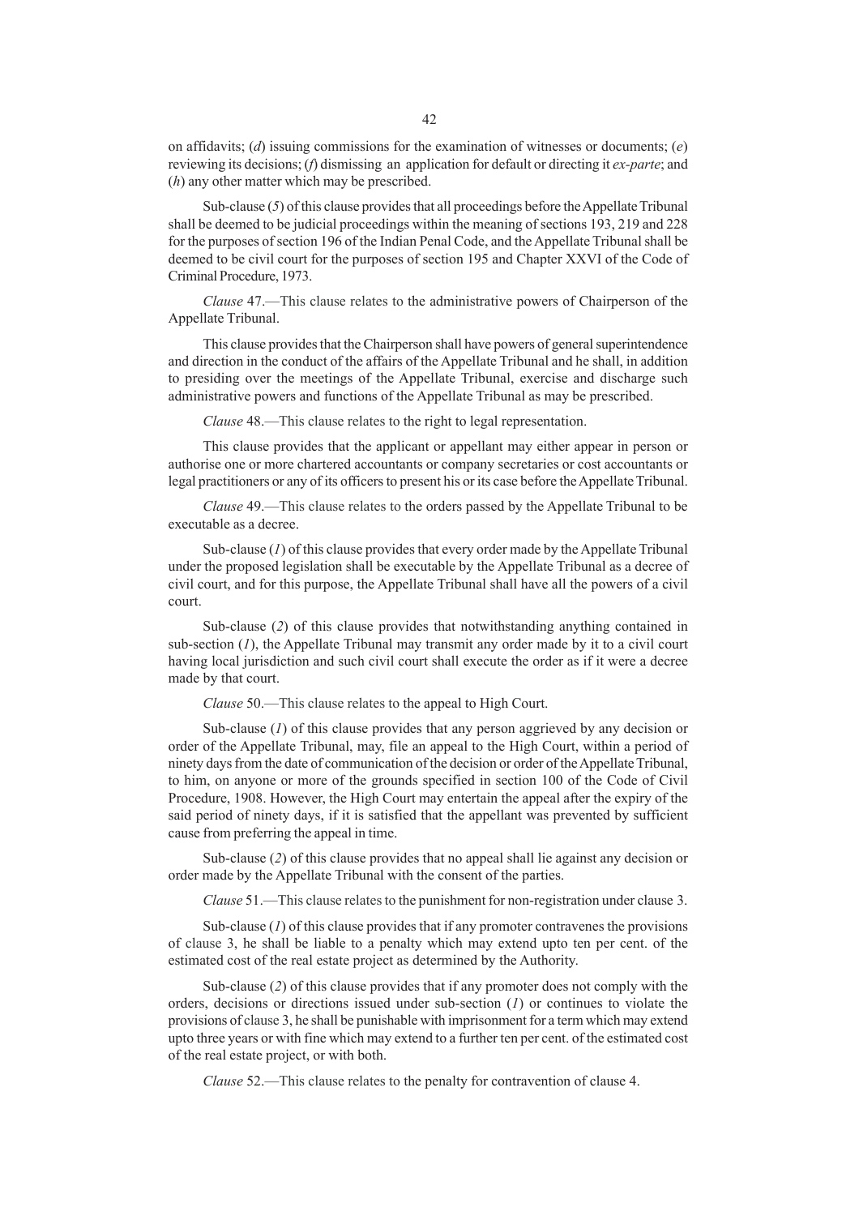on affidavits; (*d*) issuing commissions for the examination of witnesses or documents; (*e*) reviewing its decisions; (*f*) dismissing an application for default or directing it *ex-parte*; and (*h*) any other matter which may be prescribed.

Sub-clause (*5*) of this clause provides that all proceedings before the Appellate Tribunal shall be deemed to be judicial proceedings within the meaning of sections 193, 219 and 228 for the purposes of section 196 of the Indian Penal Code, and the Appellate Tribunal shall be deemed to be civil court for the purposes of section 195 and Chapter XXVI of the Code of Criminal Procedure, 1973.

*Clause* 47.—This clause relates to the administrative powers of Chairperson of the Appellate Tribunal.

This clause provides that the Chairperson shall have powers of general superintendence and direction in the conduct of the affairs of the Appellate Tribunal and he shall, in addition to presiding over the meetings of the Appellate Tribunal, exercise and discharge such administrative powers and functions of the Appellate Tribunal as may be prescribed.

*Clause* 48.—This clause relates to the right to legal representation.

This clause provides that the applicant or appellant may either appear in person or authorise one or more chartered accountants or company secretaries or cost accountants or legal practitioners or any of its officers to present his or its case before the Appellate Tribunal.

*Clause* 49.—This clause relates to the orders passed by the Appellate Tribunal to be executable as a decree.

Sub-clause (*1*) of this clause provides that every order made by the Appellate Tribunal under the proposed legislation shall be executable by the Appellate Tribunal as a decree of civil court, and for this purpose, the Appellate Tribunal shall have all the powers of a civil court.

Sub-clause (*2*) of this clause provides that notwithstanding anything contained in sub-section (*1*), the Appellate Tribunal may transmit any order made by it to a civil court having local jurisdiction and such civil court shall execute the order as if it were a decree made by that court.

*Clause* 50.—This clause relates to the appeal to High Court.

Sub-clause (*1*) of this clause provides that any person aggrieved by any decision or order of the Appellate Tribunal, may, file an appeal to the High Court, within a period of ninety days from the date of communication of the decision or order of the Appellate Tribunal, to him, on anyone or more of the grounds specified in section 100 of the Code of Civil Procedure, 1908. However, the High Court may entertain the appeal after the expiry of the said period of ninety days, if it is satisfied that the appellant was prevented by sufficient cause from preferring the appeal in time.

Sub-clause (*2*) of this clause provides that no appeal shall lie against any decision or order made by the Appellate Tribunal with the consent of the parties.

*Clause* 51.—This clause relates to the punishment for non-registration under clause 3.

Sub-clause (*1*) of this clause provides that if any promoter contravenes the provisions of clause 3, he shall be liable to a penalty which may extend upto ten per cent. of the estimated cost of the real estate project as determined by the Authority.

Sub-clause (*2*) of this clause provides that if any promoter does not comply with the orders, decisions or directions issued under sub-section (*1*) or continues to violate the provisions of clause 3, he shall be punishable with imprisonment for a term which may extend upto three years or with fine which may extend to a further ten per cent. of the estimated cost of the real estate project, or with both.

*Clause* 52.—This clause relates to the penalty for contravention of clause 4.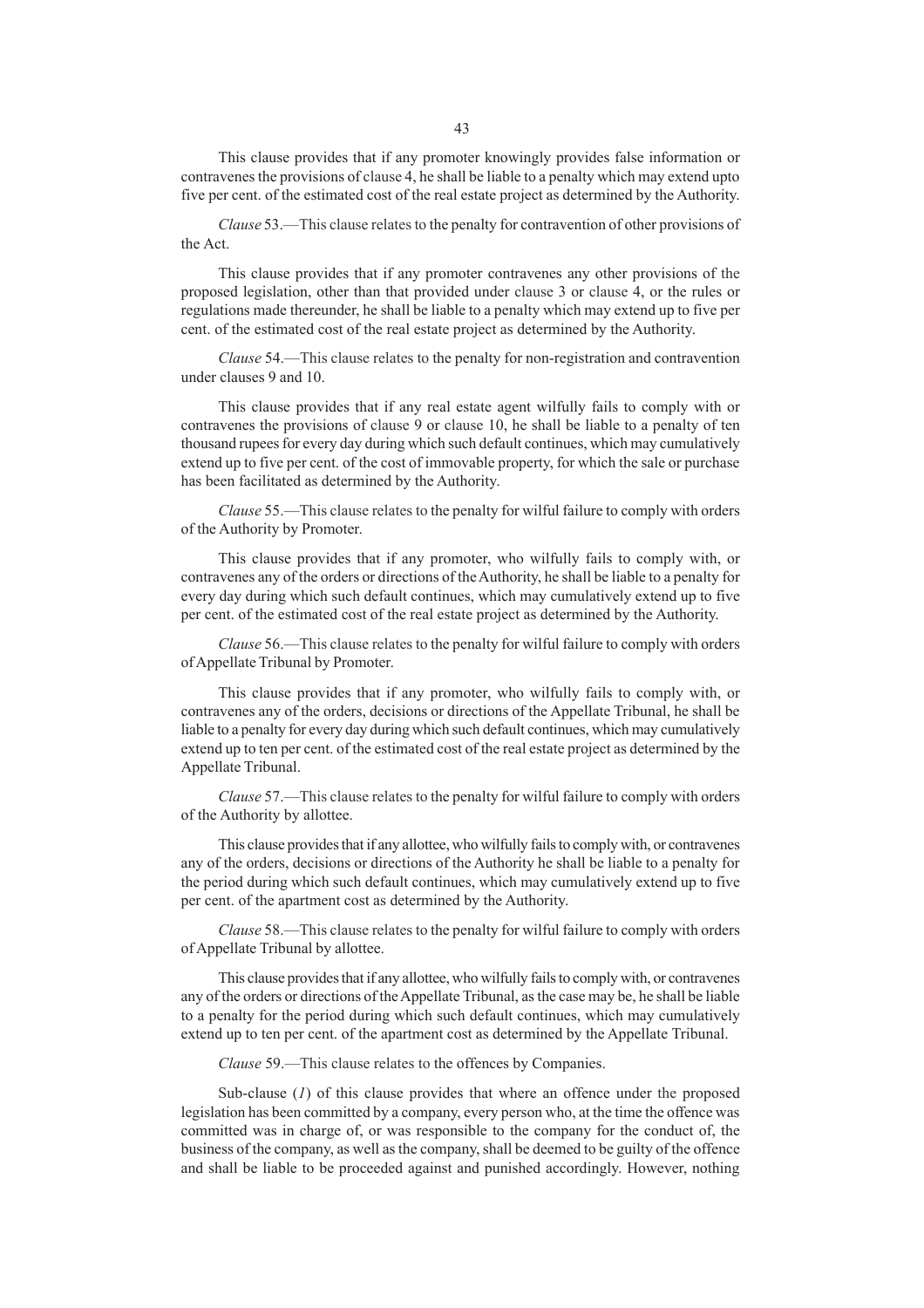This clause provides that if any promoter knowingly provides false information or contravenes the provisions of clause 4, he shall be liable to a penalty which may extend upto five per cent. of the estimated cost of the real estate project as determined by the Authority.

*Clause* 53.—This clause relates to the penalty for contravention of other provisions of the Act.

This clause provides that if any promoter contravenes any other provisions of the proposed legislation, other than that provided under clause 3 or clause 4, or the rules or regulations made thereunder, he shall be liable to a penalty which may extend up to five per cent. of the estimated cost of the real estate project as determined by the Authority.

*Clause* 54.—This clause relates to the penalty for non-registration and contravention under clauses 9 and 10.

This clause provides that if any real estate agent wilfully fails to comply with or contravenes the provisions of clause 9 or clause 10, he shall be liable to a penalty of ten thousand rupees for every day during which such default continues, which may cumulatively extend up to five per cent. of the cost of immovable property, for which the sale or purchase has been facilitated as determined by the Authority.

*Clause* 55.—This clause relates to the penalty for wilful failure to comply with orders of the Authority by Promoter.

This clause provides that if any promoter, who wilfully fails to comply with, or contravenes any of the orders or directions of the Authority, he shall be liable to a penalty for every day during which such default continues, which may cumulatively extend up to five per cent. of the estimated cost of the real estate project as determined by the Authority.

*Clause* 56.—This clause relates to the penalty for wilful failure to comply with orders of Appellate Tribunal by Promoter.

This clause provides that if any promoter, who wilfully fails to comply with, or contravenes any of the orders, decisions or directions of the Appellate Tribunal, he shall be liable to a penalty for every day during which such default continues, which may cumulatively extend up to ten per cent. of the estimated cost of the real estate project as determined by the Appellate Tribunal.

*Clause* 57.—This clause relates to the penalty for wilful failure to comply with orders of the Authority by allottee.

This clause provides that if any allottee, who wilfully fails to comply with, or contravenes any of the orders, decisions or directions of the Authority he shall be liable to a penalty for the period during which such default continues, which may cumulatively extend up to five per cent. of the apartment cost as determined by the Authority.

*Clause* 58.—This clause relates to the penalty for wilful failure to comply with orders of Appellate Tribunal by allottee.

This clause provides that if any allottee, who wilfully fails to comply with, or contravenes any of the orders or directions of the Appellate Tribunal, as the case may be, he shall be liable to a penalty for the period during which such default continues, which may cumulatively extend up to ten per cent. of the apartment cost as determined by the Appellate Tribunal.

*Clause* 59.—This clause relates to the offences by Companies.

Sub-clause (*1*) of this clause provides that where an offence under the proposed legislation has been committed by a company, every person who, at the time the offence was committed was in charge of, or was responsible to the company for the conduct of, the business of the company, as well as the company, shall be deemed to be guilty of the offence and shall be liable to be proceeded against and punished accordingly. However, nothing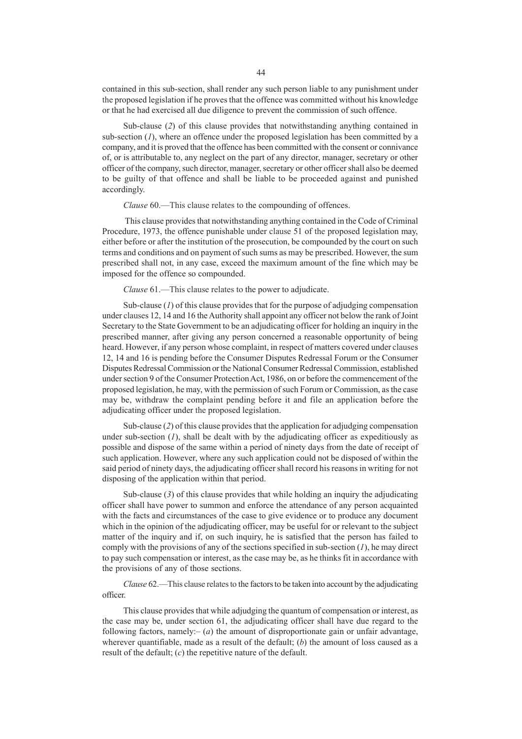contained in this sub-section, shall render any such person liable to any punishment under the proposed legislation if he proves that the offence was committed without his knowledge or that he had exercised all due diligence to prevent the commission of such offence.

Sub-clause (*2*) of this clause provides that notwithstanding anything contained in sub-section (*1*), where an offence under the proposed legislation has been committed by a company, and it is proved that the offence has been committed with the consent or connivance of, or is attributable to, any neglect on the part of any director, manager, secretary or other officer of the company, such director, manager, secretary or other officer shall also be deemed to be guilty of that offence and shall be liable to be proceeded against and punished accordingly.

*Clause* 60.—This clause relates to the compounding of offences.

This clause provides that notwithstanding anything contained in the Code of Criminal Procedure, 1973, the offence punishable under clause 51 of the proposed legislation may, either before or after the institution of the prosecution, be compounded by the court on such terms and conditions and on payment of such sums as may be prescribed. However, the sum prescribed shall not, in any case, exceed the maximum amount of the fine which may be imposed for the offence so compounded.

*Clause* 61.—This clause relates to the power to adjudicate.

Sub-clause (*1*) of this clause provides that for the purpose of adjudging compensation under clauses 12, 14 and 16 the Authority shall appoint any officer not below the rank of Joint Secretary to the State Government to be an adjudicating officer for holding an inquiry in the prescribed manner, after giving any person concerned a reasonable opportunity of being heard. However, if any person whose complaint, in respect of matters covered under clauses 12, 14 and 16 is pending before the Consumer Disputes Redressal Forum or the Consumer Disputes Redressal Commission or the National Consumer Redressal Commission, established under section 9 of the Consumer Protection Act, 1986, on or before the commencement of the proposed legislation, he may, with the permission of such Forum or Commission, as the case may be, withdraw the complaint pending before it and file an application before the adjudicating officer under the proposed legislation.

Sub-clause (*2*) of this clause provides that the application for adjudging compensation under sub-section (*1*), shall be dealt with by the adjudicating officer as expeditiously as possible and dispose of the same within a period of ninety days from the date of receipt of such application. However, where any such application could not be disposed of within the said period of ninety days, the adjudicating officer shall record his reasons in writing for not disposing of the application within that period.

Sub-clause (*3*) of this clause provides that while holding an inquiry the adjudicating officer shall have power to summon and enforce the attendance of any person acquainted with the facts and circumstances of the case to give evidence or to produce any document which in the opinion of the adjudicating officer, may be useful for or relevant to the subject matter of the inquiry and if, on such inquiry, he is satisfied that the person has failed to comply with the provisions of any of the sections specified in sub-section (*1*), he may direct to pay such compensation or interest, as the case may be, as he thinks fit in accordance with the provisions of any of those sections.

*Clause* 62.—This clause relates to the factors to be taken into account by the adjudicating officer.

This clause provides that while adjudging the quantum of compensation or interest, as the case may be, under section 61, the adjudicating officer shall have due regard to the following factors, namely:– (*a*) the amount of disproportionate gain or unfair advantage, wherever quantifiable, made as a result of the default; (*b*) the amount of loss caused as a result of the default; (*c*) the repetitive nature of the default.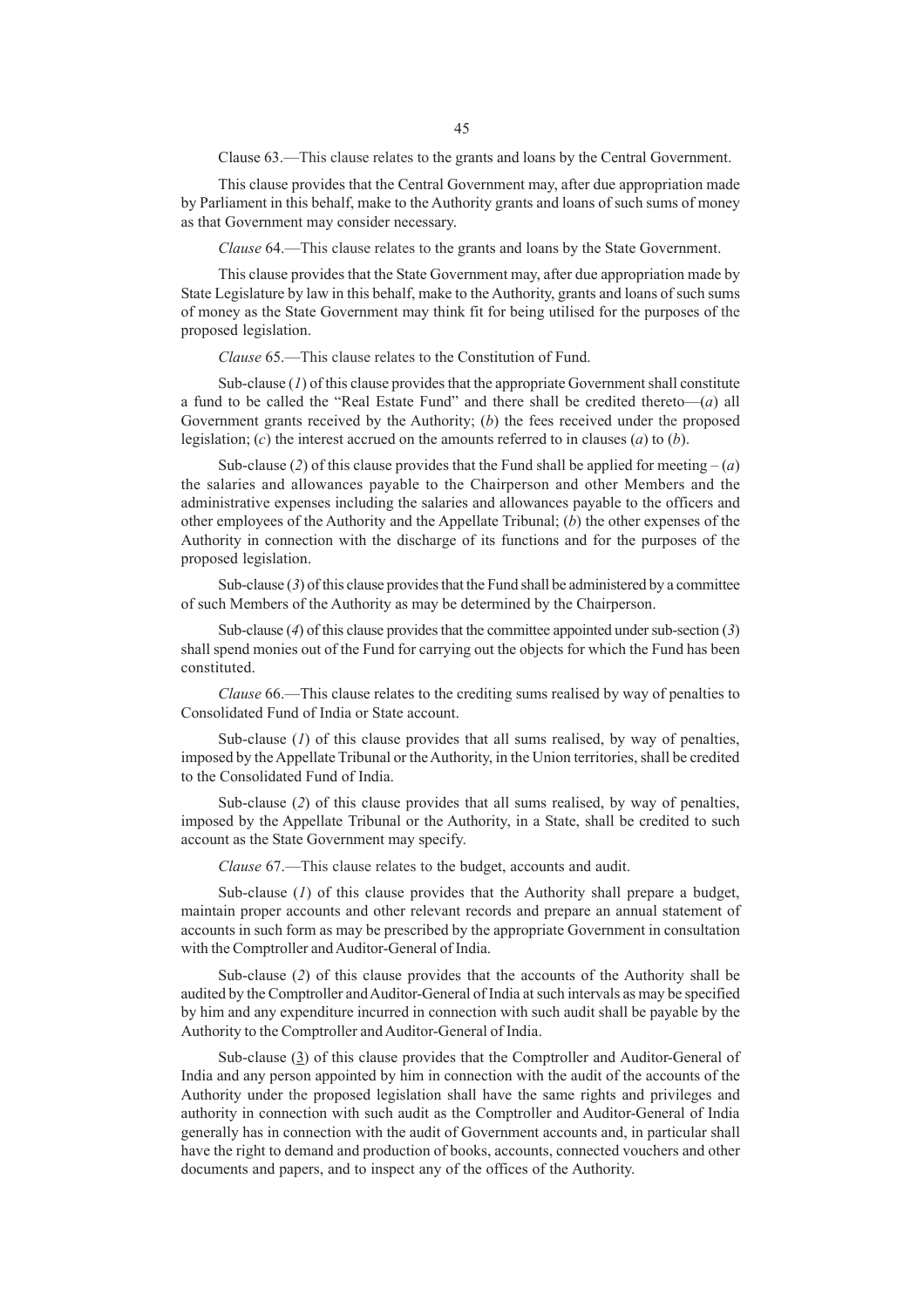Clause 63.—This clause relates to the grants and loans by the Central Government.

This clause provides that the Central Government may, after due appropriation made by Parliament in this behalf, make to the Authority grants and loans of such sums of money as that Government may consider necessary.

*Clause* 64.—This clause relates to the grants and loans by the State Government.

This clause provides that the State Government may, after due appropriation made by State Legislature by law in this behalf, make to the Authority, grants and loans of such sums of money as the State Government may think fit for being utilised for the purposes of the proposed legislation.

*Clause* 65.—This clause relates to the Constitution of Fund.

Sub-clause (*1*) of this clause provides that the appropriate Government shall constitute a fund to be called the "Real Estate Fund" and there shall be credited thereto—(*a*) all Government grants received by the Authority; (*b*) the fees received under the proposed legislation; (*c*) the interest accrued on the amounts referred to in clauses (*a*) to (*b*).

Sub-clause (*2*) of this clause provides that the Fund shall be applied for meeting – (*a*) the salaries and allowances payable to the Chairperson and other Members and the administrative expenses including the salaries and allowances payable to the officers and other employees of the Authority and the Appellate Tribunal; (*b*) the other expenses of the Authority in connection with the discharge of its functions and for the purposes of the proposed legislation.

Sub-clause (*3*) of this clause provides that the Fund shall be administered by a committee of such Members of the Authority as may be determined by the Chairperson.

Sub-clause (*4*) of this clause provides that the committee appointed under sub-section (*3*) shall spend monies out of the Fund for carrying out the objects for which the Fund has been constituted.

*Clause* 66.—This clause relates to the crediting sums realised by way of penalties to Consolidated Fund of India or State account.

Sub-clause (*1*) of this clause provides that all sums realised, by way of penalties, imposed by the Appellate Tribunal or the Authority, in the Union territories, shall be credited to the Consolidated Fund of India.

Sub-clause (*2*) of this clause provides that all sums realised, by way of penalties, imposed by the Appellate Tribunal or the Authority, in a State, shall be credited to such account as the State Government may specify.

*Clause* 67.—This clause relates to the budget, accounts and audit.

Sub-clause (*1*) of this clause provides that the Authority shall prepare a budget, maintain proper accounts and other relevant records and prepare an annual statement of accounts in such form as may be prescribed by the appropriate Government in consultation with the Comptroller and Auditor-General of India.

Sub-clause (*2*) of this clause provides that the accounts of the Authority shall be audited by the Comptroller and Auditor-General of India at such intervals as may be specified by him and any expenditure incurred in connection with such audit shall be payable by the Authority to the Comptroller and Auditor-General of India.

Sub-clause (3) of this clause provides that the Comptroller and Auditor-General of India and any person appointed by him in connection with the audit of the accounts of the Authority under the proposed legislation shall have the same rights and privileges and authority in connection with such audit as the Comptroller and Auditor-General of India generally has in connection with the audit of Government accounts and, in particular shall have the right to demand and production of books, accounts, connected vouchers and other documents and papers, and to inspect any of the offices of the Authority.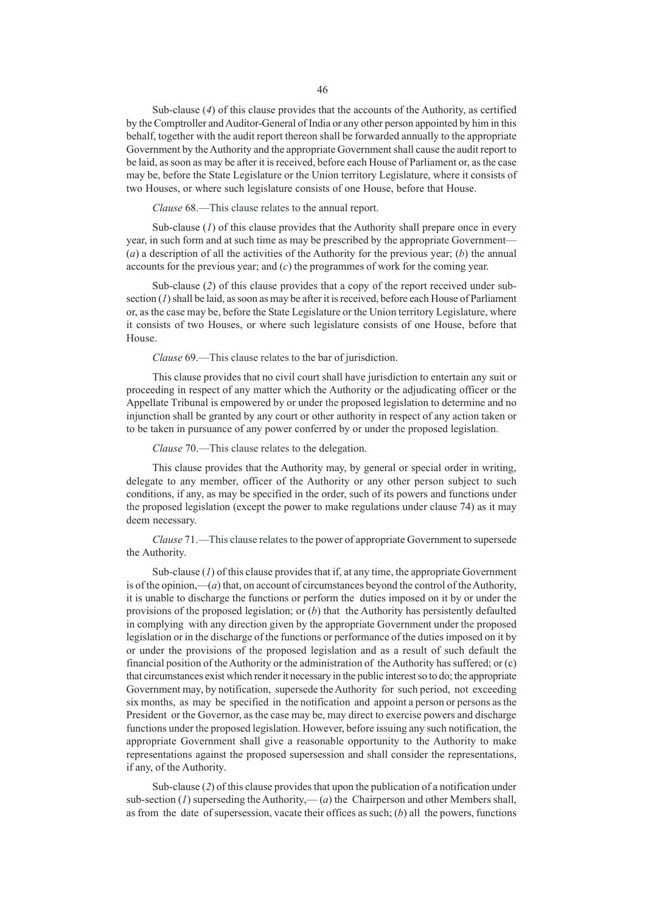Sub-clause (*4*) of this clause provides that the accounts of the Authority, as certified by the Comptroller and Auditor-General of India or any other person appointed by him in this behalf, together with the audit report thereon shall be forwarded annually to the appropriate Government by the Authority and the appropriate Government shall cause the audit report to be laid, as soon as may be after it is received, before each House of Parliament or, as the case may be, before the State Legislature or the Union territory Legislature, where it consists of two Houses, or where such legislature consists of one House, before that House.

*Clause* 68.—This clause relates to the annual report.

Sub-clause (*1*) of this clause provides that the Authority shall prepare once in every year, in such form and at such time as may be prescribed by the appropriate Government—(*a*) a description of all the activities of the Authority for the previous year; (*b*) the annual accounts for the previous year; and (*c*) the programmes of work for the coming year.

Sub-clause (*2*) of this clause provides that a copy of the report received under sub-section (*1*) shall be laid, as soon as may be after it is received, before each House of Parliament or, as the case may be, before the State Legislature or the Union territory Legislature, where it consists of two Houses, or where such legislature consists of one House, before that House.

*Clause* 69.—This clause relates to the bar of jurisdiction.

This clause provides that no civil court shall have jurisdiction to entertain any suit or proceeding in respect of any matter which the Authority or the adjudicating officer or the Appellate Tribunal is empowered by or under the proposed legislation to determine and no injunction shall be granted by any court or other authority in respect of any action taken or to be taken in pursuance of any power conferred by or under the proposed legislation.

*Clause* 70.—This clause relates to the delegation.

This clause provides that the Authority may, by general or special order in writing, delegate to any member, officer of the Authority or any other person subject to such conditions, if any, as may be specified in the order, such of its powers and functions under the proposed legislation (except the power to make regulations under clause 74) as it may deem necessary.

*Clause* 71.—This clause relates to the power of appropriate Government to supersede the Authority.

Sub-clause (*1*) of this clause provides that if, at any time, the appropriate Government is of the opinion,—(*a*) that, on account of circumstances beyond the control of the Authority, it is unable to discharge the functions or perform the duties imposed on it by or under the provisions of the proposed legislation; or (*b*) that the Authority has persistently defaulted in complying with any direction given by the appropriate Government under the proposed legislation or in the discharge of the functions or performance of the duties imposed on it by or under the provisions of the proposed legislation and as a result of such default the financial position of the Authority or the administration of the Authority has suffered; or (c) that circumstances exist which render it necessary in the public interest so to do; the appropriate Government may, by notification, supersede the Authority for such period, not exceeding six months, as may be specified in the notification and appoint a person or persons as the President or the Governor, as the case may be, may direct to exercise powers and discharge functions under the proposed legislation. However, before issuing any such notification, the appropriate Government shall give a reasonable opportunity to the Authority to make representations against the proposed supersession and shall consider the representations, if any, of the Authority.

Sub-clause (*2*) of this clause provides that upon the publication of a notification under sub-section (*1*) superseding the Authority,— (*a*) the Chairperson and other Members shall, as from the date of supersession, vacate their offices as such; (*b*) all the powers, functions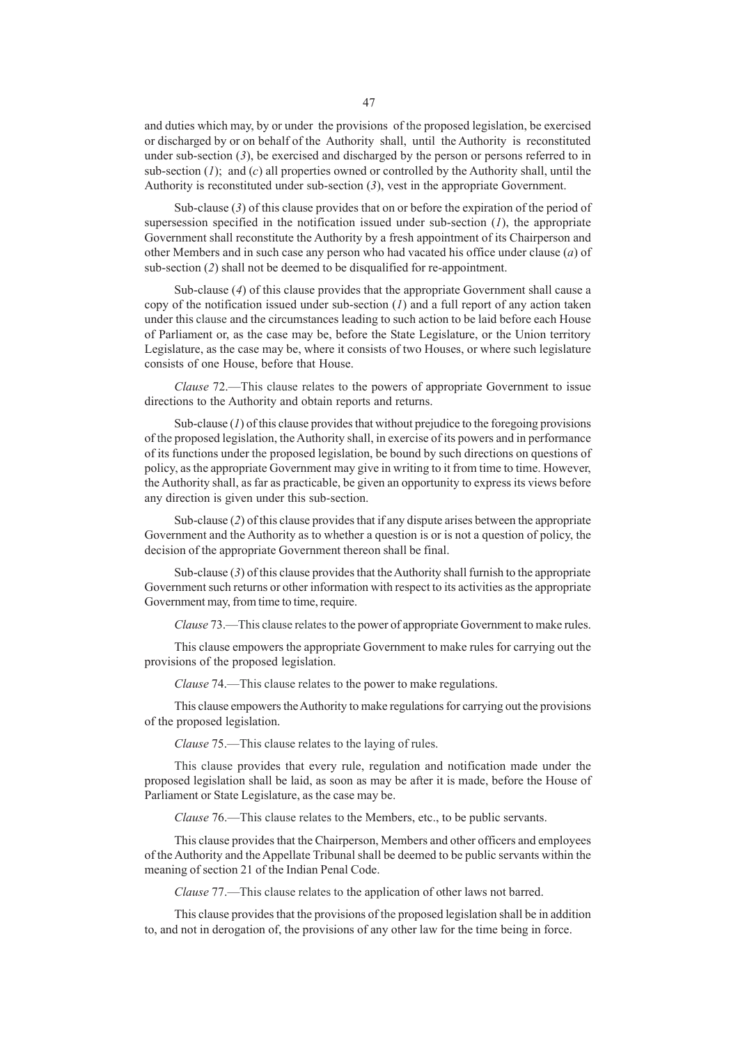and duties which may, by or under the provisions of the proposed legislation, be exercised or discharged by or on behalf of the Authority shall, until the Authority is reconstituted under sub-section (*3*), be exercised and discharged by the person or persons referred to in sub-section (*1*); and (*c*) all properties owned or controlled by the Authority shall, until the Authority is reconstituted under sub-section (*3*), vest in the appropriate Government.

Sub-clause (*3*) of this clause provides that on or before the expiration of the period of supersession specified in the notification issued under sub-section (*1*), the appropriate Government shall reconstitute the Authority by a fresh appointment of its Chairperson and other Members and in such case any person who had vacated his office under clause (*a*) of sub-section (*2*) shall not be deemed to be disqualified for re-appointment.

Sub-clause (*4*) of this clause provides that the appropriate Government shall cause a copy of the notification issued under sub-section (*1*) and a full report of any action taken under this clause and the circumstances leading to such action to be laid before each House of Parliament or, as the case may be, before the State Legislature, or the Union territory Legislature, as the case may be, where it consists of two Houses, or where such legislature consists of one House, before that House.

*Clause* 72.—This clause relates to the powers of appropriate Government to issue directions to the Authority and obtain reports and returns.

Sub-clause (*1*) of this clause provides that without prejudice to the foregoing provisions of the proposed legislation, the Authority shall, in exercise of its powers and in performance of its functions under the proposed legislation, be bound by such directions on questions of policy, as the appropriate Government may give in writing to it from time to time. However, the Authority shall, as far as practicable, be given an opportunity to express its views before any direction is given under this sub-section.

Sub-clause (*2*) of this clause provides that if any dispute arises between the appropriate Government and the Authority as to whether a question is or is not a question of policy, the decision of the appropriate Government thereon shall be final.

Sub-clause (*3*) of this clause provides that the Authority shall furnish to the appropriate Government such returns or other information with respect to its activities as the appropriate Government may, from time to time, require.

*Clause* 73.—This clause relates to the power of appropriate Government to make rules.

This clause empowers the appropriate Government to make rules for carrying out the provisions of the proposed legislation.

*Clause* 74.—This clause relates to the power to make regulations.

This clause empowers the Authority to make regulations for carrying out the provisions of the proposed legislation.

*Clause* 75.—This clause relates to the laying of rules.

This clause provides that every rule, regulation and notification made under the proposed legislation shall be laid, as soon as may be after it is made, before the House of Parliament or State Legislature, as the case may be.

*Clause* 76.—This clause relates to the Members, etc., to be public servants.

This clause provides that the Chairperson, Members and other officers and employees of the Authority and the Appellate Tribunal shall be deemed to be public servants within the meaning of section 21 of the Indian Penal Code.

*Clause* 77.—This clause relates to the application of other laws not barred.

This clause provides that the provisions of the proposed legislation shall be in addition to, and not in derogation of, the provisions of any other law for the time being in force.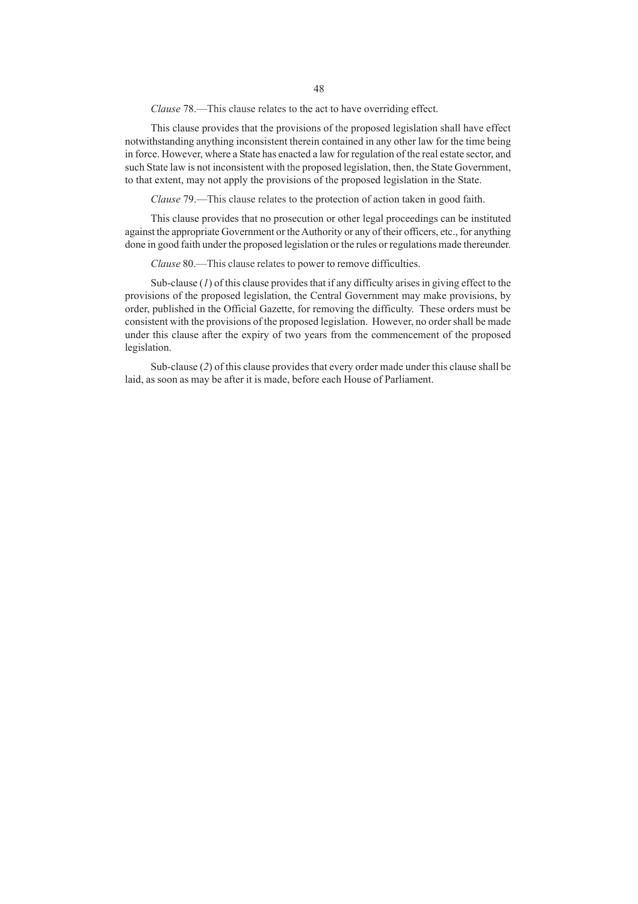*Clause* 78.—This clause relates to the act to have overriding effect.

This clause provides that the provisions of the proposed legislation shall have effect notwithstanding anything inconsistent therein contained in any other law for the time being in force. However, where a State has enacted a law for regulation of the real estate sector, and such State law is not inconsistent with the proposed legislation, then, the State Government, to that extent, may not apply the provisions of the proposed legislation in the State.

*Clause* 79.—This clause relates to the protection of action taken in good faith.

This clause provides that no prosecution or other legal proceedings can be instituted against the appropriate Government or the Authority or any of their officers, etc., for anything done in good faith under the proposed legislation or the rules or regulations made thereunder.

*Clause* 80.—This clause relates to power to remove difficulties.

Sub-clause (*1*) of this clause provides that if any difficulty arises in giving effect to the provisions of the proposed legislation, the Central Government may make provisions, by order, published in the Official Gazette, for removing the difficulty. These orders must be consistent with the provisions of the proposed legislation. However, no order shall be made under this clause after the expiry of two years from the commencement of the proposed legislation.

Sub-clause (*2*) of this clause provides that every order made under this clause shall be laid, as soon as may be after it is made, before each House of Parliament.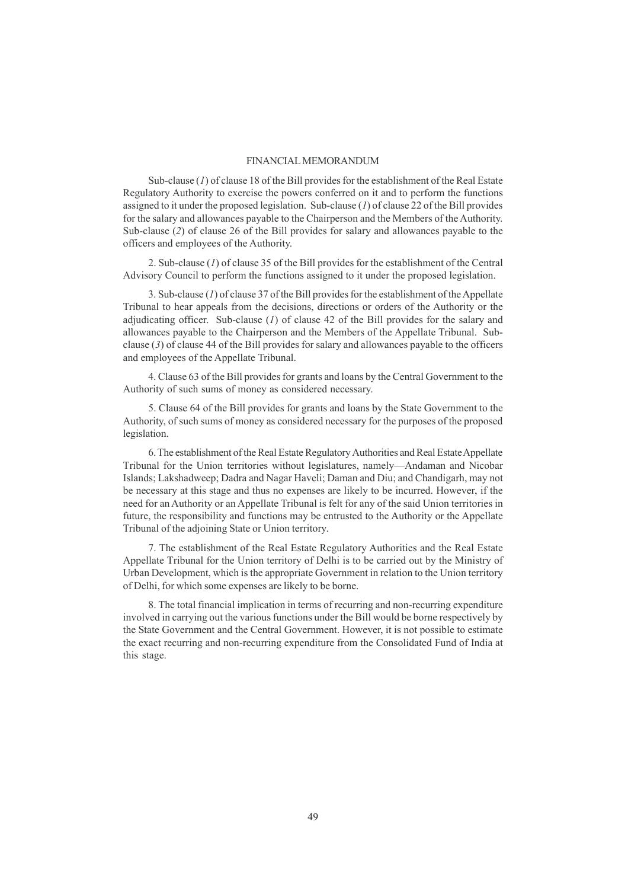## FINANCIAL MEMORANDUM

Sub-clause (*1*) of clause 18 of the Bill provides for the establishment of the Real Estate Regulatory Authority to exercise the powers conferred on it and to perform the functions assigned to it under the proposed legislation. Sub-clause (*1*) of clause 22 of the Bill provides for the salary and allowances payable to the Chairperson and the Members of the Authority. Sub-clause (*2*) of clause 26 of the Bill provides for salary and allowances payable to the officers and employees of the Authority.

2. Sub-clause (*1*) of clause 35 of the Bill provides for the establishment of the Central Advisory Council to perform the functions assigned to it under the proposed legislation.

3. Sub-clause (*1*) of clause 37 of the Bill provides for the establishment of the Appellate Tribunal to hear appeals from the decisions, directions or orders of the Authority or the adjudicating officer. Sub-clause (*1*) of clause 42 of the Bill provides for the salary and allowances payable to the Chairperson and the Members of the Appellate Tribunal. Sub-clause (*3*) of clause 44 of the Bill provides for salary and allowances payable to the officers and employees of the Appellate Tribunal.

4. Clause 63 of the Bill provides for grants and loans by the Central Government to the Authority of such sums of money as considered necessary.

5. Clause 64 of the Bill provides for grants and loans by the State Government to the Authority, of such sums of money as considered necessary for the purposes of the proposed legislation.

6. The establishment of the Real Estate Regulatory Authorities and Real Estate Appellate Tribunal for the Union territories without legislatures, namely—Andaman and Nicobar Islands; Lakshadweep; Dadra and Nagar Haveli; Daman and Diu; and Chandigarh, may not be necessary at this stage and thus no expenses are likely to be incurred. However, if the need for an Authority or an Appellate Tribunal is felt for any of the said Union territories in future, the responsibility and functions may be entrusted to the Authority or the Appellate Tribunal of the adjoining State or Union territory.

7. The establishment of the Real Estate Regulatory Authorities and the Real Estate Appellate Tribunal for the Union territory of Delhi is to be carried out by the Ministry of Urban Development, which is the appropriate Government in relation to the Union territory of Delhi, for which some expenses are likely to be borne.

8. The total financial implication in terms of recurring and non-recurring expenditure involved in carrying out the various functions under the Bill would be borne respectively by the State Government and the Central Government. However, it is not possible to estimate the exact recurring and non-recurring expenditure from the Consolidated Fund of India at this stage.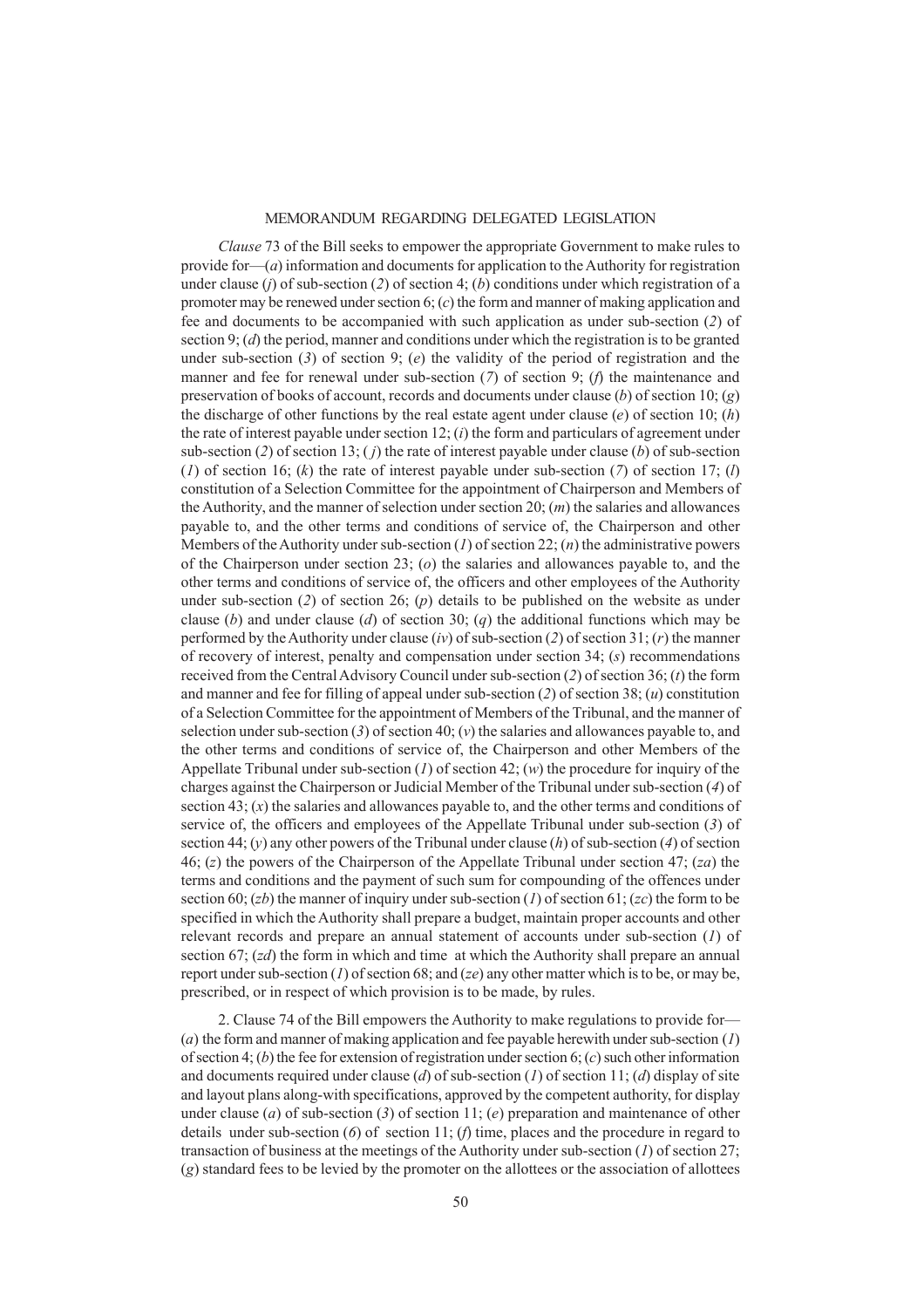## MEMORANDUM REGARDING DELEGATED LEGISLATION

*Clause* 73 of the Bill seeks to empower the appropriate Government to make rules to provide for—(*a*) information and documents for application to the Authority for registration under clause (*j*) of sub-section (*2*) of section 4; (*b*) conditions under which registration of a promoter may be renewed under section 6; (*c*) the form and manner of making application and fee and documents to be accompanied with such application as under sub-section (*2*) of section 9; (*d*) the period, manner and conditions under which the registration is to be granted under sub-section (*3*) of section 9; (*e*) the validity of the period of registration and the manner and fee for renewal under sub-section (*7*) of section 9; (*f*) the maintenance and preservation of books of account, records and documents under clause (*b*) of section 10; (*g*) the discharge of other functions by the real estate agent under clause (*e*) of section 10; (*h*) the rate of interest payable under section 12; (*i*) the form and particulars of agreement under sub-section (*2*) of section 13; (*j*) the rate of interest payable under clause (*b*) of sub-section (*1*) of section 16; (*k*) the rate of interest payable under sub-section (*7*) of section 17; (*l*) constitution of a Selection Committee for the appointment of Chairperson and Members of the Authority, and the manner of selection under section 20; (*m*) the salaries and allowances payable to, and the other terms and conditions of service of, the Chairperson and other Members of the Authority under sub-section (*1*) of section 22; (*n*) the administrative powers of the Chairperson under section 23; (*o*) the salaries and allowances payable to, and the other terms and conditions of service of, the officers and other employees of the Authority under sub-section (*2*) of section 26; (*p*) details to be published on the website as under clause (*b*) and under clause (*d*) of section 30; (*q*) the additional functions which may be performed by the Authority under clause (*iv*) of sub-section (*2*) of section 31; (*r*) the manner of recovery of interest, penalty and compensation under section 34; (*s*) recommendations received from the Central Advisory Council under sub-section (*2*) of section 36; (*t*) the form and manner and fee for filling of appeal under sub-section (*2*) of section 38; (*u*) constitution of a Selection Committee for the appointment of Members of the Tribunal, and the manner of selection under sub-section (*3*) of section 40; (*v*) the salaries and allowances payable to, and the other terms and conditions of service of, the Chairperson and other Members of the Appellate Tribunal under sub-section (*1*) of section 42; (*w*) the procedure for inquiry of the charges against the Chairperson or Judicial Member of the Tribunal under sub-section (*4*) of section 43; (*x*) the salaries and allowances payable to, and the other terms and conditions of service of, the officers and employees of the Appellate Tribunal under sub-section (*3*) of section 44; (*y*) any other powers of the Tribunal under clause (*h*) of sub-section (*4*) of section 46; (*z*) the powers of the Chairperson of the Appellate Tribunal under section 47; (*za*) the terms and conditions and the payment of such sum for compounding of the offences under section 60; (*zb*) the manner of inquiry under sub-section (*1*) of section 61; (*zc*) the form to be specified in which the Authority shall prepare a budget, maintain proper accounts and other relevant records and prepare an annual statement of accounts under sub-section (*1*) of section 67; (*zd*) the form in which and time at which the Authority shall prepare an annual report under sub-section (*1*) of section 68; and (*ze*) any other matter which is to be, or may be, prescribed, or in respect of which provision is to be made, by rules.

2. Clause 74 of the Bill empowers the Authority to make regulations to provide for—(*a*) the form and manner of making application and fee payable herewith under sub-section (*1*) of section 4; (*b*) the fee for extension of registration under section 6; (*c*) such other information and documents required under clause (*d*) of sub-section (*1*) of section 11; (*d*) display of site and layout plans along-with specifications, approved by the competent authority, for display under clause (*a*) of sub-section (*3*) of section 11; (*e*) preparation and maintenance of other details under sub-section (*6*) of section 11; (*f*) time, places and the procedure in regard to transaction of business at the meetings of the Authority under sub-section (*1*) of section 27; (*g*) standard fees to be levied by the promoter on the allottees or the association of allottees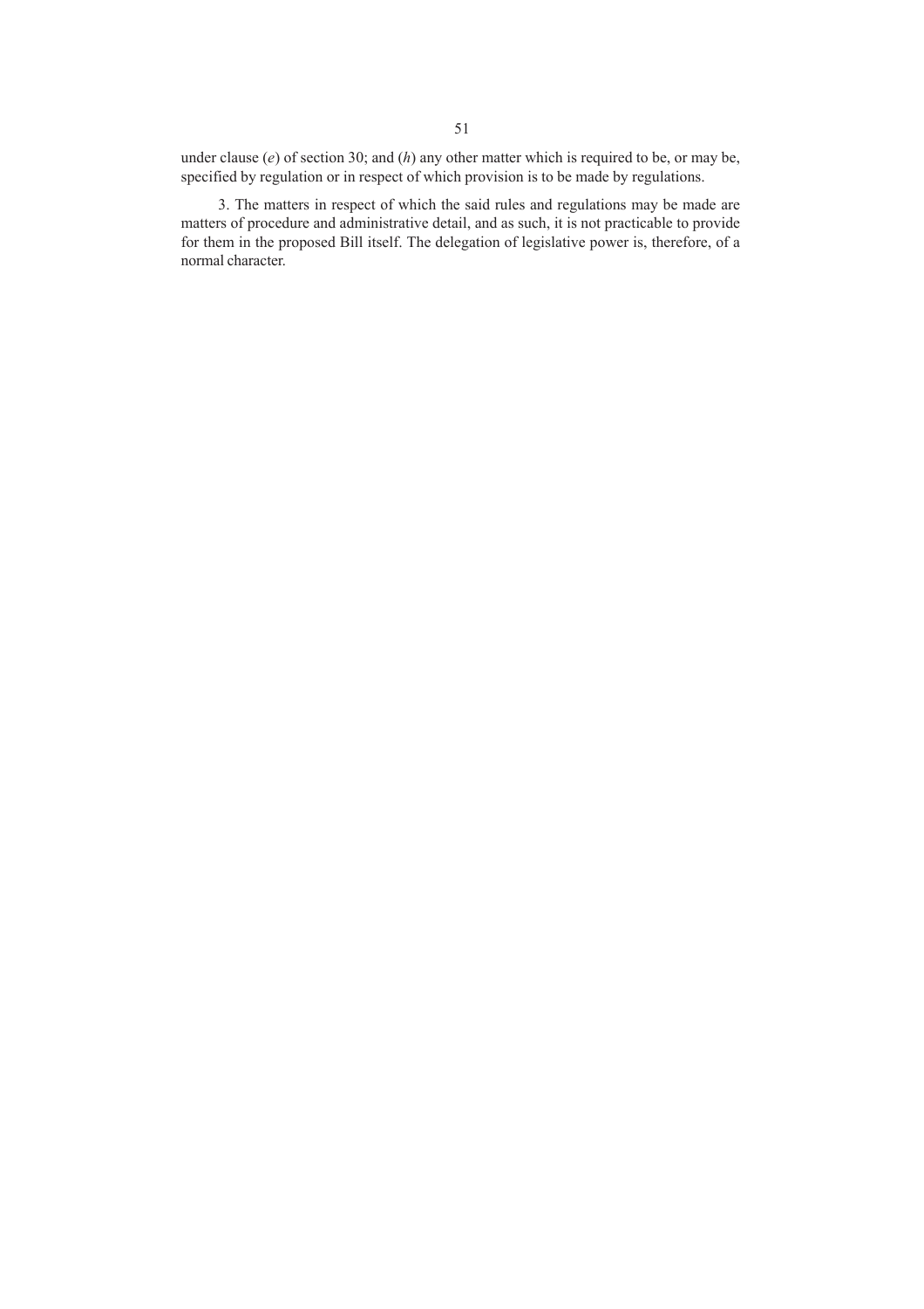under clause (*e*) of section 30; and (*h*) any other matter which is required to be, or may be, specified by regulation or in respect of which provision is to be made by regulations.

3. The matters in respect of which the said rules and regulations may be made are matters of procedure and administrative detail, and as such, it is not practicable to provide for them in the proposed Bill itself. The delegation of legislative power is, therefore, of a normal character.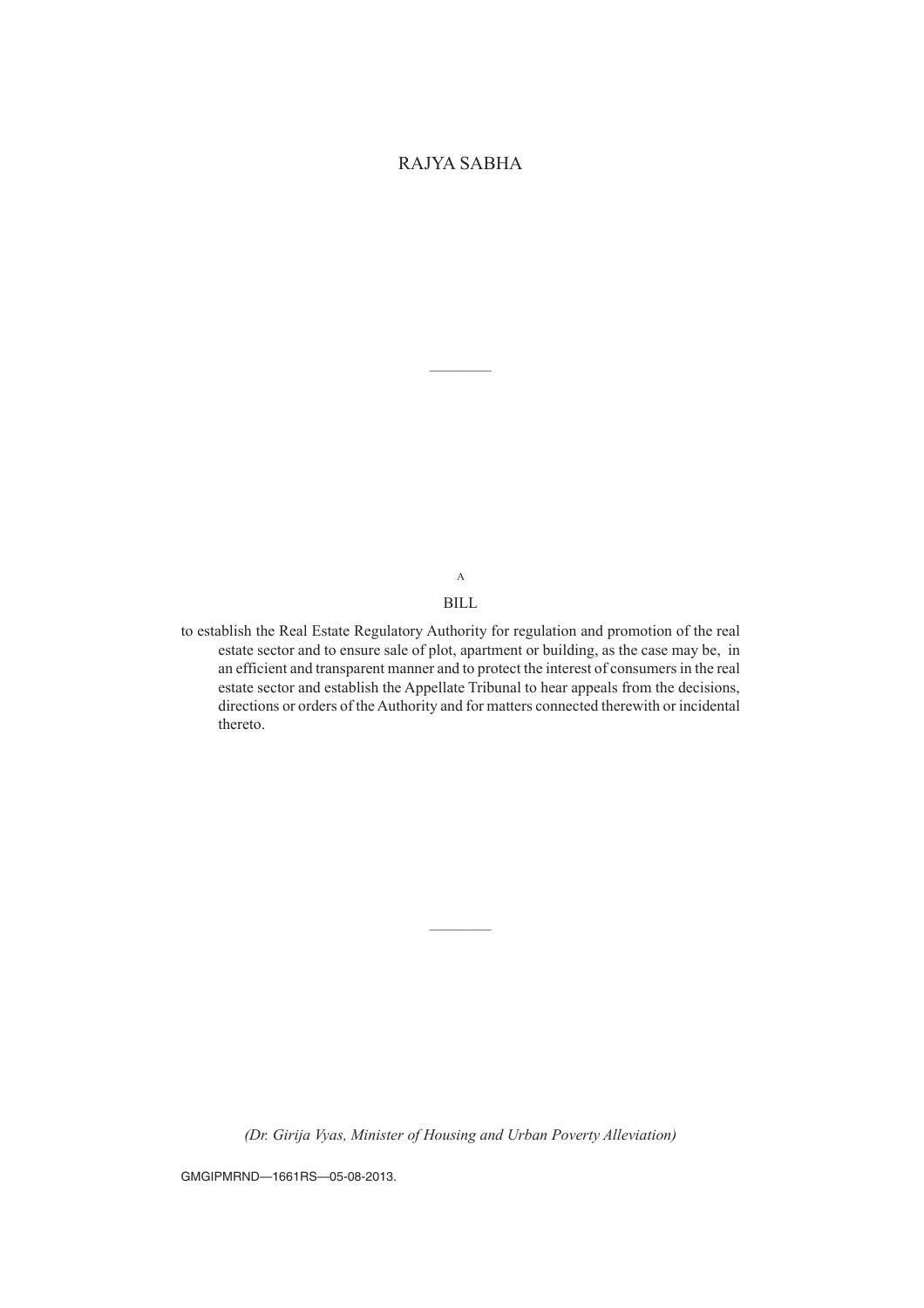# RAJYA SABHA

---

A

BILL

to establish the Real Estate Regulatory Authority for regulation and promotion of the real estate sector and to ensure sale of plot, apartment or building, as the case may be, in an efficient and transparent manner and to protect the interest of consumers in the real estate sector and establish the Appellate Tribunal to hear appeals from the decisions, directions or orders of the Authority and for matters connected therewith or incidental thereto.

---

*(Dr. Girija Vyas, Minister of Housing and Urban Poverty Alleviation)*

GMGIPMRND—1661RS—05-08-2013.